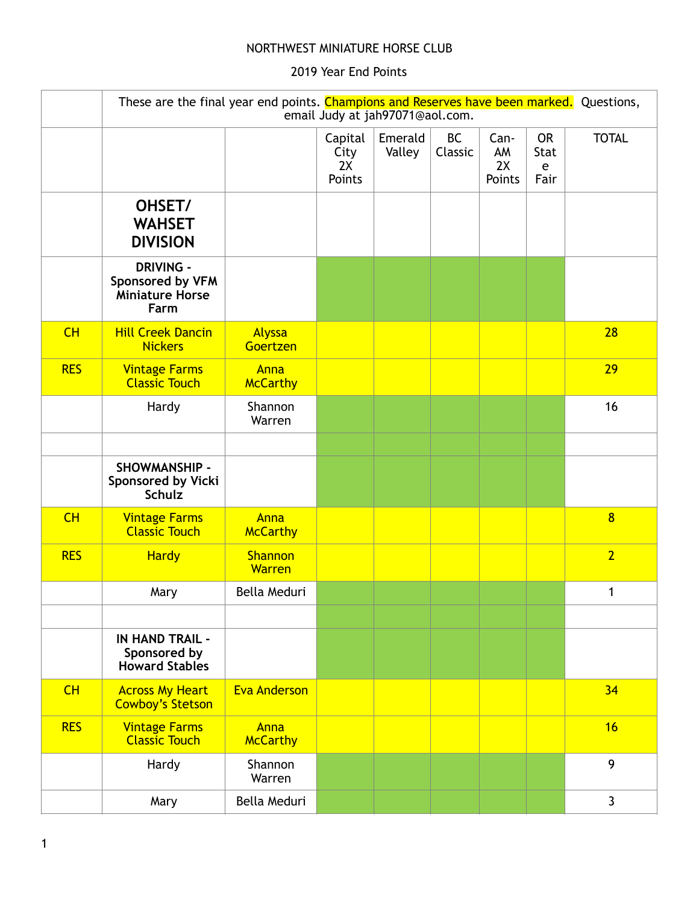NORTHWEST MINIATURE HORSE CLUB

2019 Year End Points

| | These are the final year end points. Champions and Reserves have been marked. Questions, email Judy at jah97071@aol.com. | | | | | | | |
|---|---|---|---|---|---|---|---|---|
| | | | Capital City 2X Points | Emerald Valley | BC Classic | Can-AM 2X Points | OR State Fair | TOTAL |
| | **OHSET/ WAHSET DIVISION** | | | | | | | |
| | **DRIVING - Sponsored by VFM Miniature Horse Farm** | | | | | | | |
| CH | Hill Creek Dancin Nickers | Alyssa Goertzen | | | | | | 28 |
| RES | Vintage Farms Classic Touch | Anna McCarthy | | | | | | 29 |
| | Hardy | Shannon Warren | | | | | | 16 |
| | | | | | | | | |
| | **SHOWMANSHIP - Sponsored by Vicki Schulz** | | | | | | | |
| CH | Vintage Farms Classic Touch | Anna McCarthy | | | | | | 8 |
| RES | Hardy | Shannon Warren | | | | | | 2 |
| | Mary | Bella Meduri | | | | | | 1 |
| | | | | | | | | |
| | **IN HAND TRAIL - Sponsored by Howard Stables** | | | | | | | |
| CH | Across My Heart Cowboy's Stetson | Eva Anderson | | | | | | 34 |
| RES | Vintage Farms Classic Touch | Anna McCarthy | | | | | | 16 |
| | Hardy | Shannon Warren | | | | | | 9 |
| | Mary | Bella Meduri | | | | | | 3 |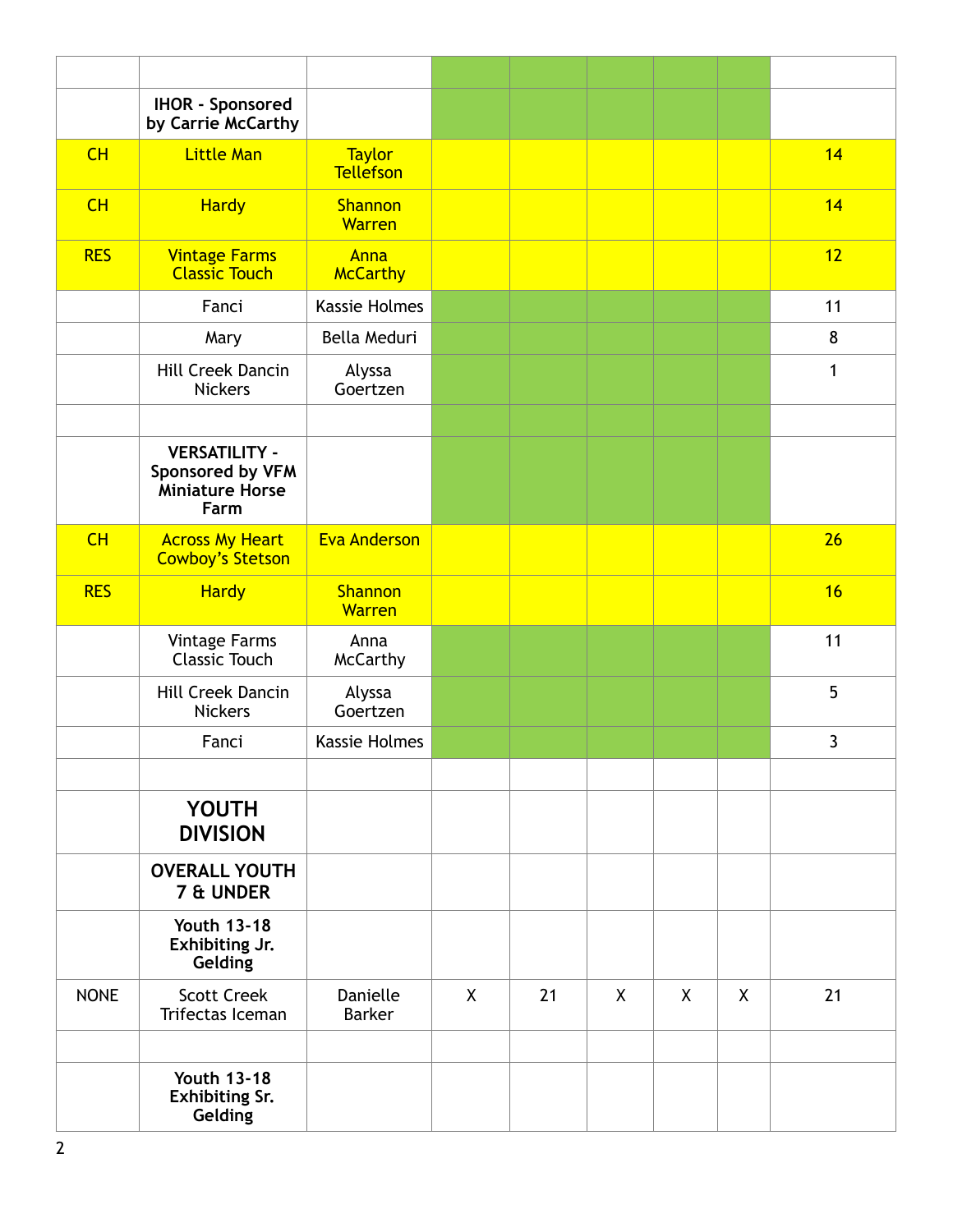| | | | | | | | | |
|---|---|---|---|---|---|---|---|---|
| | **IHOR - Sponsored by Carrie McCarthy** | | | | | | | |
| CH | Little Man | Taylor Tellefson | | | | | | 14 |
| CH | Hardy | Shannon Warren | | | | | | 14 |
| RES | Vintage Farms Classic Touch | Anna McCarthy | | | | | | 12 |
| | Fanci | Kassie Holmes | | | | | | 11 |
| | Mary | Bella Meduri | | | | | | 8 |
| | Hill Creek Dancin Nickers | Alyssa Goertzen | | | | | | 1 |
| | | | | | | | | |
| | **VERSATILITY - Sponsored by VFM Miniature Horse Farm** | | | | | | | |
| CH | Across My Heart Cowboy's Stetson | Eva Anderson | | | | | | 26 |
| RES | Hardy | Shannon Warren | | | | | | 16 |
| | Vintage Farms Classic Touch | Anna McCarthy | | | | | | 11 |
| | Hill Creek Dancin Nickers | Alyssa Goertzen | | | | | | 5 |
| | Fanci | Kassie Holmes | | | | | | 3 |
| | | | | | | | | |
| | **YOUTH DIVISION** | | | | | | | |
| | **OVERALL YOUTH 7 & UNDER** | | | | | | | |
| | **Youth 13-18 Exhibiting Jr. Gelding** | | | | | | | |
| NONE | Scott Creek Trifectas Iceman | Danielle Barker | X | 21 | X | X | X | 21 |
| | | | | | | | | |
| | **Youth 13-18 Exhibiting Sr. Gelding** | | | | | | | |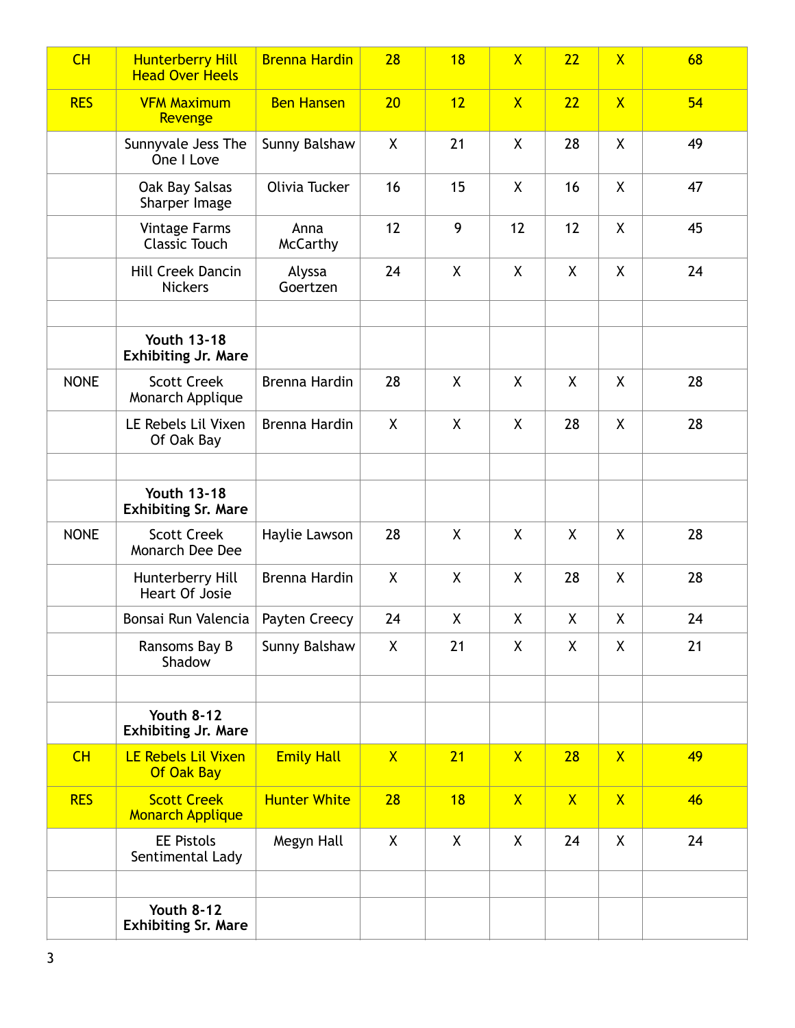| | | | | | | | | |
|---|---|---|---|---|---|---|---|---|
| CH | Hunterberry Hill Head Over Heels | Brenna Hardin | 28 | 18 | X | 22 | X | 68 |
| RES | VFM Maximum Revenge | Ben Hansen | 20 | 12 | X | 22 | X | 54 |
| | Sunnyvale Jess The One I Love | Sunny Balshaw | X | 21 | X | 28 | X | 49 |
| | Oak Bay Salsas Sharper Image | Olivia Tucker | 16 | 15 | X | 16 | X | 47 |
| | Vintage Farms Classic Touch | Anna McCarthy | 12 | 9 | 12 | 12 | X | 45 |
| | Hill Creek Dancin Nickers | Alyssa Goertzen | 24 | X | X | X | X | 24 |
| | | | | | | | | |
| | **Youth 13-18 Exhibiting Jr. Mare** | | | | | | | |
| NONE | Scott Creek Monarch Applique | Brenna Hardin | 28 | X | X | X | X | 28 |
| | LE Rebels Lil Vixen Of Oak Bay | Brenna Hardin | X | X | X | 28 | X | 28 |
| | | | | | | | | |
| | **Youth 13-18 Exhibiting Sr. Mare** | | | | | | | |
| NONE | Scott Creek Monarch Dee Dee | Haylie Lawson | 28 | X | X | X | X | 28 |
| | Hunterberry Hill Heart Of Josie | Brenna Hardin | X | X | X | 28 | X | 28 |
| | Bonsai Run Valencia | Payten Creecy | 24 | X | X | X | X | 24 |
| | Ransoms Bay B Shadow | Sunny Balshaw | X | 21 | X | X | X | 21 |
| | | | | | | | | |
| | **Youth 8-12 Exhibiting Jr. Mare** | | | | | | | |
| CH | LE Rebels Lil Vixen Of Oak Bay | Emily Hall | X | 21 | X | 28 | X | 49 |
| RES | Scott Creek Monarch Applique | Hunter White | 28 | 18 | X | X | X | 46 |
| | EE Pistols Sentimental Lady | Megyn Hall | X | X | X | 24 | X | 24 |
| | | | | | | | | |
| | **Youth 8-12 Exhibiting Sr. Mare** | | | | | | | |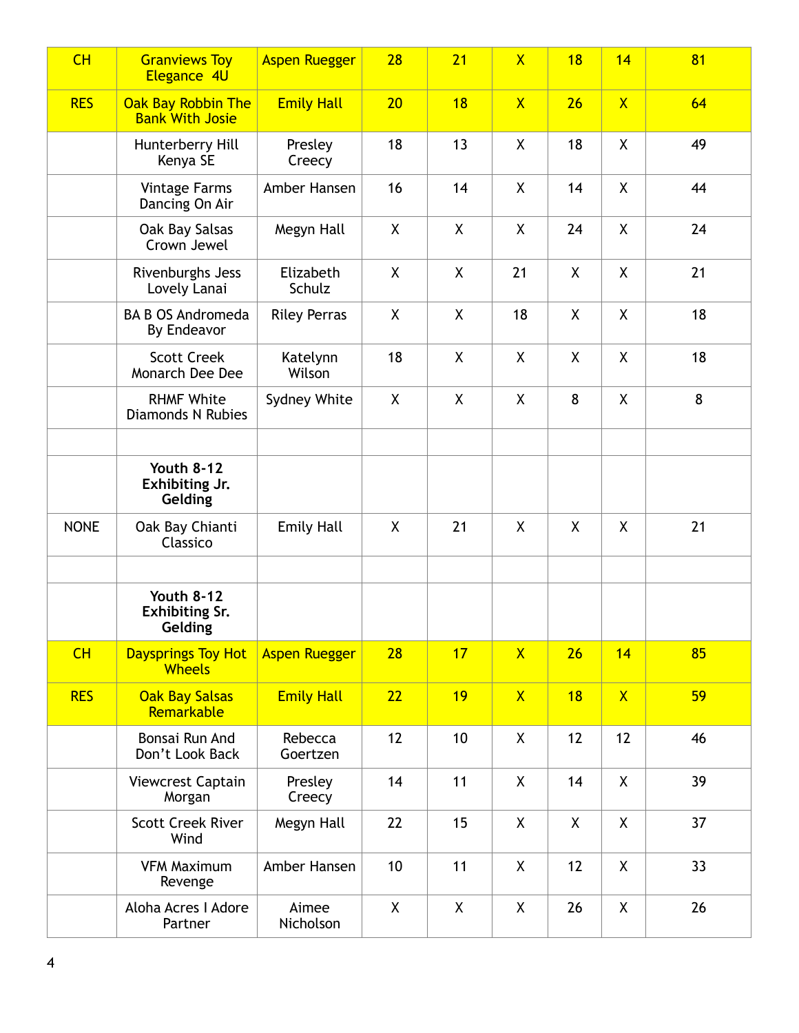|  |  |  |  |  |  |  |  |  |
|---|---|---|---|---|---|---|---|---|
| CH | Granviews Toy Elegance 4U | Aspen Ruegger | 28 | 21 | X | 18 | 14 | 81 |
| RES | Oak Bay Robbin The Bank With Josie | Emily Hall | 20 | 18 | X | 26 | X | 64 |
|  | Hunterberry Hill Kenya SE | Presley Creecy | 18 | 13 | X | 18 | X | 49 |
|  | Vintage Farms Dancing On Air | Amber Hansen | 16 | 14 | X | 14 | X | 44 |
|  | Oak Bay Salsas Crown Jewel | Megyn Hall | X | X | X | 24 | X | 24 |
|  | Rivenburghs Jess Lovely Lanai | Elizabeth Schulz | X | X | 21 | X | X | 21 |
|  | BA B OS Andromeda By Endeavor | Riley Perras | X | X | 18 | X | X | 18 |
|  | Scott Creek Monarch Dee Dee | Katelynn Wilson | 18 | X | X | X | X | 18 |
|  | RHMF White Diamonds N Rubies | Sydney White | X | X | X | 8 | X | 8 |
|  |  |  |  |  |  |  |  |  |
|  | **Youth 8-12 Exhibiting Jr. Gelding** |  |  |  |  |  |  |  |
| NONE | Oak Bay Chianti Classico | Emily Hall | X | 21 | X | X | X | 21 |
|  |  |  |  |  |  |  |  |  |
|  | **Youth 8-12 Exhibiting Sr. Gelding** |  |  |  |  |  |  |  |
| CH | Daysprings Toy Hot Wheels | Aspen Ruegger | 28 | 17 | X | 26 | 14 | 85 |
| RES | Oak Bay Salsas Remarkable | Emily Hall | 22 | 19 | X | 18 | X | 59 |
|  | Bonsai Run And Don't Look Back | Rebecca Goertzen | 12 | 10 | X | 12 | 12 | 46 |
|  | Viewcrest Captain Morgan | Presley Creecy | 14 | 11 | X | 14 | X | 39 |
|  | Scott Creek River Wind | Megyn Hall | 22 | 15 | X | X | X | 37 |
|  | VFM Maximum Revenge | Amber Hansen | 10 | 11 | X | 12 | X | 33 |
|  | Aloha Acres I Adore Partner | Aimee Nicholson | X | X | X | 26 | X | 26 |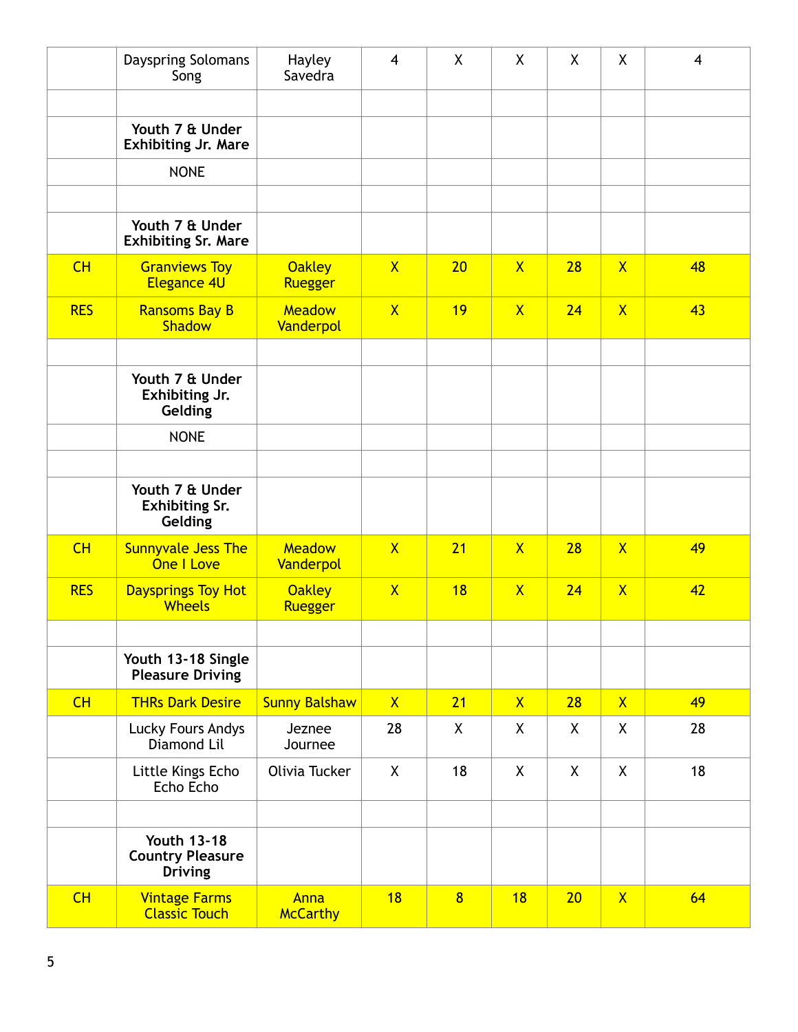| | | | | | | | | |
|---|---|---|---|---|---|---|---|---|
| | Dayspring Solomans Song | Hayley Savedra | 4 | X | X | X | X | 4 |
| | | | | | | | | |
| | **Youth 7 & Under Exhibiting Jr. Mare** | | | | | | | |
| | NONE | | | | | | | |
| | | | | | | | | |
| | **Youth 7 & Under Exhibiting Sr. Mare** | | | | | | | |
| CH | Granviews Toy Elegance 4U | Oakley Ruegger | X | 20 | X | 28 | X | 48 |
| RES | Ransoms Bay B Shadow | Meadow Vanderpol | X | 19 | X | 24 | X | 43 |
| | | | | | | | | |
| | **Youth 7 & Under Exhibiting Jr. Gelding** | | | | | | | |
| | NONE | | | | | | | |
| | | | | | | | | |
| | **Youth 7 & Under Exhibiting Sr. Gelding** | | | | | | | |
| CH | Sunnyvale Jess The One I Love | Meadow Vanderpol | X | 21 | X | 28 | X | 49 |
| RES | Daysprings Toy Hot Wheels | Oakley Ruegger | X | 18 | X | 24 | X | 42 |
| | | | | | | | | |
| | **Youth 13-18 Single Pleasure Driving** | | | | | | | |
| CH | THRs Dark Desire | Sunny Balshaw | X | 21 | X | 28 | X | 49 |
| | Lucky Fours Andys Diamond Lil | Jeznee Journee | 28 | X | X | X | X | 28 |
| | Little Kings Echo Echo Echo | Olivia Tucker | X | 18 | X | X | X | 18 |
| | | | | | | | | |
| | **Youth 13-18 Country Pleasure Driving** | | | | | | | |
| CH | Vintage Farms Classic Touch | Anna McCarthy | 18 | 8 | 18 | 20 | X | 64 |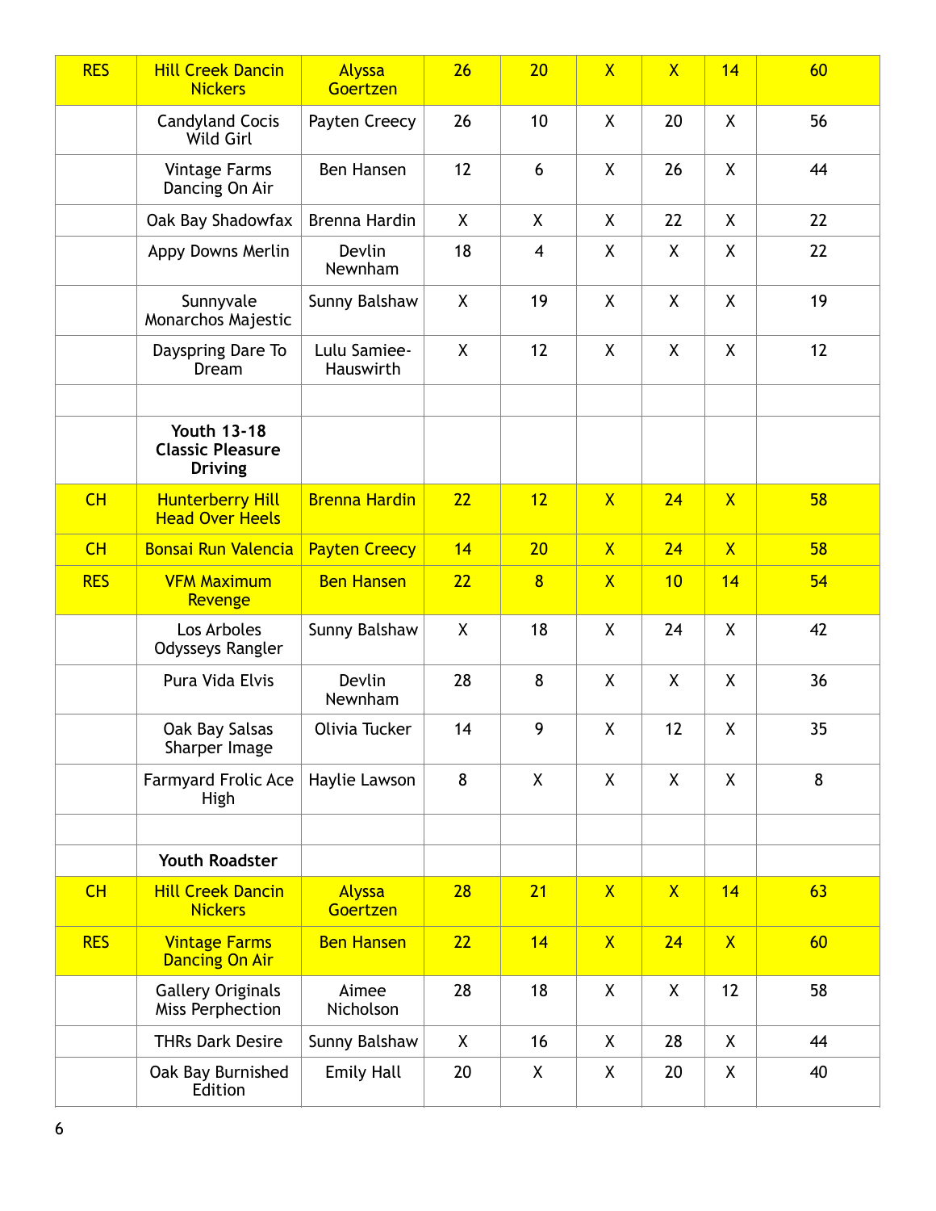| | | | | | | | | |
|---|---|---|---|---|---|---|---|---|
| RES | Hill Creek Dancin Nickers | Alyssa Goertzen | 26 | 20 | X | X | 14 | 60 |
| | Candyland Cocis Wild Girl | Payten Creecy | 26 | 10 | X | 20 | X | 56 |
| | Vintage Farms Dancing On Air | Ben Hansen | 12 | 6 | X | 26 | X | 44 |
| | Oak Bay Shadowfax | Brenna Hardin | X | X | X | 22 | X | 22 |
| | Appy Downs Merlin | Devlin Newnham | 18 | 4 | X | X | X | 22 |
| | Sunnyvale Monarchos Majestic | Sunny Balshaw | X | 19 | X | X | X | 19 |
| | Dayspring Dare To Dream | Lulu Samiee-Hauswirth | X | 12 | X | X | X | 12 |
| | | | | | | | | |
| | **Youth 13-18 Classic Pleasure Driving** | | | | | | | |
| CH | Hunterberry Hill Head Over Heels | Brenna Hardin | 22 | 12 | X | 24 | X | 58 |
| CH | Bonsai Run Valencia | Payten Creecy | 14 | 20 | X | 24 | X | 58 |
| RES | VFM Maximum Revenge | Ben Hansen | 22 | 8 | X | 10 | 14 | 54 |
| | Los Arboles Odysseys Rangler | Sunny Balshaw | X | 18 | X | 24 | X | 42 |
| | Pura Vida Elvis | Devlin Newnham | 28 | 8 | X | X | X | 36 |
| | Oak Bay Salsas Sharper Image | Olivia Tucker | 14 | 9 | X | 12 | X | 35 |
| | Farmyard Frolic Ace High | Haylie Lawson | 8 | X | X | X | X | 8 |
| | | | | | | | | |
| | **Youth Roadster** | | | | | | | |
| CH | Hill Creek Dancin Nickers | Alyssa Goertzen | 28 | 21 | X | X | 14 | 63 |
| RES | Vintage Farms Dancing On Air | Ben Hansen | 22 | 14 | X | 24 | X | 60 |
| | Gallery Originals Miss Perphection | Aimee Nicholson | 28 | 18 | X | X | 12 | 58 |
| | THRs Dark Desire | Sunny Balshaw | X | 16 | X | 28 | X | 44 |
| | Oak Bay Burnished Edition | Emily Hall | 20 | X | X | 20 | X | 40 |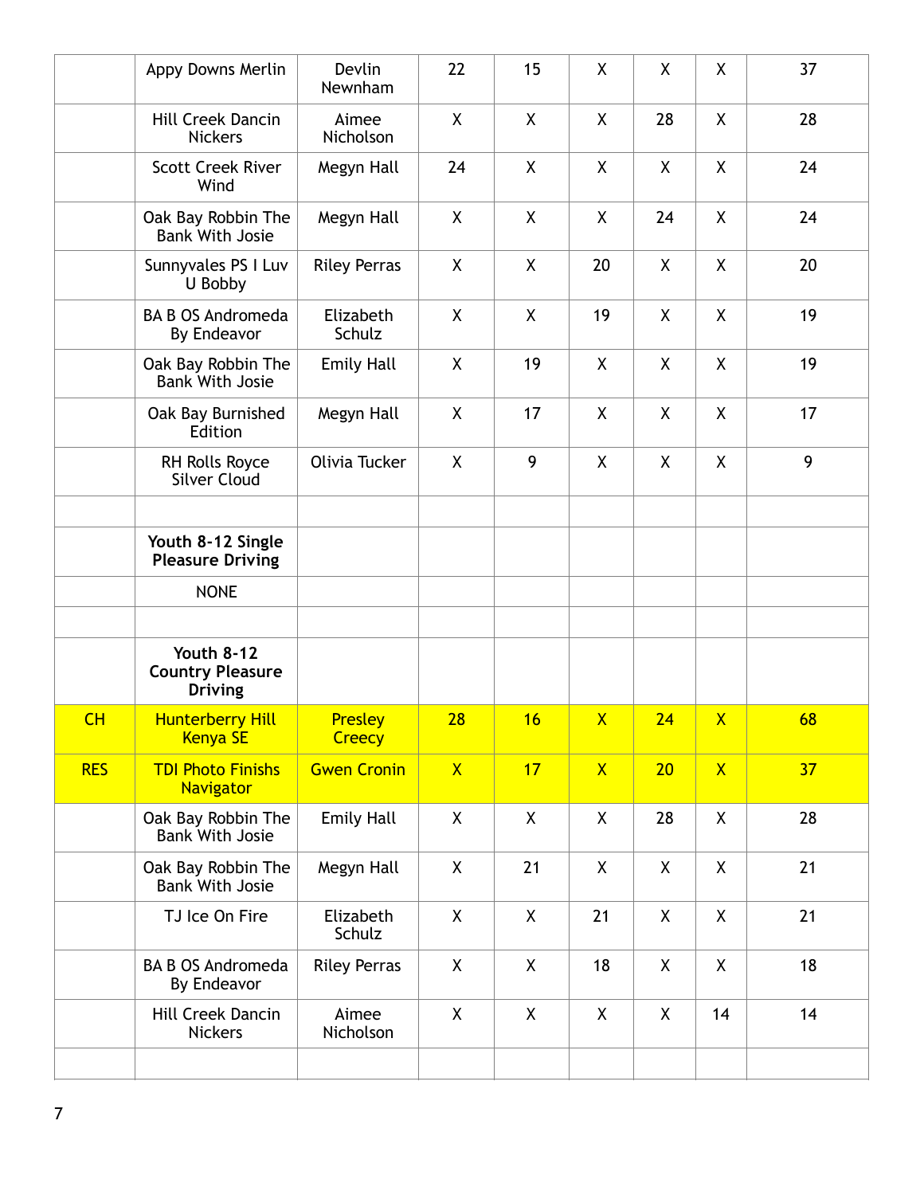| | | | | | | | | |
|---|---|---|---|---|---|---|---|---|
| | Appy Downs Merlin | Devlin Newnham | 22 | 15 | X | X | X | 37 |
| | Hill Creek Dancin Nickers | Aimee Nicholson | X | X | X | 28 | X | 28 |
| | Scott Creek River Wind | Megyn Hall | 24 | X | X | X | X | 24 |
| | Oak Bay Robbin The Bank With Josie | Megyn Hall | X | X | X | 24 | X | 24 |
| | Sunnyvales PS I Luv U Bobby | Riley Perras | X | X | 20 | X | X | 20 |
| | BA B OS Andromeda By Endeavor | Elizabeth Schulz | X | X | 19 | X | X | 19 |
| | Oak Bay Robbin The Bank With Josie | Emily Hall | X | 19 | X | X | X | 19 |
| | Oak Bay Burnished Edition | Megyn Hall | X | 17 | X | X | X | 17 |
| | RH Rolls Royce Silver Cloud | Olivia Tucker | X | 9 | X | X | X | 9 |
| | | | | | | | | |
| | **Youth 8-12 Single Pleasure Driving** | | | | | | | |
| | NONE | | | | | | | |
| | | | | | | | | |
| | **Youth 8-12 Country Pleasure Driving** | | | | | | | |
| CH | Hunterberry Hill Kenya SE | Presley Creecy | 28 | 16 | X | 24 | X | 68 |
| RES | TDI Photo Finishs Navigator | Gwen Cronin | X | 17 | X | 20 | X | 37 |
| | Oak Bay Robbin The Bank With Josie | Emily Hall | X | X | X | 28 | X | 28 |
| | Oak Bay Robbin The Bank With Josie | Megyn Hall | X | 21 | X | X | X | 21 |
| | TJ Ice On Fire | Elizabeth Schulz | X | X | 21 | X | X | 21 |
| | BA B OS Andromeda By Endeavor | Riley Perras | X | X | 18 | X | X | 18 |
| | Hill Creek Dancin Nickers | Aimee Nicholson | X | X | X | X | 14 | 14 |
| | | | | | | | | |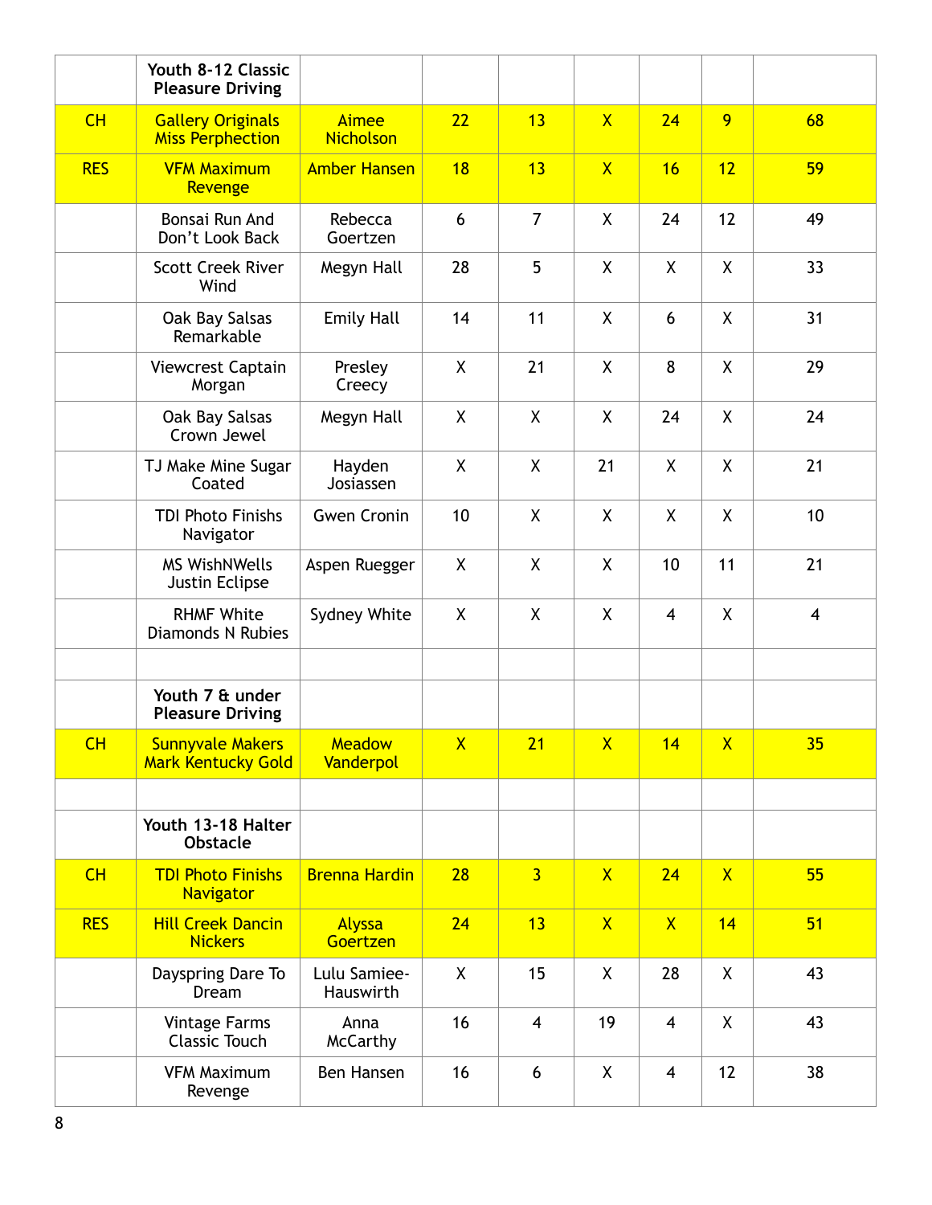| | | | | | | | | |
|---|---|---|---|---|---|---|---|---|
| | **Youth 8-12 Classic Pleasure Driving** | | | | | | | |
| CH | Gallery Originals Miss Perphection | Aimee Nicholson | 22 | 13 | X | 24 | 9 | 68 |
| RES | VFM Maximum Revenge | Amber Hansen | 18 | 13 | X | 16 | 12 | 59 |
| | Bonsai Run And Don't Look Back | Rebecca Goertzen | 6 | 7 | X | 24 | 12 | 49 |
| | Scott Creek River Wind | Megyn Hall | 28 | 5 | X | X | X | 33 |
| | Oak Bay Salsas Remarkable | Emily Hall | 14 | 11 | X | 6 | X | 31 |
| | Viewcrest Captain Morgan | Presley Creecy | X | 21 | X | 8 | X | 29 |
| | Oak Bay Salsas Crown Jewel | Megyn Hall | X | X | X | 24 | X | 24 |
| | TJ Make Mine Sugar Coated | Hayden Josiassen | X | X | 21 | X | X | 21 |
| | TDI Photo Finishs Navigator | Gwen Cronin | 10 | X | X | X | X | 10 |
| | MS WishNWells Justin Eclipse | Aspen Ruegger | X | X | X | 10 | 11 | 21 |
| | RHMF White Diamonds N Rubies | Sydney White | X | X | X | 4 | X | 4 |
| | | | | | | | | |
| | **Youth 7 & under Pleasure Driving** | | | | | | | |
| CH | Sunnyvale Makers Mark Kentucky Gold | Meadow Vanderpol | X | 21 | X | 14 | X | 35 |
| | | | | | | | | |
| | **Youth 13-18 Halter Obstacle** | | | | | | | |
| CH | TDI Photo Finishs Navigator | Brenna Hardin | 28 | 3 | X | 24 | X | 55 |
| RES | Hill Creek Dancin Nickers | Alyssa Goertzen | 24 | 13 | X | X | 14 | 51 |
| | Dayspring Dare To Dream | Lulu Samiee-Hauswirth | X | 15 | X | 28 | X | 43 |
| | Vintage Farms Classic Touch | Anna McCarthy | 16 | 4 | 19 | 4 | X | 43 |
| | VFM Maximum Revenge | Ben Hansen | 16 | 6 | X | 4 | 12 | 38 |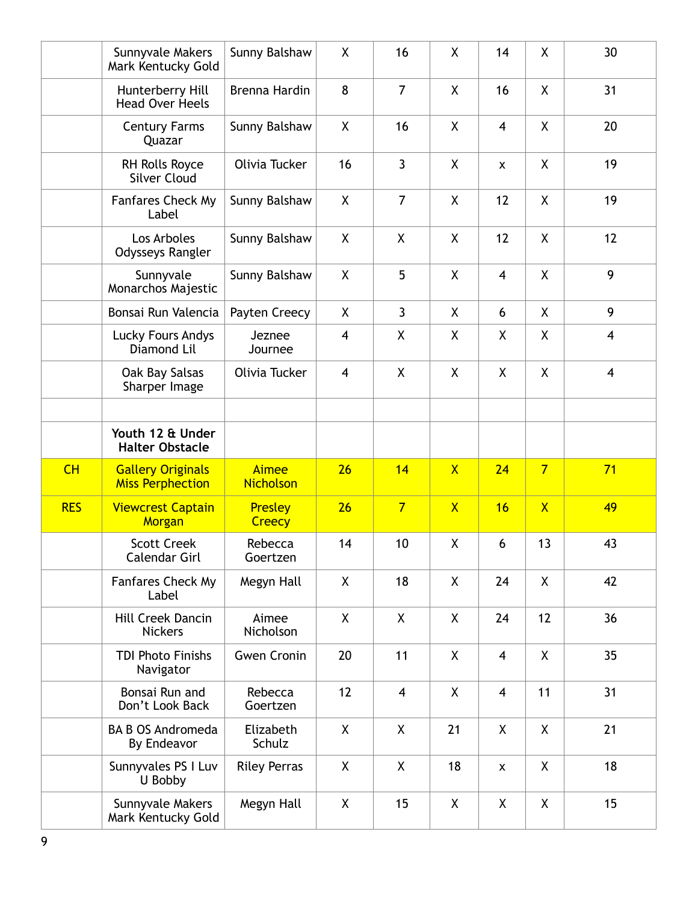| | | | | | | | | |
|---|---|---|---|---|---|---|---|---|
| | Sunnyvale Makers Mark Kentucky Gold | Sunny Balshaw | X | 16 | X | 14 | X | 30 |
| | Hunterberry Hill Head Over Heels | Brenna Hardin | 8 | 7 | X | 16 | X | 31 |
| | Century Farms Quazar | Sunny Balshaw | X | 16 | X | 4 | X | 20 |
| | RH Rolls Royce Silver Cloud | Olivia Tucker | 16 | 3 | X | x | X | 19 |
| | Fanfares Check My Label | Sunny Balshaw | X | 7 | X | 12 | X | 19 |
| | Los Arboles Odysseys Rangler | Sunny Balshaw | X | X | X | 12 | X | 12 |
| | Sunnyvale Monarchos Majestic | Sunny Balshaw | X | 5 | X | 4 | X | 9 |
| | Bonsai Run Valencia | Payten Creecy | X | 3 | X | 6 | X | 9 |
| | Lucky Fours Andys Diamond Lil | Jeznee Journee | 4 | X | X | X | X | 4 |
| | Oak Bay Salsas Sharper Image | Olivia Tucker | 4 | X | X | X | X | 4 |
| | | | | | | | | |
| | **Youth 12 & Under Halter Obstacle** | | | | | | | |
| CH | Gallery Originals Miss Perphection | Aimee Nicholson | 26 | 14 | X | 24 | 7 | 71 |
| RES | Viewcrest Captain Morgan | Presley Creecy | 26 | 7 | X | 16 | X | 49 |
| | Scott Creek Calendar Girl | Rebecca Goertzen | 14 | 10 | X | 6 | 13 | 43 |
| | Fanfares Check My Label | Megyn Hall | X | 18 | X | 24 | X | 42 |
| | Hill Creek Dancin Nickers | Aimee Nicholson | X | X | X | 24 | 12 | 36 |
| | TDI Photo Finishs Navigator | Gwen Cronin | 20 | 11 | X | 4 | X | 35 |
| | Bonsai Run and Don't Look Back | Rebecca Goertzen | 12 | 4 | X | 4 | 11 | 31 |
| | BA B OS Andromeda By Endeavor | Elizabeth Schulz | X | X | 21 | X | X | 21 |
| | Sunnyvales PS I Luv U Bobby | Riley Perras | X | X | 18 | x | X | 18 |
| | Sunnyvale Makers Mark Kentucky Gold | Megyn Hall | X | 15 | X | X | X | 15 |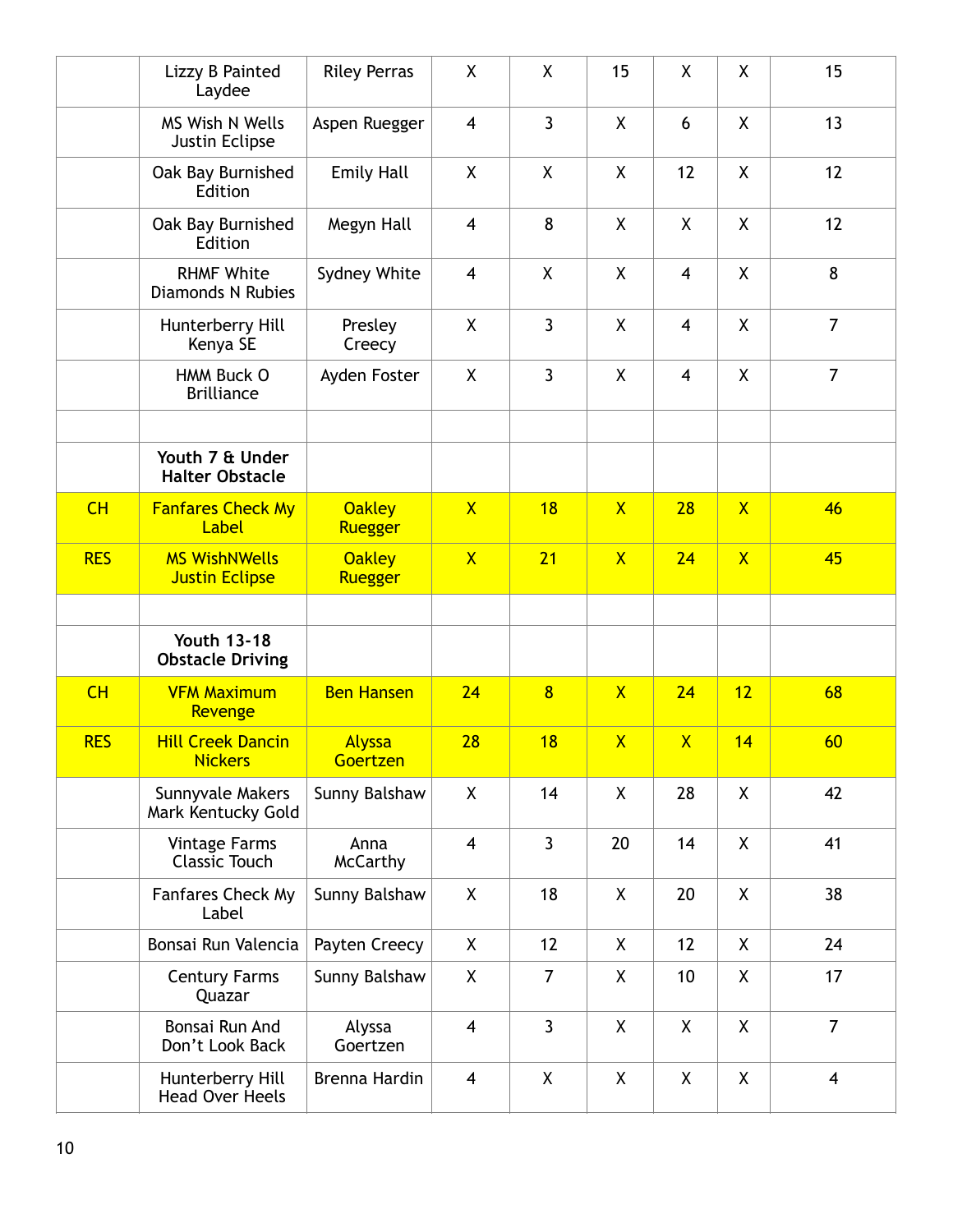| | | | | | | | | |
|---|---|---|---|---|---|---|---|---|
| | Lizzy B Painted Laydee | Riley Perras | X | X | 15 | X | X | 15 |
| | MS Wish N Wells Justin Eclipse | Aspen Ruegger | 4 | 3 | X | 6 | X | 13 |
| | Oak Bay Burnished Edition | Emily Hall | X | X | X | 12 | X | 12 |
| | Oak Bay Burnished Edition | Megyn Hall | 4 | 8 | X | X | X | 12 |
| | RHMF White Diamonds N Rubies | Sydney White | 4 | X | X | 4 | X | 8 |
| | Hunterberry Hill Kenya SE | Presley Creecy | X | 3 | X | 4 | X | 7 |
| | HMM Buck O Brilliance | Ayden Foster | X | 3 | X | 4 | X | 7 |
| | | | | | | | | |
| | **Youth 7 & Under Halter Obstacle** | | | | | | | |
| CH | Fanfares Check My Label | Oakley Ruegger | X | 18 | X | 28 | X | 46 |
| RES | MS WishNWells Justin Eclipse | Oakley Ruegger | X | 21 | X | 24 | X | 45 |
| | | | | | | | | |
| | **Youth 13-18 Obstacle Driving** | | | | | | | |
| CH | VFM Maximum Revenge | Ben Hansen | 24 | 8 | X | 24 | 12 | 68 |
| RES | Hill Creek Dancin Nickers | Alyssa Goertzen | 28 | 18 | X | X | 14 | 60 |
| | Sunnyvale Makers Mark Kentucky Gold | Sunny Balshaw | X | 14 | X | 28 | X | 42 |
| | Vintage Farms Classic Touch | Anna McCarthy | 4 | 3 | 20 | 14 | X | 41 |
| | Fanfares Check My Label | Sunny Balshaw | X | 18 | X | 20 | X | 38 |
| | Bonsai Run Valencia | Payten Creecy | X | 12 | X | 12 | X | 24 |
| | Century Farms Quazar | Sunny Balshaw | X | 7 | X | 10 | X | 17 |
| | Bonsai Run And Don't Look Back | Alyssa Goertzen | 4 | 3 | X | X | X | 7 |
| | Hunterberry Hill Head Over Heels | Brenna Hardin | 4 | X | X | X | X | 4 |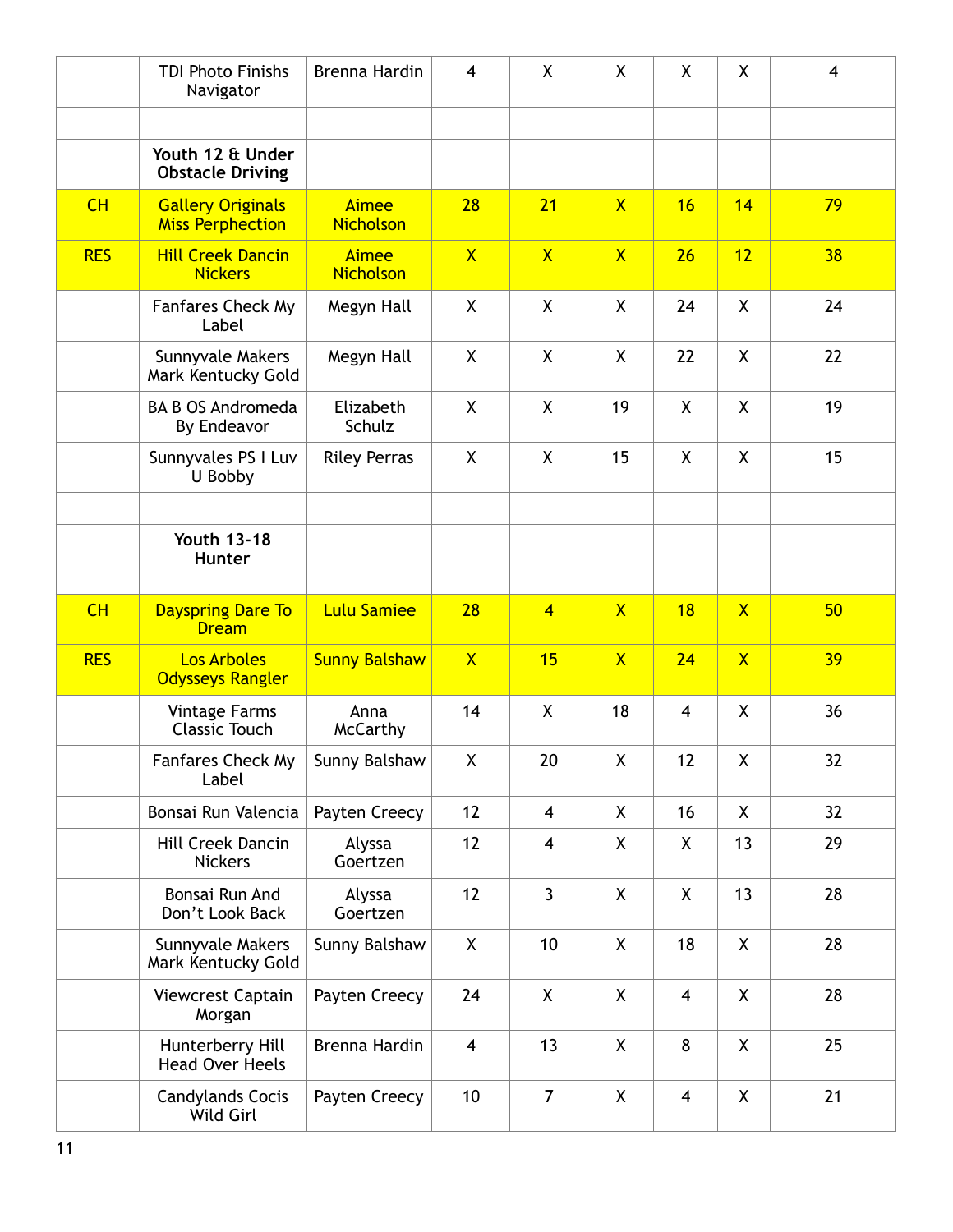| | | | | | | | | |
|---|---|---|---|---|---|---|---|---|
| | TDI Photo Finishs Navigator | Brenna Hardin | 4 | X | X | X | X | 4 |
| | | | | | | | | |
| | **Youth 12 & Under Obstacle Driving** | | | | | | | |
| CH | Gallery Originals Miss Perphection | Aimee Nicholson | 28 | 21 | X | 16 | 14 | 79 |
| RES | Hill Creek Dancin Nickers | Aimee Nicholson | X | X | X | 26 | 12 | 38 |
| | Fanfares Check My Label | Megyn Hall | X | X | X | 24 | X | 24 |
| | Sunnyvale Makers Mark Kentucky Gold | Megyn Hall | X | X | X | 22 | X | 22 |
| | BA B OS Andromeda By Endeavor | Elizabeth Schulz | X | X | 19 | X | X | 19 |
| | Sunnyvales PS I Luv U Bobby | Riley Perras | X | X | 15 | X | X | 15 |
| | | | | | | | | |
| | **Youth 13-18 Hunter** | | | | | | | |
| CH | Dayspring Dare To Dream | Lulu Samiee | 28 | 4 | X | 18 | X | 50 |
| RES | Los Arboles Odysseys Rangler | Sunny Balshaw | X | 15 | X | 24 | X | 39 |
| | Vintage Farms Classic Touch | Anna McCarthy | 14 | X | 18 | 4 | X | 36 |
| | Fanfares Check My Label | Sunny Balshaw | X | 20 | X | 12 | X | 32 |
| | Bonsai Run Valencia | Payten Creecy | 12 | 4 | X | 16 | X | 32 |
| | Hill Creek Dancin Nickers | Alyssa Goertzen | 12 | 4 | X | X | 13 | 29 |
| | Bonsai Run And Don't Look Back | Alyssa Goertzen | 12 | 3 | X | X | 13 | 28 |
| | Sunnyvale Makers Mark Kentucky Gold | Sunny Balshaw | X | 10 | X | 18 | X | 28 |
| | Viewcrest Captain Morgan | Payten Creecy | 24 | X | X | 4 | X | 28 |
| | Hunterberry Hill Head Over Heels | Brenna Hardin | 4 | 13 | X | 8 | X | 25 |
| | Candylands Cocis Wild Girl | Payten Creecy | 10 | 7 | X | 4 | X | 21 |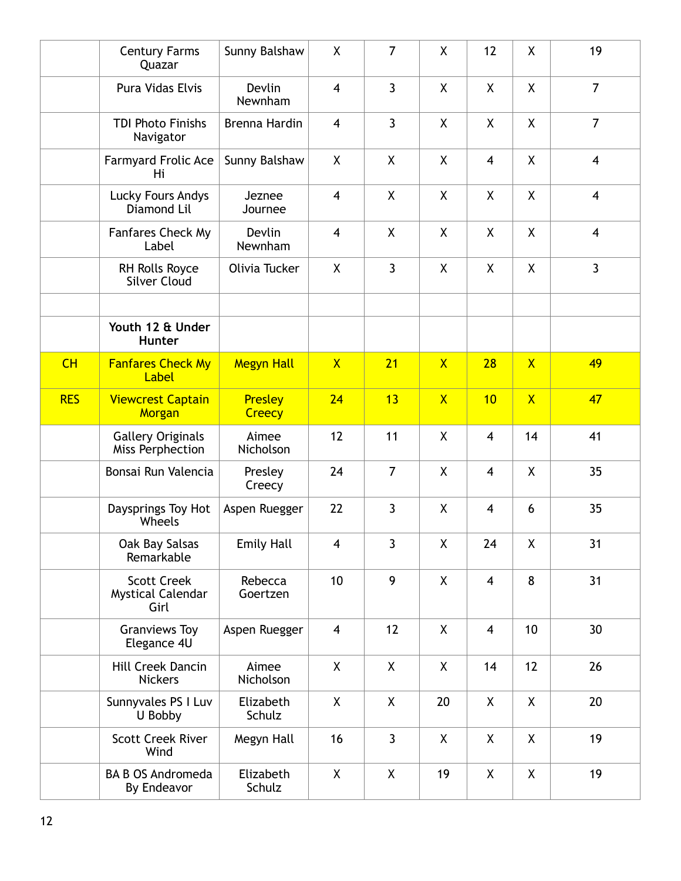| | | | | | | | | |
|---|---|---|---|---|---|---|---|---|
| | Century Farms Quazar | Sunny Balshaw | X | 7 | X | 12 | X | 19 |
| | Pura Vidas Elvis | Devlin Newnham | 4 | 3 | X | X | X | 7 |
| | TDI Photo Finishs Navigator | Brenna Hardin | 4 | 3 | X | X | X | 7 |
| | Farmyard Frolic Ace Hi | Sunny Balshaw | X | X | X | 4 | X | 4 |
| | Lucky Fours Andys Diamond Lil | Jeznee Journee | 4 | X | X | X | X | 4 |
| | Fanfares Check My Label | Devlin Newnham | 4 | X | X | X | X | 4 |
| | RH Rolls Royce Silver Cloud | Olivia Tucker | X | 3 | X | X | X | 3 |
| | | | | | | | | |
| | **Youth 12 & Under Hunter** | | | | | | | |
| CH | Fanfares Check My Label | Megyn Hall | X | 21 | X | 28 | X | 49 |
| RES | Viewcrest Captain Morgan | Presley Creecy | 24 | 13 | X | 10 | X | 47 |
| | Gallery Originals Miss Perphection | Aimee Nicholson | 12 | 11 | X | 4 | 14 | 41 |
| | Bonsai Run Valencia | Presley Creecy | 24 | 7 | X | 4 | X | 35 |
| | Daysprings Toy Hot Wheels | Aspen Ruegger | 22 | 3 | X | 4 | 6 | 35 |
| | Oak Bay Salsas Remarkable | Emily Hall | 4 | 3 | X | 24 | X | 31 |
| | Scott Creek Mystical Calendar Girl | Rebecca Goertzen | 10 | 9 | X | 4 | 8 | 31 |
| | Granviews Toy Elegance 4U | Aspen Ruegger | 4 | 12 | X | 4 | 10 | 30 |
| | Hill Creek Dancin Nickers | Aimee Nicholson | X | X | X | 14 | 12 | 26 |
| | Sunnyvales PS I Luv U Bobby | Elizabeth Schulz | X | X | 20 | X | X | 20 |
| | Scott Creek River Wind | Megyn Hall | 16 | 3 | X | X | X | 19 |
| | BA B OS Andromeda By Endeavor | Elizabeth Schulz | X | X | 19 | X | X | 19 |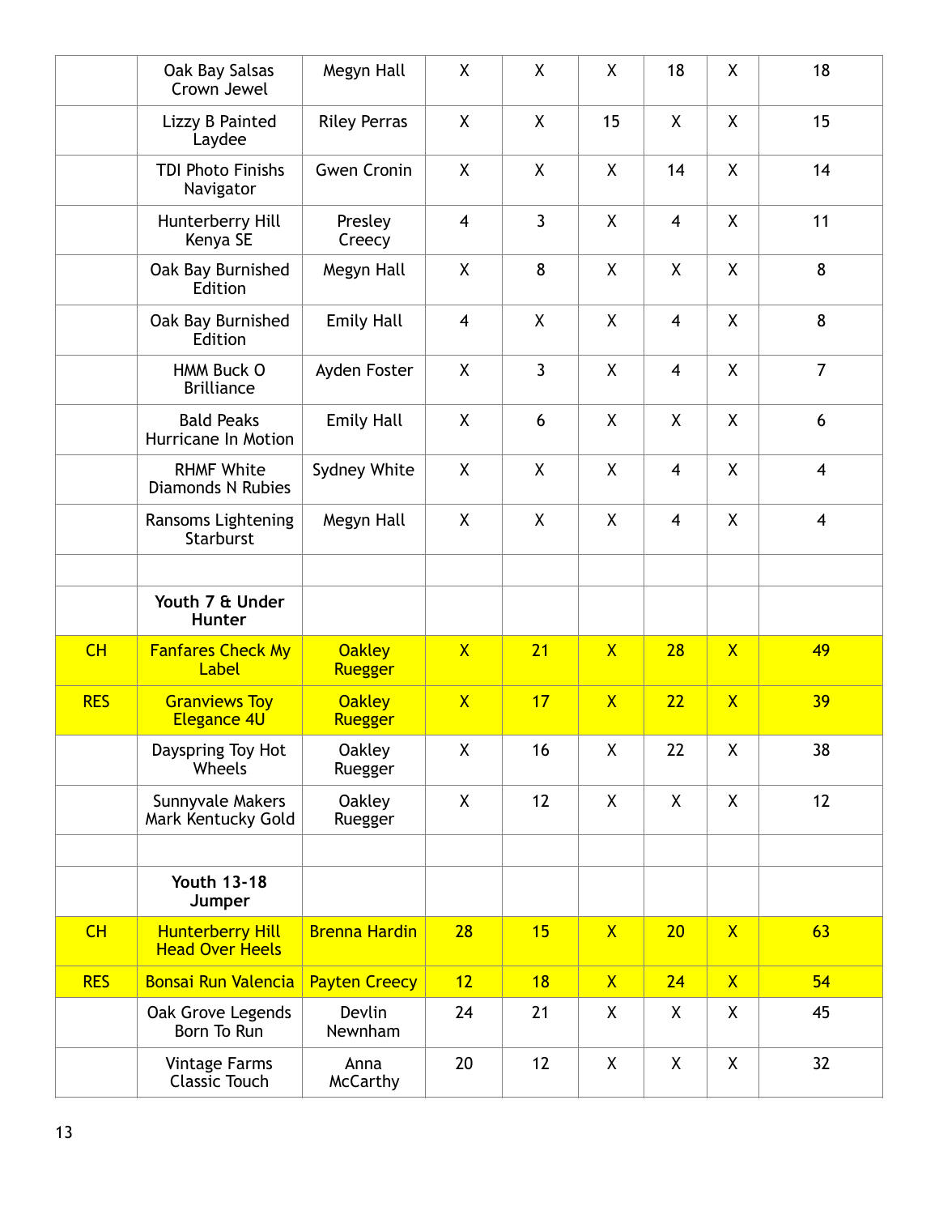| | | | | | | | | |
|---|---|---|---|---|---|---|---|---|
| | Oak Bay Salsas Crown Jewel | Megyn Hall | X | X | X | 18 | X | 18 |
| | Lizzy B Painted Laydee | Riley Perras | X | X | 15 | X | X | 15 |
| | TDI Photo Finishs Navigator | Gwen Cronin | X | X | X | 14 | X | 14 |
| | Hunterberry Hill Kenya SE | Presley Creecy | 4 | 3 | X | 4 | X | 11 |
| | Oak Bay Burnished Edition | Megyn Hall | X | 8 | X | X | X | 8 |
| | Oak Bay Burnished Edition | Emily Hall | 4 | X | X | 4 | X | 8 |
| | HMM Buck O Brilliance | Ayden Foster | X | 3 | X | 4 | X | 7 |
| | Bald Peaks Hurricane In Motion | Emily Hall | X | 6 | X | X | X | 6 |
| | RHMF White Diamonds N Rubies | Sydney White | X | X | X | 4 | X | 4 |
| | Ransoms Lightening Starburst | Megyn Hall | X | X | X | 4 | X | 4 |
| | | | | | | | | |
| | **Youth 7 & Under Hunter** | | | | | | | |
| CH | Fanfares Check My Label | Oakley Ruegger | X | 21 | X | 28 | X | 49 |
| RES | Granviews Toy Elegance 4U | Oakley Ruegger | X | 17 | X | 22 | X | 39 |
| | Dayspring Toy Hot Wheels | Oakley Ruegger | X | 16 | X | 22 | X | 38 |
| | Sunnyvale Makers Mark Kentucky Gold | Oakley Ruegger | X | 12 | X | X | X | 12 |
| | | | | | | | | |
| | **Youth 13-18 Jumper** | | | | | | | |
| CH | Hunterberry Hill Head Over Heels | Brenna Hardin | 28 | 15 | X | 20 | X | 63 |
| RES | Bonsai Run Valencia | Payten Creecy | 12 | 18 | X | 24 | X | 54 |
| | Oak Grove Legends Born To Run | Devlin Newnham | 24 | 21 | X | X | X | 45 |
| | Vintage Farms Classic Touch | Anna McCarthy | 20 | 12 | X | X | X | 32 |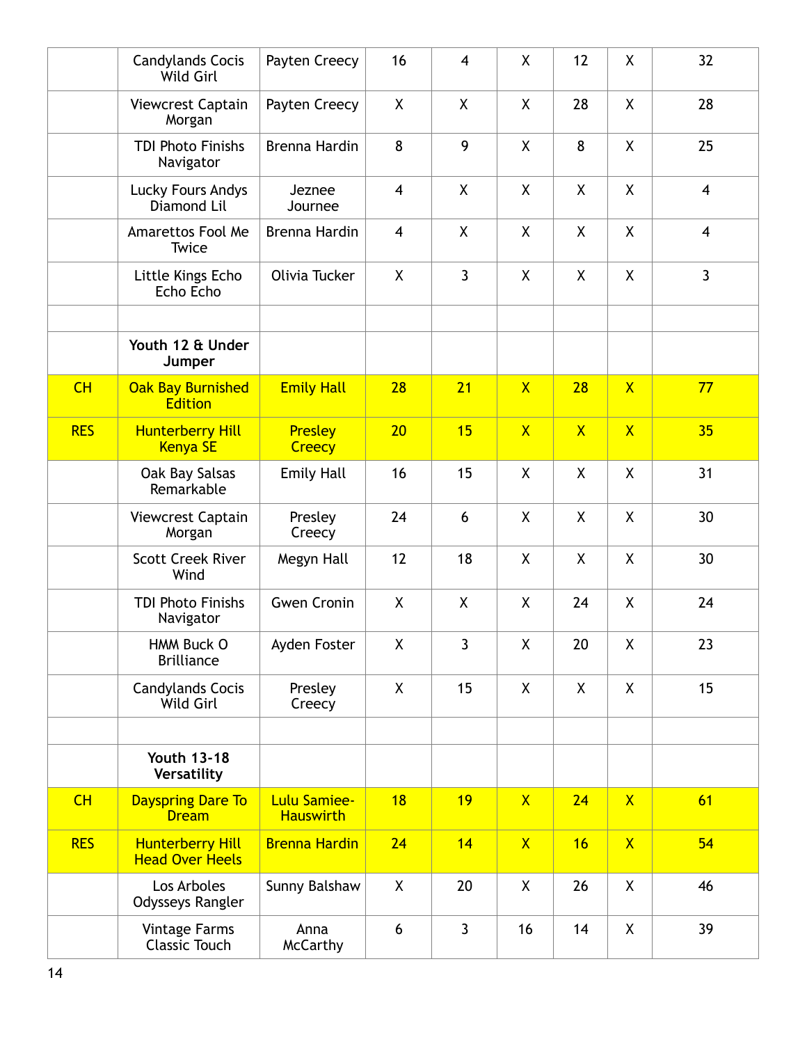| | | | | | | | | |
|---|---|---|---|---|---|---|---|---|
| | Candylands Cocis Wild Girl | Payten Creecy | 16 | 4 | X | 12 | X | 32 |
| | Viewcrest Captain Morgan | Payten Creecy | X | X | X | 28 | X | 28 |
| | TDI Photo Finishs Navigator | Brenna Hardin | 8 | 9 | X | 8 | X | 25 |
| | Lucky Fours Andys Diamond Lil | Jeznee Journee | 4 | X | X | X | X | 4 |
| | Amarettos Fool Me Twice | Brenna Hardin | 4 | X | X | X | X | 4 |
| | Little Kings Echo Echo Echo | Olivia Tucker | X | 3 | X | X | X | 3 |
| | | | | | | | | |
| | **Youth 12 & Under Jumper** | | | | | | | |
| CH | Oak Bay Burnished Edition | Emily Hall | 28 | 21 | X | 28 | X | 77 |
| RES | Hunterberry Hill Kenya SE | Presley Creecy | 20 | 15 | X | X | X | 35 |
| | Oak Bay Salsas Remarkable | Emily Hall | 16 | 15 | X | X | X | 31 |
| | Viewcrest Captain Morgan | Presley Creecy | 24 | 6 | X | X | X | 30 |
| | Scott Creek River Wind | Megyn Hall | 12 | 18 | X | X | X | 30 |
| | TDI Photo Finishs Navigator | Gwen Cronin | X | X | X | 24 | X | 24 |
| | HMM Buck O Brilliance | Ayden Foster | X | 3 | X | 20 | X | 23 |
| | Candylands Cocis Wild Girl | Presley Creecy | X | 15 | X | X | X | 15 |
| | | | | | | | | |
| | **Youth 13-18 Versatility** | | | | | | | |
| CH | Dayspring Dare To Dream | Lulu Samiee-Hauswirth | 18 | 19 | X | 24 | X | 61 |
| RES | Hunterberry Hill Head Over Heels | Brenna Hardin | 24 | 14 | X | 16 | X | 54 |
| | Los Arboles Odysseys Rangler | Sunny Balshaw | X | 20 | X | 26 | X | 46 |
| | Vintage Farms Classic Touch | Anna McCarthy | 6 | 3 | 16 | 14 | X | 39 |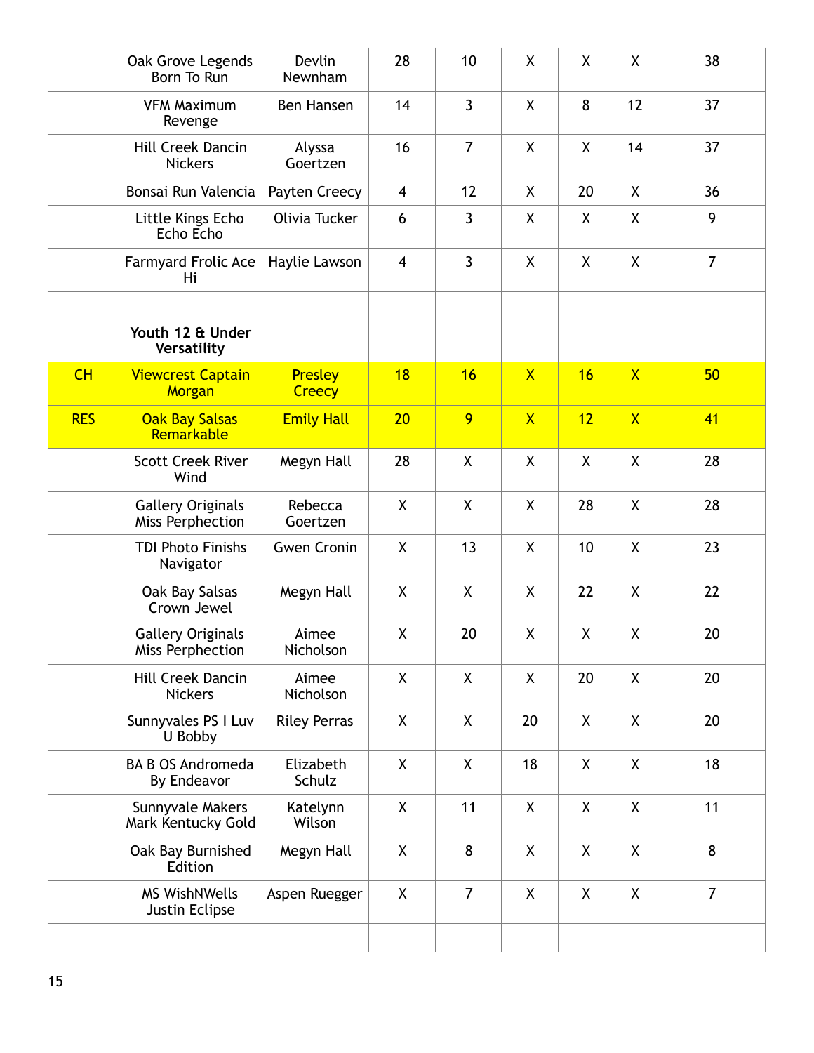| | | | | | | | | |
|---|---|---|---|---|---|---|---|---|
| | Oak Grove Legends Born To Run | Devlin Newnham | 28 | 10 | X | X | X | 38 |
| | VFM Maximum Revenge | Ben Hansen | 14 | 3 | X | 8 | 12 | 37 |
| | Hill Creek Dancin Nickers | Alyssa Goertzen | 16 | 7 | X | X | 14 | 37 |
| | Bonsai Run Valencia | Payten Creecy | 4 | 12 | X | 20 | X | 36 |
| | Little Kings Echo Echo Echo | Olivia Tucker | 6 | 3 | X | X | X | 9 |
| | Farmyard Frolic Ace Hi | Haylie Lawson | 4 | 3 | X | X | X | 7 |
| | | | | | | | | |
| | **Youth 12 & Under Versatility** | | | | | | | |
| CH | Viewcrest Captain Morgan | Presley Creecy | 18 | 16 | X | 16 | X | 50 |
| RES | Oak Bay Salsas Remarkable | Emily Hall | 20 | 9 | X | 12 | X | 41 |
| | Scott Creek River Wind | Megyn Hall | 28 | X | X | X | X | 28 |
| | Gallery Originals Miss Perphection | Rebecca Goertzen | X | X | X | 28 | X | 28 |
| | TDI Photo Finishs Navigator | Gwen Cronin | X | 13 | X | 10 | X | 23 |
| | Oak Bay Salsas Crown Jewel | Megyn Hall | X | X | X | 22 | X | 22 |
| | Gallery Originals Miss Perphection | Aimee Nicholson | X | 20 | X | X | X | 20 |
| | Hill Creek Dancin Nickers | Aimee Nicholson | X | X | X | 20 | X | 20 |
| | Sunnyvales PS I Luv U Bobby | Riley Perras | X | X | 20 | X | X | 20 |
| | BA B OS Andromeda By Endeavor | Elizabeth Schulz | X | X | 18 | X | X | 18 |
| | Sunnyvale Makers Mark Kentucky Gold | Katelynn Wilson | X | 11 | X | X | X | 11 |
| | Oak Bay Burnished Edition | Megyn Hall | X | 8 | X | X | X | 8 |
| | MS WishNWells Justin Eclipse | Aspen Ruegger | X | 7 | X | X | X | 7 |
| | | | | | | | | |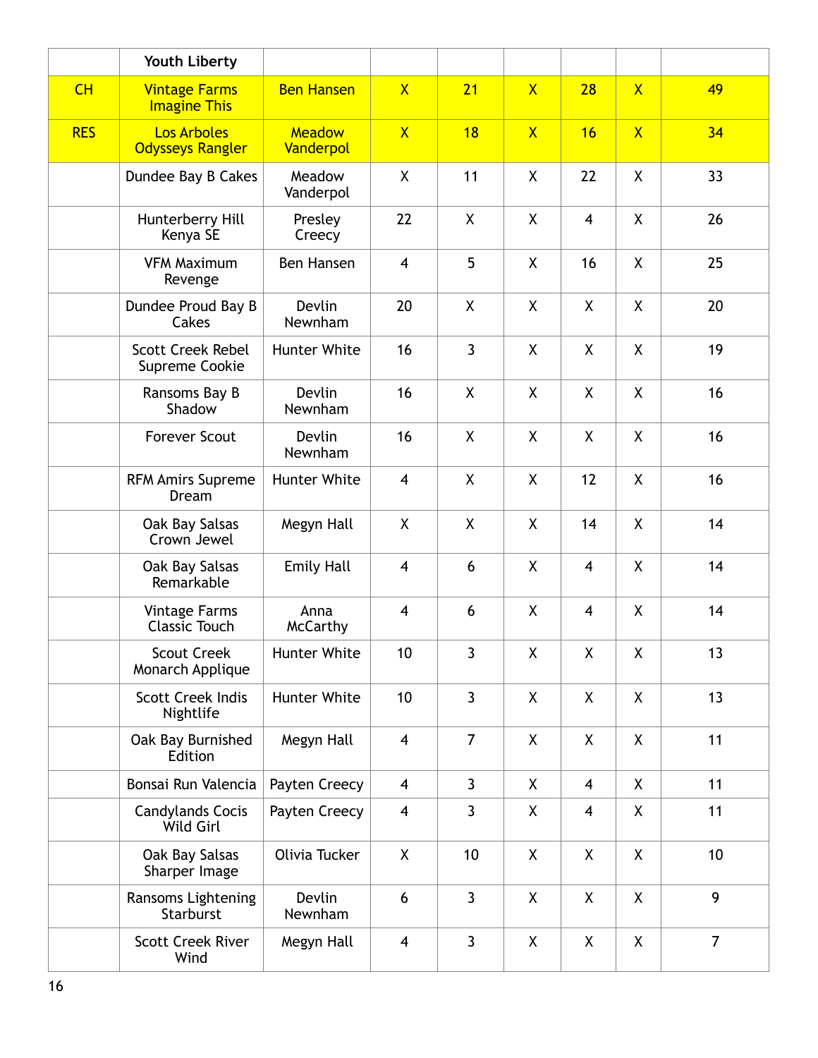|  | Youth Liberty |  |  |  |  |  |  |  |
|---|---|---|---|---|---|---|---|---|
| CH | Vintage Farms Imagine This | Ben Hansen | X | 21 | X | 28 | X | 49 |
| RES | Los Arboles Odysseys Rangler | Meadow Vanderpol | X | 18 | X | 16 | X | 34 |
|  | Dundee Bay B Cakes | Meadow Vanderpol | X | 11 | X | 22 | X | 33 |
|  | Hunterberry Hill Kenya SE | Presley Creecy | 22 | X | X | 4 | X | 26 |
|  | VFM Maximum Revenge | Ben Hansen | 4 | 5 | X | 16 | X | 25 |
|  | Dundee Proud Bay B Cakes | Devlin Newnham | 20 | X | X | X | X | 20 |
|  | Scott Creek Rebel Supreme Cookie | Hunter White | 16 | 3 | X | X | X | 19 |
|  | Ransoms Bay B Shadow | Devlin Newnham | 16 | X | X | X | X | 16 |
|  | Forever Scout | Devlin Newnham | 16 | X | X | X | X | 16 |
|  | RFM Amirs Supreme Dream | Hunter White | 4 | X | X | 12 | X | 16 |
|  | Oak Bay Salsas Crown Jewel | Megyn Hall | X | X | X | 14 | X | 14 |
|  | Oak Bay Salsas Remarkable | Emily Hall | 4 | 6 | X | 4 | X | 14 |
|  | Vintage Farms Classic Touch | Anna McCarthy | 4 | 6 | X | 4 | X | 14 |
|  | Scout Creek Monarch Applique | Hunter White | 10 | 3 | X | X | X | 13 |
|  | Scott Creek Indis Nightlife | Hunter White | 10 | 3 | X | X | X | 13 |
|  | Oak Bay Burnished Edition | Megyn Hall | 4 | 7 | X | X | X | 11 |
|  | Bonsai Run Valencia | Payten Creecy | 4 | 3 | X | 4 | X | 11 |
|  | Candylands Cocis Wild Girl | Payten Creecy | 4 | 3 | X | 4 | X | 11 |
|  | Oak Bay Salsas Sharper Image | Olivia Tucker | X | 10 | X | X | X | 10 |
|  | Ransoms Lightening Starburst | Devlin Newnham | 6 | 3 | X | X | X | 9 |
|  | Scott Creek River Wind | Megyn Hall | 4 | 3 | X | X | X | 7 |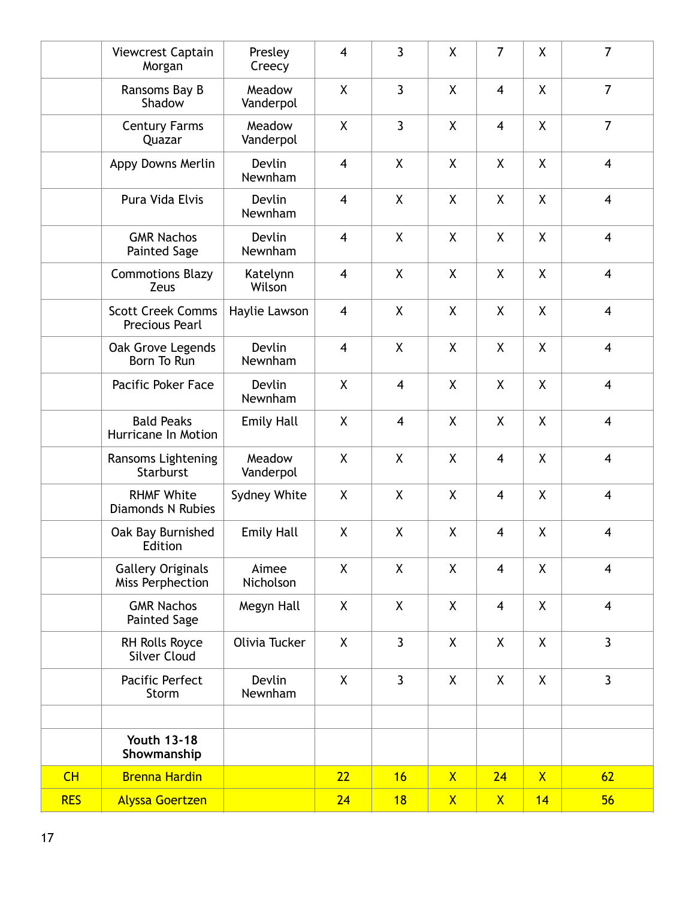| | | | | | | | | |
|---|---|---|---|---|---|---|---|---|
| | Viewcrest Captain Morgan | Presley Creecy | 4 | 3 | X | 7 | X | 7 |
| | Ransoms Bay B Shadow | Meadow Vanderpol | X | 3 | X | 4 | X | 7 |
| | Century Farms Quazar | Meadow Vanderpol | X | 3 | X | 4 | X | 7 |
| | Appy Downs Merlin | Devlin Newnham | 4 | X | X | X | X | 4 |
| | Pura Vida Elvis | Devlin Newnham | 4 | X | X | X | X | 4 |
| | GMR Nachos Painted Sage | Devlin Newnham | 4 | X | X | X | X | 4 |
| | Commotions Blazy Zeus | Katelynn Wilson | 4 | X | X | X | X | 4 |
| | Scott Creek Comms Precious Pearl | Haylie Lawson | 4 | X | X | X | X | 4 |
| | Oak Grove Legends Born To Run | Devlin Newnham | 4 | X | X | X | X | 4 |
| | Pacific Poker Face | Devlin Newnham | X | 4 | X | X | X | 4 |
| | Bald Peaks Hurricane In Motion | Emily Hall | X | 4 | X | X | X | 4 |
| | Ransoms Lightening Starburst | Meadow Vanderpol | X | X | X | 4 | X | 4 |
| | RHMF White Diamonds N Rubies | Sydney White | X | X | X | 4 | X | 4 |
| | Oak Bay Burnished Edition | Emily Hall | X | X | X | 4 | X | 4 |
| | Gallery Originals Miss Perphection | Aimee Nicholson | X | X | X | 4 | X | 4 |
| | GMR Nachos Painted Sage | Megyn Hall | X | X | X | 4 | X | 4 |
| | RH Rolls Royce Silver Cloud | Olivia Tucker | X | 3 | X | X | X | 3 |
| | Pacific Perfect Storm | Devlin Newnham | X | 3 | X | X | X | 3 |
| | | | | | | | | |
| | **Youth 13-18 Showmanship** | | | | | | | |
| CH | Brenna Hardin | | 22 | 16 | X | 24 | X | 62 |
| RES | Alyssa Goertzen | | 24 | 18 | X | X | 14 | 56 |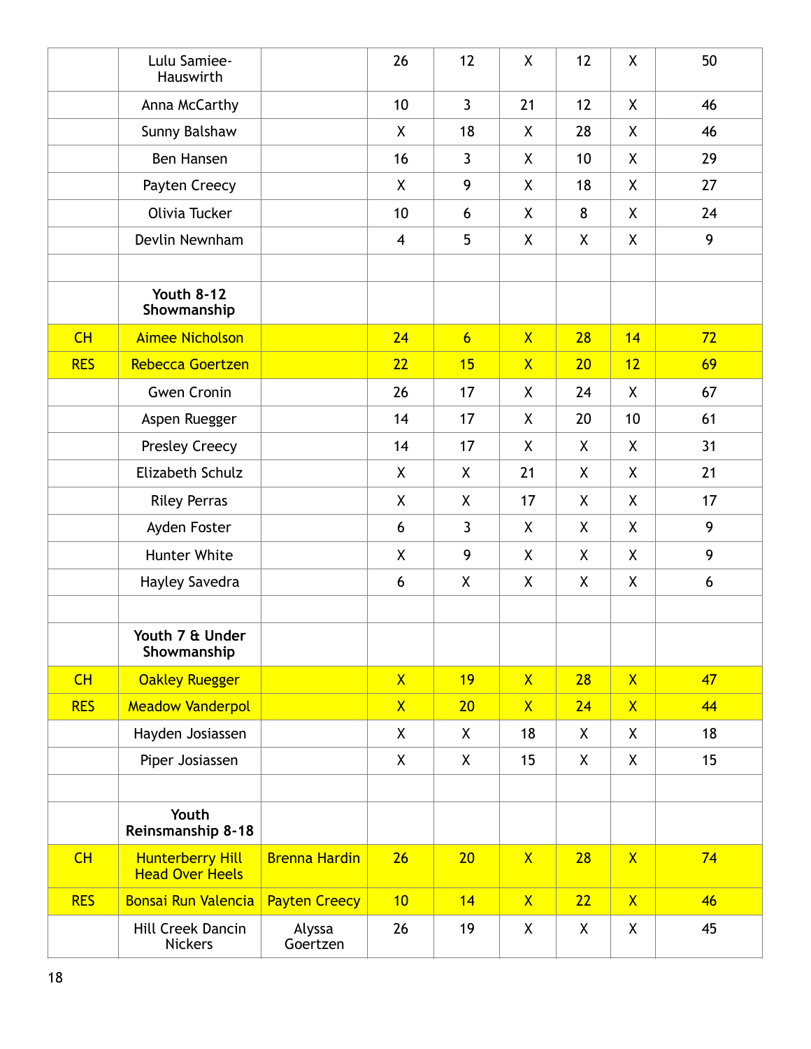| | | | | | | | | |
|---|---|---|---|---|---|---|---|---|
| | Lulu Samiee-Hauswirth | | 26 | 12 | X | 12 | X | 50 |
| | Anna McCarthy | | 10 | 3 | 21 | 12 | X | 46 |
| | Sunny Balshaw | | X | 18 | X | 28 | X | 46 |
| | Ben Hansen | | 16 | 3 | X | 10 | X | 29 |
| | Payten Creecy | | X | 9 | X | 18 | X | 27 |
| | Olivia Tucker | | 10 | 6 | X | 8 | X | 24 |
| | Devlin Newnham | | 4 | 5 | X | X | X | 9 |
| | | | | | | | | |
| | **Youth 8-12 Showmanship** | | | | | | | |
| CH | Aimee Nicholson | | 24 | 6 | X | 28 | 14 | 72 |
| RES | Rebecca Goertzen | | 22 | 15 | X | 20 | 12 | 69 |
| | Gwen Cronin | | 26 | 17 | X | 24 | X | 67 |
| | Aspen Ruegger | | 14 | 17 | X | 20 | 10 | 61 |
| | Presley Creecy | | 14 | 17 | X | X | X | 31 |
| | Elizabeth Schulz | | X | X | 21 | X | X | 21 |
| | Riley Perras | | X | X | 17 | X | X | 17 |
| | Ayden Foster | | 6 | 3 | X | X | X | 9 |
| | Hunter White | | X | 9 | X | X | X | 9 |
| | Hayley Savedra | | 6 | X | X | X | X | 6 |
| | | | | | | | | |
| | **Youth 7 & Under Showmanship** | | | | | | | |
| CH | Oakley Ruegger | | X | 19 | X | 28 | X | 47 |
| RES | Meadow Vanderpol | | X | 20 | X | 24 | X | 44 |
| | Hayden Josiassen | | X | X | 18 | X | X | 18 |
| | Piper Josiassen | | X | X | 15 | X | X | 15 |
| | | | | | | | | |
| | **Youth Reinsmanship 8-18** | | | | | | | |
| CH | Hunterberry Hill Head Over Heels | Brenna Hardin | 26 | 20 | X | 28 | X | 74 |
| RES | Bonsai Run Valencia | Payten Creecy | 10 | 14 | X | 22 | X | 46 |
| | Hill Creek Dancin Nickers | Alyssa Goertzen | 26 | 19 | X | X | X | 45 |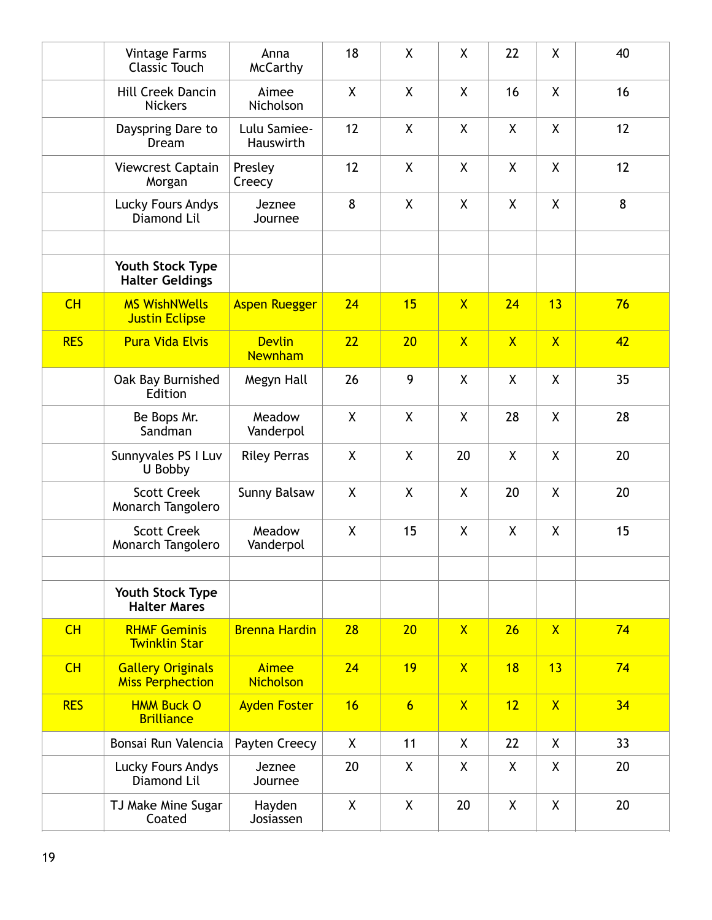| | | | | | | | | |
|---|---|---|---|---|---|---|---|---|
| | Vintage Farms Classic Touch | Anna McCarthy | 18 | X | X | 22 | X | 40 |
| | Hill Creek Dancin Nickers | Aimee Nicholson | X | X | X | 16 | X | 16 |
| | Dayspring Dare to Dream | Lulu Samiee-Hauswirth | 12 | X | X | X | X | 12 |
| | Viewcrest Captain Morgan | Presley Creecy | 12 | X | X | X | X | 12 |
| | Lucky Fours Andys Diamond Lil | Jeznee Journee | 8 | X | X | X | X | 8 |
| | | | | | | | | |
| | **Youth Stock Type Halter Geldings** | | | | | | | |
| CH | MS WishNWells Justin Eclipse | Aspen Ruegger | 24 | 15 | X | 24 | 13 | 76 |
| RES | Pura Vida Elvis | Devlin Newnham | 22 | 20 | X | X | X | 42 |
| | Oak Bay Burnished Edition | Megyn Hall | 26 | 9 | X | X | X | 35 |
| | Be Bops Mr. Sandman | Meadow Vanderpol | X | X | X | 28 | X | 28 |
| | Sunnyvales PS I Luv U Bobby | Riley Perras | X | X | 20 | X | X | 20 |
| | Scott Creek Monarch Tangolero | Sunny Balsaw | X | X | X | 20 | X | 20 |
| | Scott Creek Monarch Tangolero | Meadow Vanderpol | X | 15 | X | X | X | 15 |
| | | | | | | | | |
| | **Youth Stock Type Halter Mares** | | | | | | | |
| CH | RHMF Geminis Twinklin Star | Brenna Hardin | 28 | 20 | X | 26 | X | 74 |
| CH | Gallery Originals Miss Perphection | Aimee Nicholson | 24 | 19 | X | 18 | 13 | 74 |
| RES | HMM Buck O Brilliance | Ayden Foster | 16 | 6 | X | 12 | X | 34 |
| | Bonsai Run Valencia | Payten Creecy | X | 11 | X | 22 | X | 33 |
| | Lucky Fours Andys Diamond Lil | Jeznee Journee | 20 | X | X | X | X | 20 |
| | TJ Make Mine Sugar Coated | Hayden Josiassen | X | X | 20 | X | X | 20 |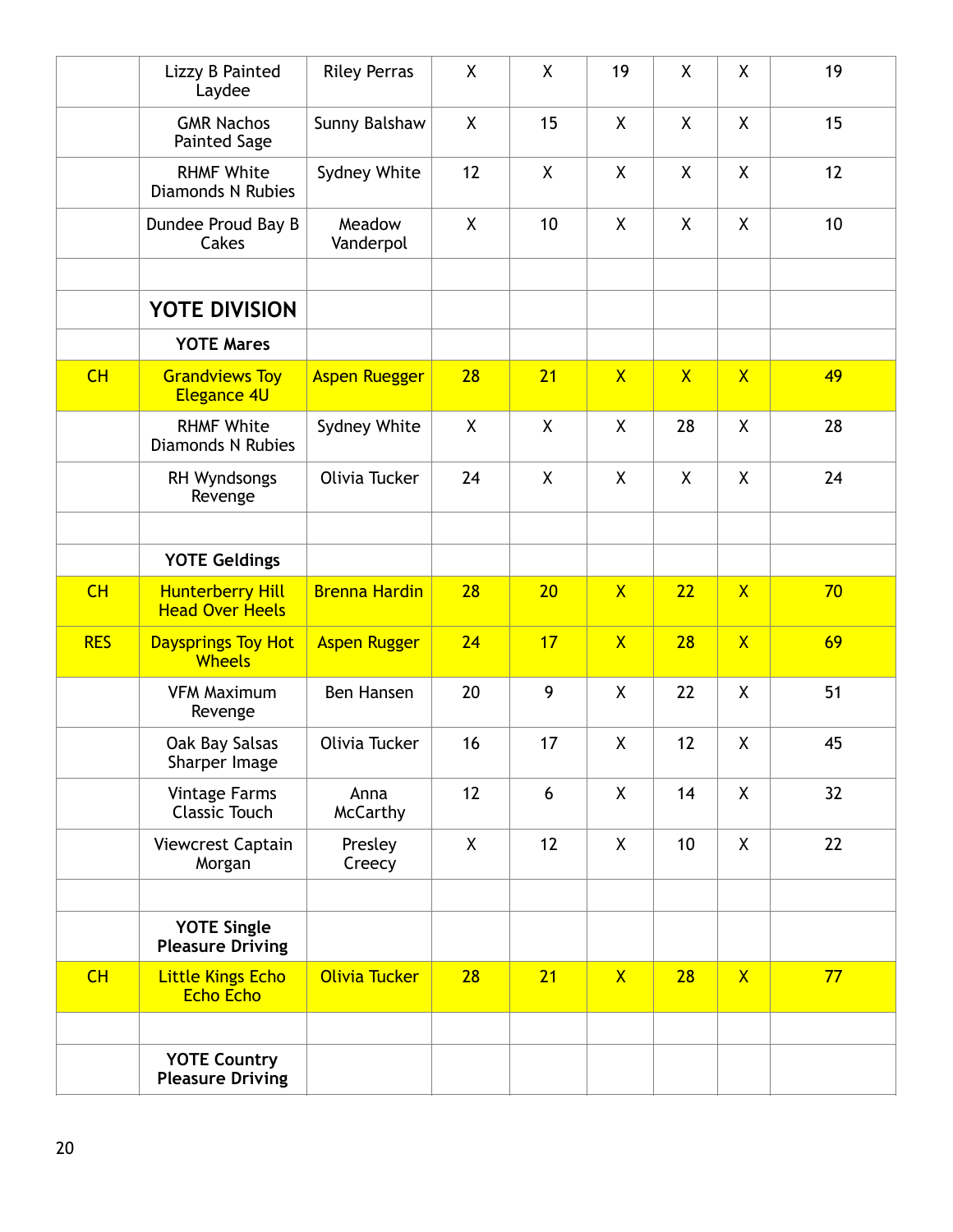| | | | | | | | | |
|---|---|---|---|---|---|---|---|---|
| | Lizzy B Painted Laydee | Riley Perras | X | X | 19 | X | X | 19 |
| | GMR Nachos Painted Sage | Sunny Balshaw | X | 15 | X | X | X | 15 |
| | RHMF White Diamonds N Rubies | Sydney White | 12 | X | X | X | X | 12 |
| | Dundee Proud Bay B Cakes | Meadow Vanderpol | X | 10 | X | X | X | 10 |
| | | | | | | | | |
| | **YOTE DIVISION** | | | | | | | |
| | **YOTE Mares** | | | | | | | |
| CH | Grandviews Toy Elegance 4U | Aspen Ruegger | 28 | 21 | X | X | X | 49 |
| | RHMF White Diamonds N Rubies | Sydney White | X | X | X | 28 | X | 28 |
| | RH Wyndsongs Revenge | Olivia Tucker | 24 | X | X | X | X | 24 |
| | | | | | | | | |
| | **YOTE Geldings** | | | | | | | |
| CH | Hunterberry Hill Head Over Heels | Brenna Hardin | 28 | 20 | X | 22 | X | 70 |
| RES | Daysprings Toy Hot Wheels | Aspen Rugger | 24 | 17 | X | 28 | X | 69 |
| | VFM Maximum Revenge | Ben Hansen | 20 | 9 | X | 22 | X | 51 |
| | Oak Bay Salsas Sharper Image | Olivia Tucker | 16 | 17 | X | 12 | X | 45 |
| | Vintage Farms Classic Touch | Anna McCarthy | 12 | 6 | X | 14 | X | 32 |
| | Viewcrest Captain Morgan | Presley Creecy | X | 12 | X | 10 | X | 22 |
| | | | | | | | | |
| | **YOTE Single Pleasure Driving** | | | | | | | |
| CH | Little Kings Echo Echo Echo | Olivia Tucker | 28 | 21 | X | 28 | X | 77 |
| | | | | | | | | |
| | **YOTE Country Pleasure Driving** | | | | | | | |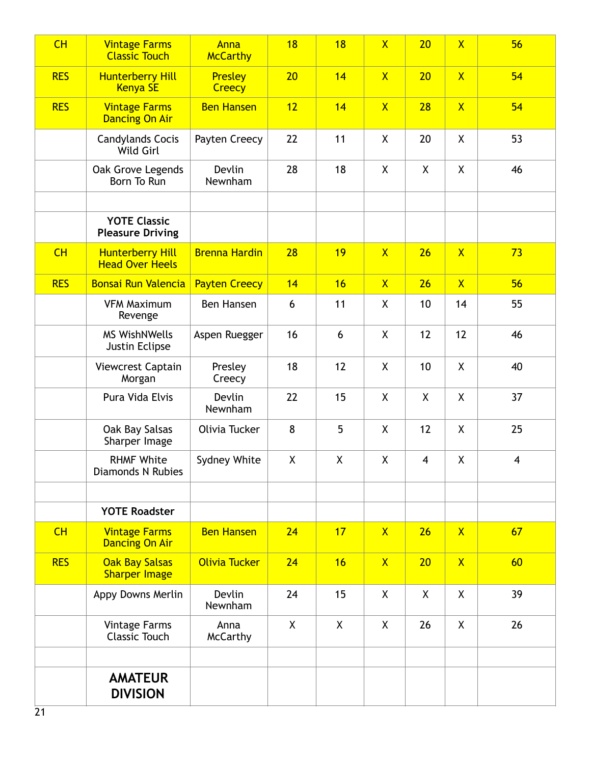| | | | | | | | | |
|---|---|---|---|---|---|---|---|---|
| CH | Vintage Farms Classic Touch | Anna McCarthy | 18 | 18 | X | 20 | X | 56 |
| RES | Hunterberry Hill Kenya SE | Presley Creecy | 20 | 14 | X | 20 | X | 54 |
| RES | Vintage Farms Dancing On Air | Ben Hansen | 12 | 14 | X | 28 | X | 54 |
| | Candylands Cocis Wild Girl | Payten Creecy | 22 | 11 | X | 20 | X | 53 |
| | Oak Grove Legends Born To Run | Devlin Newnham | 28 | 18 | X | X | X | 46 |
| | | | | | | | | |
| | **YOTE Classic Pleasure Driving** | | | | | | | |
| CH | Hunterberry Hill Head Over Heels | Brenna Hardin | 28 | 19 | X | 26 | X | 73 |
| RES | Bonsai Run Valencia | Payten Creecy | 14 | 16 | X | 26 | X | 56 |
| | VFM Maximum Revenge | Ben Hansen | 6 | 11 | X | 10 | 14 | 55 |
| | MS WishNWells Justin Eclipse | Aspen Ruegger | 16 | 6 | X | 12 | 12 | 46 |
| | Viewcrest Captain Morgan | Presley Creecy | 18 | 12 | X | 10 | X | 40 |
| | Pura Vida Elvis | Devlin Newnham | 22 | 15 | X | X | X | 37 |
| | Oak Bay Salsas Sharper Image | Olivia Tucker | 8 | 5 | X | 12 | X | 25 |
| | RHMF White Diamonds N Rubies | Sydney White | X | X | X | 4 | X | 4 |
| | | | | | | | | |
| | **YOTE Roadster** | | | | | | | |
| CH | Vintage Farms Dancing On Air | Ben Hansen | 24 | 17 | X | 26 | X | 67 |
| RES | Oak Bay Salsas Sharper Image | Olivia Tucker | 24 | 16 | X | 20 | X | 60 |
| | Appy Downs Merlin | Devlin Newnham | 24 | 15 | X | X | X | 39 |
| | Vintage Farms Classic Touch | Anna McCarthy | X | X | X | 26 | X | 26 |
| | | | | | | | | |
| | **AMATEUR DIVISION** | | | | | | | |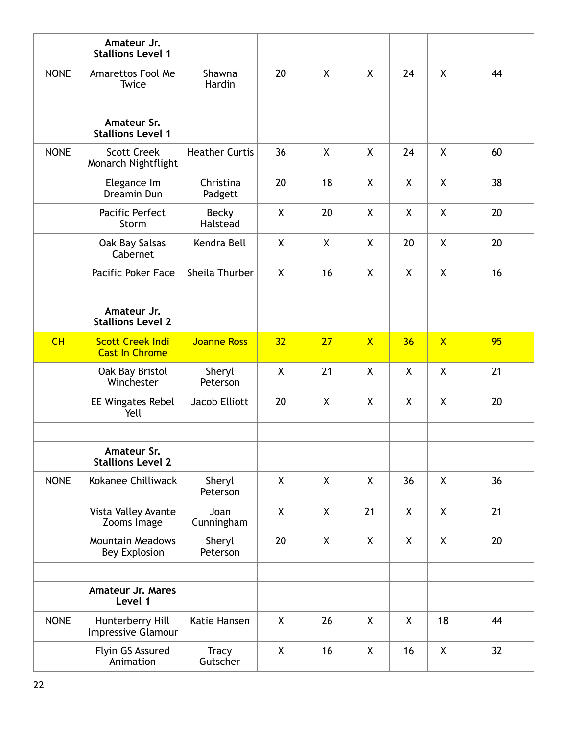| | | | | | | | | |
|---|---|---|---|---|---|---|---|---|
| | **Amateur Jr. Stallions Level 1** | | | | | | | |
| NONE | Amarettos Fool Me Twice | Shawna Hardin | 20 | X | X | 24 | X | 44 |
| | | | | | | | | |
| | **Amateur Sr. Stallions Level 1** | | | | | | | |
| NONE | Scott Creek Monarch Nightflight | Heather Curtis | 36 | X | X | 24 | X | 60 |
| | Elegance Im Dreamin Dun | Christina Padgett | 20 | 18 | X | X | X | 38 |
| | Pacific Perfect Storm | Becky Halstead | X | 20 | X | X | X | 20 |
| | Oak Bay Salsas Cabernet | Kendra Bell | X | X | X | 20 | X | 20 |
| | Pacific Poker Face | Sheila Thurber | X | 16 | X | X | X | 16 |
| | | | | | | | | |
| | **Amateur Jr. Stallions Level 2** | | | | | | | |
| CH | Scott Creek Indi Cast In Chrome | Joanne Ross | 32 | 27 | X | 36 | X | 95 |
| | Oak Bay Bristol Winchester | Sheryl Peterson | X | 21 | X | X | X | 21 |
| | EE Wingates Rebel Yell | Jacob Elliott | 20 | X | X | X | X | 20 |
| | | | | | | | | |
| | **Amateur Sr. Stallions Level 2** | | | | | | | |
| NONE | Kokanee Chilliwack | Sheryl Peterson | X | X | X | 36 | X | 36 |
| | Vista Valley Avante Zooms Image | Joan Cunningham | X | X | 21 | X | X | 21 |
| | Mountain Meadows Bey Explosion | Sheryl Peterson | 20 | X | X | X | X | 20 |
| | | | | | | | | |
| | **Amateur Jr. Mares Level 1** | | | | | | | |
| NONE | Hunterberry Hill Impressive Glamour | Katie Hansen | X | 26 | X | X | 18 | 44 |
| | Flyin GS Assured Animation | Tracy Gutscher | X | 16 | X | 16 | X | 32 |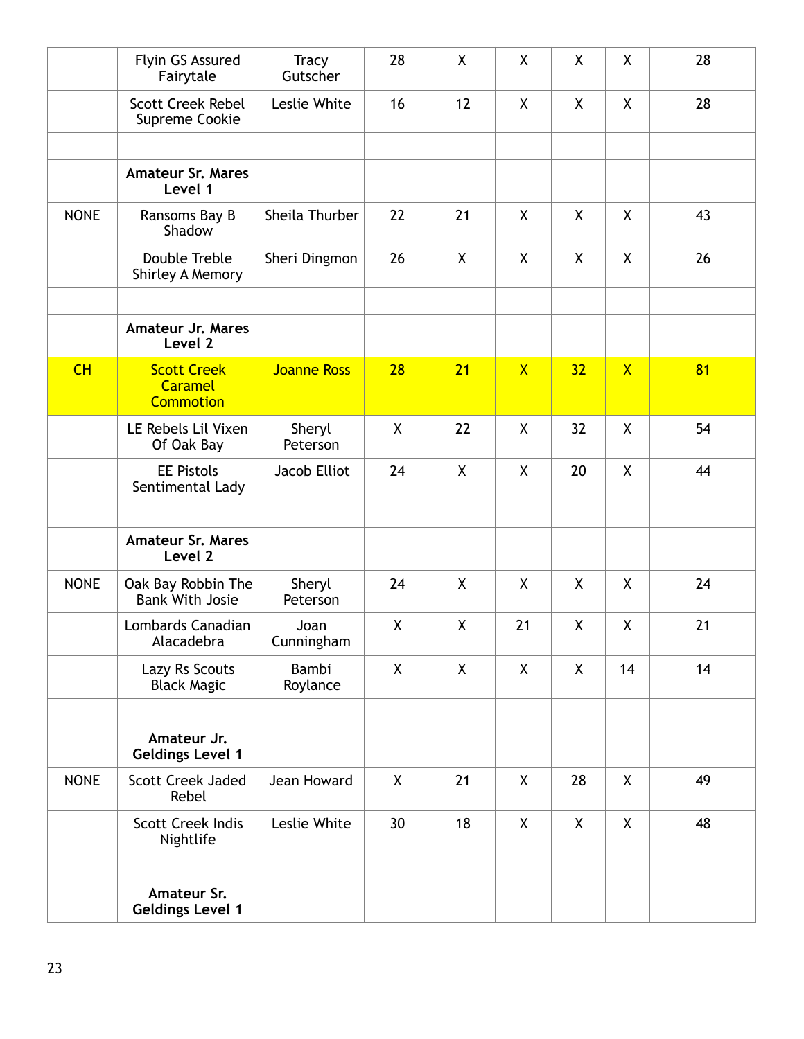| | | | | | | | | |
|---|---|---|---|---|---|---|---|---|
| | Flyin GS Assured Fairytale | Tracy Gutscher | 28 | X | X | X | X | 28 |
| | Scott Creek Rebel Supreme Cookie | Leslie White | 16 | 12 | X | X | X | 28 |
| | | | | | | | | |
| | **Amateur Sr. Mares Level 1** | | | | | | | |
| NONE | Ransoms Bay B Shadow | Sheila Thurber | 22 | 21 | X | X | X | 43 |
| | Double Treble Shirley A Memory | Sheri Dingmon | 26 | X | X | X | X | 26 |
| | | | | | | | | |
| | **Amateur Jr. Mares Level 2** | | | | | | | |
| CH | Scott Creek Caramel Commotion | Joanne Ross | 28 | 21 | X | 32 | X | 81 |
| | LE Rebels Lil Vixen Of Oak Bay | Sheryl Peterson | X | 22 | X | 32 | X | 54 |
| | EE Pistols Sentimental Lady | Jacob Elliot | 24 | X | X | 20 | X | 44 |
| | | | | | | | | |
| | **Amateur Sr. Mares Level 2** | | | | | | | |
| NONE | Oak Bay Robbin The Bank With Josie | Sheryl Peterson | 24 | X | X | X | X | 24 |
| | Lombards Canadian Alacadebra | Joan Cunningham | X | X | 21 | X | X | 21 |
| | Lazy Rs Scouts Black Magic | Bambi Roylance | X | X | X | X | 14 | 14 |
| | | | | | | | | |
| | **Amateur Jr. Geldings Level 1** | | | | | | | |
| NONE | Scott Creek Jaded Rebel | Jean Howard | X | 21 | X | 28 | X | 49 |
| | Scott Creek Indis Nightlife | Leslie White | 30 | 18 | X | X | X | 48 |
| | | | | | | | | |
| | **Amateur Sr. Geldings Level 1** | | | | | | | |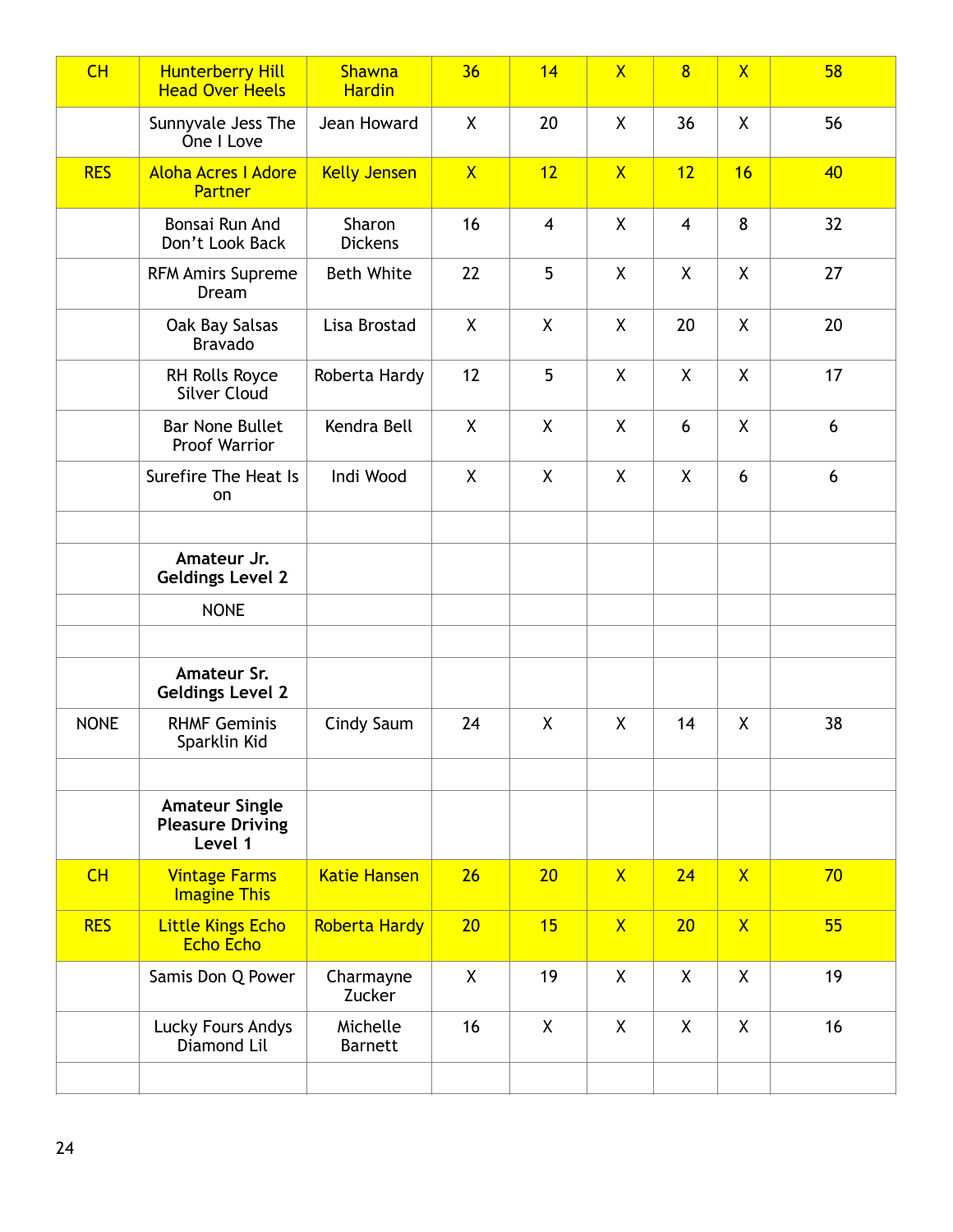| | | | | | | | | |
|---|---|---|---|---|---|---|---|---|
| CH | Hunterberry Hill Head Over Heels | Shawna Hardin | 36 | 14 | X | 8 | X | 58 |
| | Sunnyvale Jess The One I Love | Jean Howard | X | 20 | X | 36 | X | 56 |
| RES | Aloha Acres I Adore Partner | Kelly Jensen | X | 12 | X | 12 | 16 | 40 |
| | Bonsai Run And Don't Look Back | Sharon Dickens | 16 | 4 | X | 4 | 8 | 32 |
| | RFM Amirs Supreme Dream | Beth White | 22 | 5 | X | X | X | 27 |
| | Oak Bay Salsas Bravado | Lisa Brostad | X | X | X | 20 | X | 20 |
| | RH Rolls Royce Silver Cloud | Roberta Hardy | 12 | 5 | X | X | X | 17 |
| | Bar None Bullet Proof Warrior | Kendra Bell | X | X | X | 6 | X | 6 |
| | Surefire The Heat Is on | Indi Wood | X | X | X | X | 6 | 6 |
| | | | | | | | | |
| | **Amateur Jr. Geldings Level 2** | | | | | | | |
| | NONE | | | | | | | |
| | | | | | | | | |
| | **Amateur Sr. Geldings Level 2** | | | | | | | |
| NONE | RHMF Geminis Sparklin Kid | Cindy Saum | 24 | X | X | 14 | X | 38 |
| | | | | | | | | |
| | **Amateur Single Pleasure Driving Level 1** | | | | | | | |
| CH | Vintage Farms Imagine This | Katie Hansen | 26 | 20 | X | 24 | X | 70 |
| RES | Little Kings Echo Echo Echo | Roberta Hardy | 20 | 15 | X | 20 | X | 55 |
| | Samis Don Q Power | Charmayne Zucker | X | 19 | X | X | X | 19 |
| | Lucky Fours Andys Diamond Lil | Michelle Barnett | 16 | X | X | X | X | 16 |
| | | | | | | | | |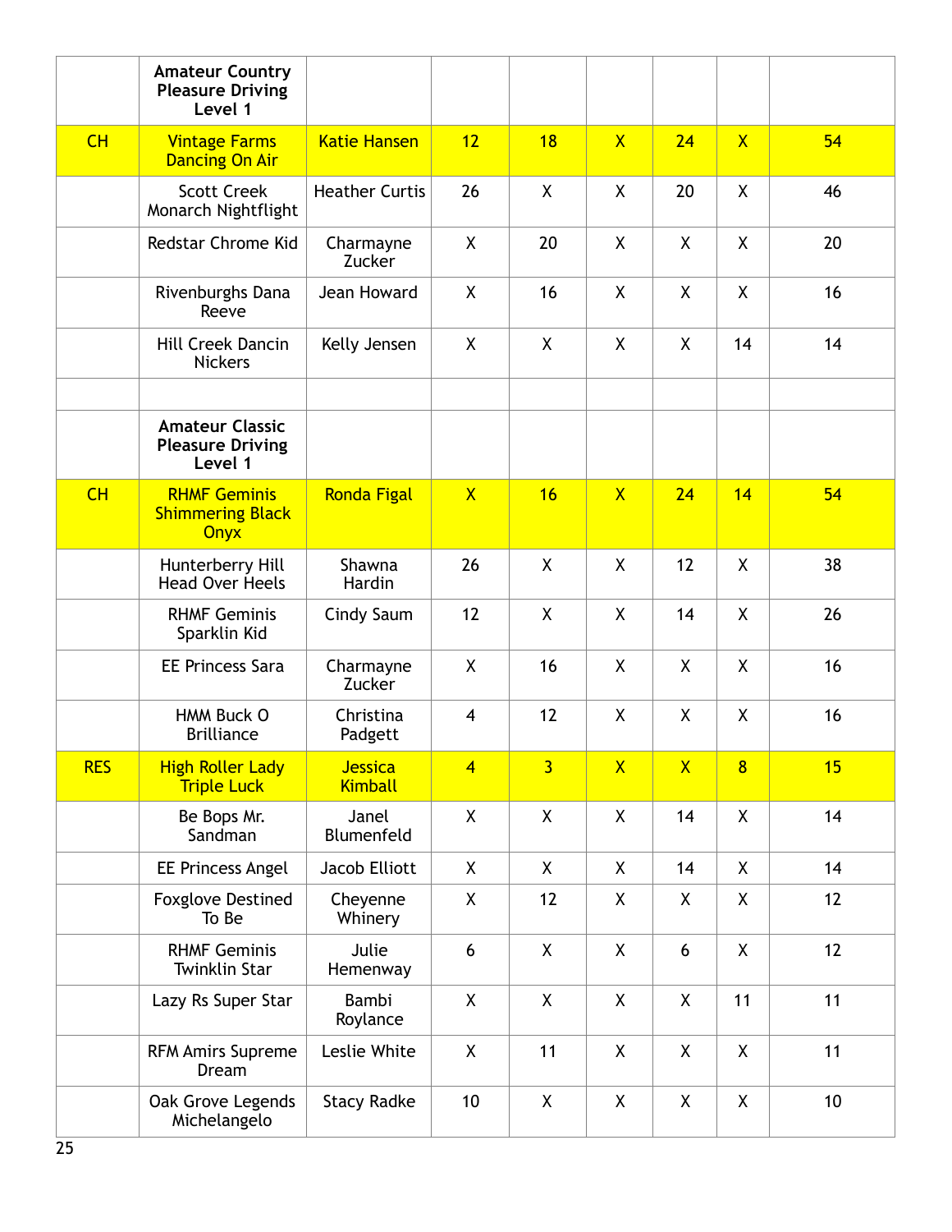| | Amateur Country Pleasure Driving Level 1 | | | | | | | |
|---|---|---|---|---|---|---|---|---|
| CH | Vintage Farms Dancing On Air | Katie Hansen | 12 | 18 | X | 24 | X | 54 |
| | Scott Creek Monarch Nightflight | Heather Curtis | 26 | X | X | 20 | X | 46 |
| | Redstar Chrome Kid | Charmayne Zucker | X | 20 | X | X | X | 20 |
| | Rivenburghs Dana Reeve | Jean Howard | X | 16 | X | X | X | 16 |
| | Hill Creek Dancin Nickers | Kelly Jensen | X | X | X | X | 14 | 14 |
| | | | | | | | | |
| | Amateur Classic Pleasure Driving Level 1 | | | | | | | |
| CH | RHMF Geminis Shimmering Black Onyx | Ronda Figal | X | 16 | X | 24 | 14 | 54 |
| | Hunterberry Hill Head Over Heels | Shawna Hardin | 26 | X | X | 12 | X | 38 |
| | RHMF Geminis Sparklin Kid | Cindy Saum | 12 | X | X | 14 | X | 26 |
| | EE Princess Sara | Charmayne Zucker | X | 16 | X | X | X | 16 |
| | HMM Buck O Brilliance | Christina Padgett | 4 | 12 | X | X | X | 16 |
| RES | High Roller Lady Triple Luck | Jessica Kimball | 4 | 3 | X | X | 8 | 15 |
| | Be Bops Mr. Sandman | Janel Blumenfeld | X | X | X | 14 | X | 14 |
| | EE Princess Angel | Jacob Elliott | X | X | X | 14 | X | 14 |
| | Foxglove Destined To Be | Cheyenne Whinery | X | 12 | X | X | X | 12 |
| | RHMF Geminis Twinklin Star | Julie Hemenway | 6 | X | X | 6 | X | 12 |
| | Lazy Rs Super Star | Bambi Roylance | X | X | X | X | 11 | 11 |
| | RFM Amirs Supreme Dream | Leslie White | X | 11 | X | X | X | 11 |
| | Oak Grove Legends Michelangelo | Stacy Radke | 10 | X | X | X | X | 10 |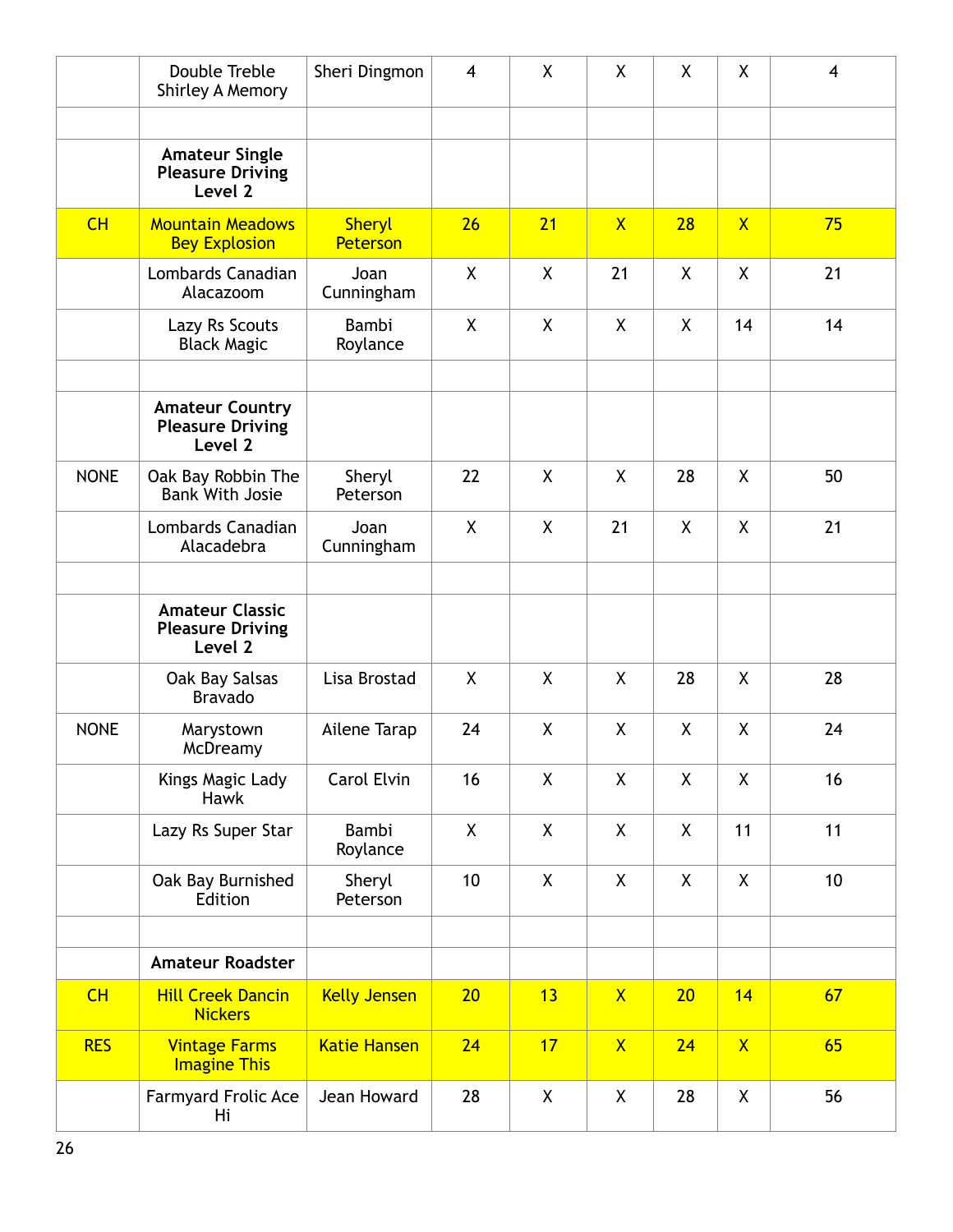| | | | | | | | | |
|---|---|---|---|---|---|---|---|---|
| | Double Treble Shirley A Memory | Sheri Dingmon | 4 | X | X | X | X | 4 |
| | | | | | | | | |
| | **Amateur Single Pleasure Driving Level 2** | | | | | | | |
| CH | Mountain Meadows Bey Explosion | Sheryl Peterson | 26 | 21 | X | 28 | X | 75 |
| | Lombards Canadian Alacazoom | Joan Cunningham | X | X | 21 | X | X | 21 |
| | Lazy Rs Scouts Black Magic | Bambi Roylance | X | X | X | X | 14 | 14 |
| | | | | | | | | |
| | **Amateur Country Pleasure Driving Level 2** | | | | | | | |
| NONE | Oak Bay Robbin The Bank With Josie | Sheryl Peterson | 22 | X | X | 28 | X | 50 |
| | Lombards Canadian Alacadebra | Joan Cunningham | X | X | 21 | X | X | 21 |
| | | | | | | | | |
| | **Amateur Classic Pleasure Driving Level 2** | | | | | | | |
| | Oak Bay Salsas Bravado | Lisa Brostad | X | X | X | 28 | X | 28 |
| NONE | Marystown McDreamy | Ailene Tarap | 24 | X | X | X | X | 24 |
| | Kings Magic Lady Hawk | Carol Elvin | 16 | X | X | X | X | 16 |
| | Lazy Rs Super Star | Bambi Roylance | X | X | X | X | 11 | 11 |
| | Oak Bay Burnished Edition | Sheryl Peterson | 10 | X | X | X | X | 10 |
| | | | | | | | | |
| | **Amateur Roadster** | | | | | | | |
| CH | Hill Creek Dancin Nickers | Kelly Jensen | 20 | 13 | X | 20 | 14 | 67 |
| RES | Vintage Farms Imagine This | Katie Hansen | 24 | 17 | X | 24 | X | 65 |
| | Farmyard Frolic Ace Hi | Jean Howard | 28 | X | X | 28 | X | 56 |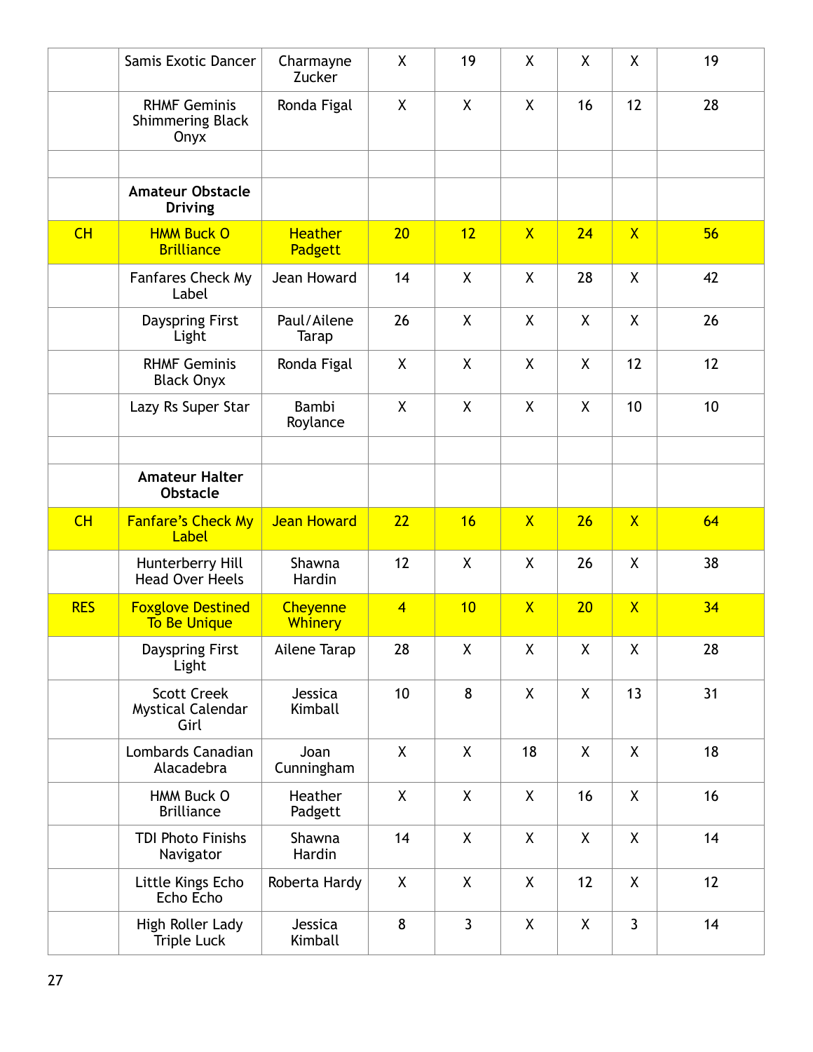| | | | | | | | | |
|---|---|---|---|---|---|---|---|---|
| | Samis Exotic Dancer | Charmayne Zucker | X | 19 | X | X | X | 19 |
| | RHMF Geminis Shimmering Black Onyx | Ronda Figal | X | X | X | 16 | 12 | 28 |
| | | | | | | | | |
| | **Amateur Obstacle Driving** | | | | | | | |
| CH | HMM Buck O Brilliance | Heather Padgett | 20 | 12 | X | 24 | X | 56 |
| | Fanfares Check My Label | Jean Howard | 14 | X | X | 28 | X | 42 |
| | Dayspring First Light | Paul/Ailene Tarap | 26 | X | X | X | X | 26 |
| | RHMF Geminis Black Onyx | Ronda Figal | X | X | X | X | 12 | 12 |
| | Lazy Rs Super Star | Bambi Roylance | X | X | X | X | 10 | 10 |
| | | | | | | | | |
| | **Amateur Halter Obstacle** | | | | | | | |
| CH | Fanfare's Check My Label | Jean Howard | 22 | 16 | X | 26 | X | 64 |
| | Hunterberry Hill Head Over Heels | Shawna Hardin | 12 | X | X | 26 | X | 38 |
| RES | Foxglove Destined To Be Unique | Cheyenne Whinery | 4 | 10 | X | 20 | X | 34 |
| | Dayspring First Light | Ailene Tarap | 28 | X | X | X | X | 28 |
| | Scott Creek Mystical Calendar Girl | Jessica Kimball | 10 | 8 | X | X | 13 | 31 |
| | Lombards Canadian Alacadebra | Joan Cunningham | X | X | 18 | X | X | 18 |
| | HMM Buck O Brilliance | Heather Padgett | X | X | X | 16 | X | 16 |
| | TDI Photo Finishs Navigator | Shawna Hardin | 14 | X | X | X | X | 14 |
| | Little Kings Echo Echo Echo | Roberta Hardy | X | X | X | 12 | X | 12 |
| | High Roller Lady Triple Luck | Jessica Kimball | 8 | 3 | X | X | 3 | 14 |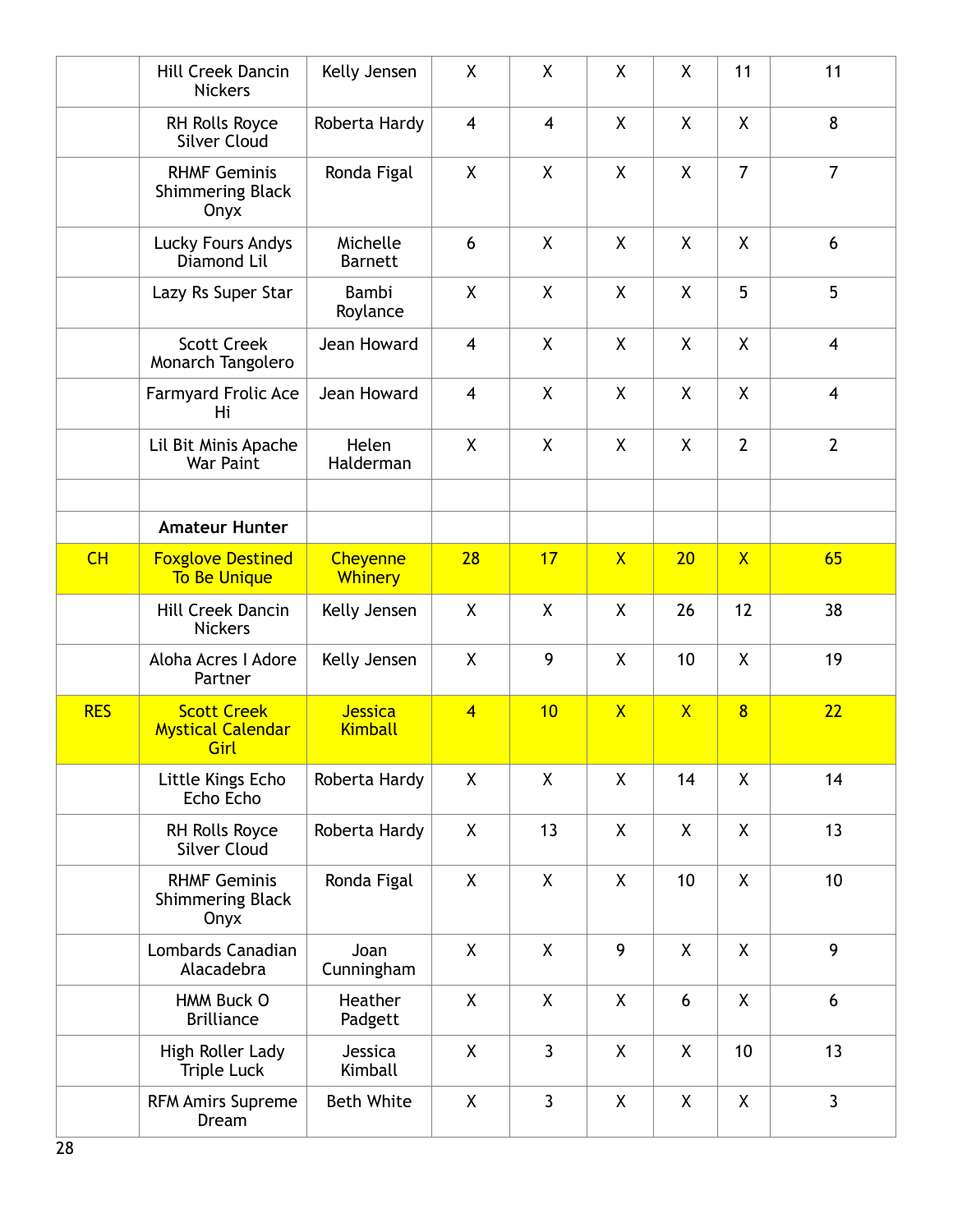| | | | | | | | | |
|---|---|---|---|---|---|---|---|---|
| | Hill Creek Dancin Nickers | Kelly Jensen | X | X | X | X | 11 | 11 |
| | RH Rolls Royce Silver Cloud | Roberta Hardy | 4 | 4 | X | X | X | 8 |
| | RHMF Geminis Shimmering Black Onyx | Ronda Figal | X | X | X | X | 7 | 7 |
| | Lucky Fours Andys Diamond Lil | Michelle Barnett | 6 | X | X | X | X | 6 |
| | Lazy Rs Super Star | Bambi Roylance | X | X | X | X | 5 | 5 |
| | Scott Creek Monarch Tangolero | Jean Howard | 4 | X | X | X | X | 4 |
| | Farmyard Frolic Ace Hi | Jean Howard | 4 | X | X | X | X | 4 |
| | Lil Bit Minis Apache War Paint | Helen Halderman | X | X | X | X | 2 | 2 |
| | | | | | | | | |
| | **Amateur Hunter** | | | | | | | |
| CH | Foxglove Destined To Be Unique | Cheyenne Whinery | 28 | 17 | X | 20 | X | 65 |
| | Hill Creek Dancin Nickers | Kelly Jensen | X | X | X | 26 | 12 | 38 |
| | Aloha Acres I Adore Partner | Kelly Jensen | X | 9 | X | 10 | X | 19 |
| RES | Scott Creek Mystical Calendar Girl | Jessica Kimball | 4 | 10 | X | X | 8 | 22 |
| | Little Kings Echo Echo Echo | Roberta Hardy | X | X | X | 14 | X | 14 |
| | RH Rolls Royce Silver Cloud | Roberta Hardy | X | 13 | X | X | X | 13 |
| | RHMF Geminis Shimmering Black Onyx | Ronda Figal | X | X | X | 10 | X | 10 |
| | Lombards Canadian Alacadebra | Joan Cunningham | X | X | 9 | X | X | 9 |
| | HMM Buck O Brilliance | Heather Padgett | X | X | X | 6 | X | 6 |
| | High Roller Lady Triple Luck | Jessica Kimball | X | 3 | X | X | 10 | 13 |
| | RFM Amirs Supreme Dream | Beth White | X | 3 | X | X | X | 3 |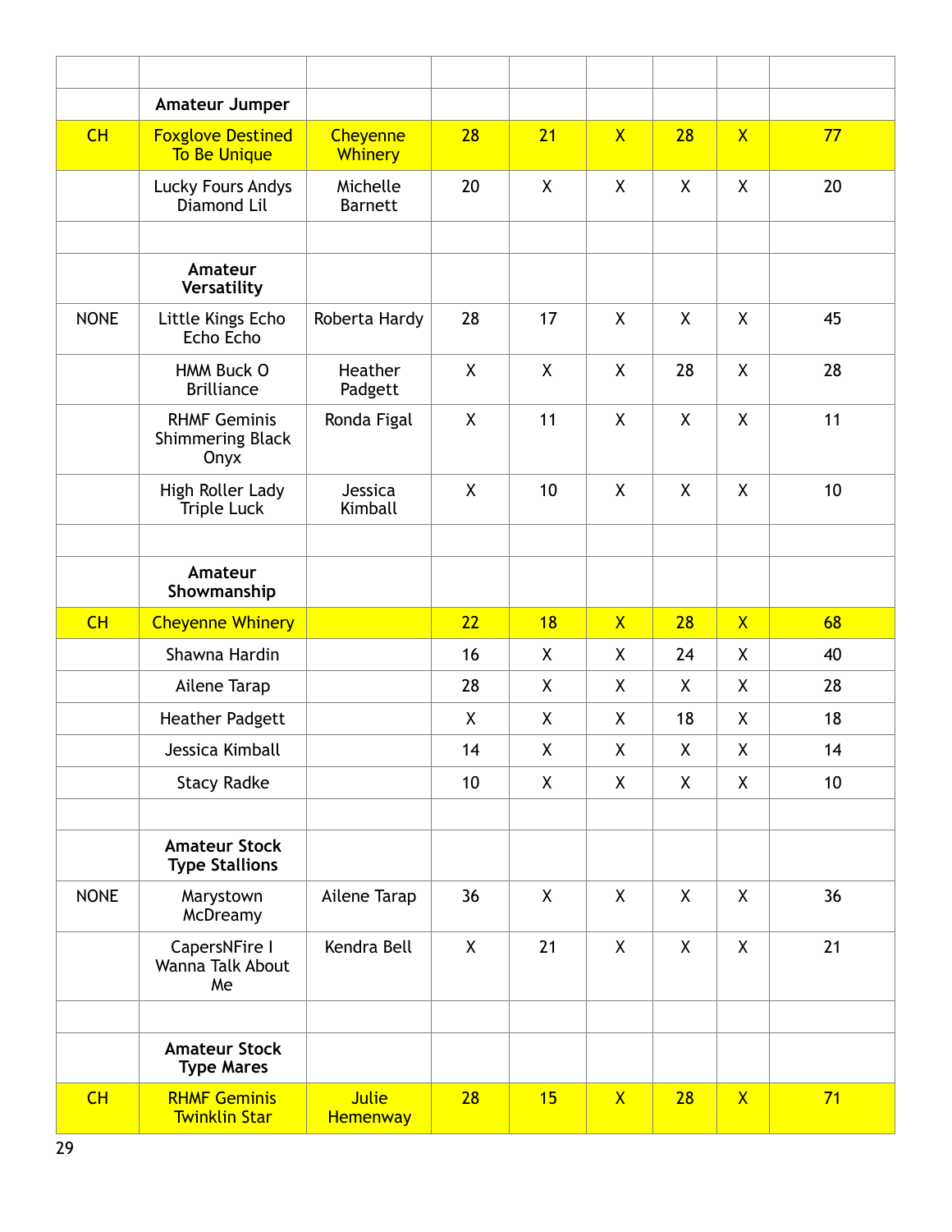| | | | | | | | | |
|---|---|---|---|---|---|---|---|---|
| | **Amateur Jumper** | | | | | | | |
| CH | Foxglove Destined To Be Unique | Cheyenne Whinery | 28 | 21 | X | 28 | X | 77 |
| | Lucky Fours Andys Diamond Lil | Michelle Barnett | 20 | X | X | X | X | 20 |
| | | | | | | | | |
| | **Amateur Versatility** | | | | | | | |
| NONE | Little Kings Echo Echo Echo | Roberta Hardy | 28 | 17 | X | X | X | 45 |
| | HMM Buck O Brilliance | Heather Padgett | X | X | X | 28 | X | 28 |
| | RHMF Geminis Shimmering Black Onyx | Ronda Figal | X | 11 | X | X | X | 11 |
| | High Roller Lady Triple Luck | Jessica Kimball | X | 10 | X | X | X | 10 |
| | | | | | | | | |
| | **Amateur Showmanship** | | | | | | | |
| CH | Cheyenne Whinery | | 22 | 18 | X | 28 | X | 68 |
| | Shawna Hardin | | 16 | X | X | 24 | X | 40 |
| | Ailene Tarap | | 28 | X | X | X | X | 28 |
| | Heather Padgett | | X | X | X | 18 | X | 18 |
| | Jessica Kimball | | 14 | X | X | X | X | 14 |
| | Stacy Radke | | 10 | X | X | X | X | 10 |
| | | | | | | | | |
| | **Amateur Stock Type Stallions** | | | | | | | |
| NONE | Marystown McDreamy | Ailene Tarap | 36 | X | X | X | X | 36 |
| | CapersNFire I Wanna Talk About Me | Kendra Bell | X | 21 | X | X | X | 21 |
| | | | | | | | | |
| | **Amateur Stock Type Mares** | | | | | | | |
| CH | RHMF Geminis Twinklin Star | Julie Hemenway | 28 | 15 | X | 28 | X | 71 |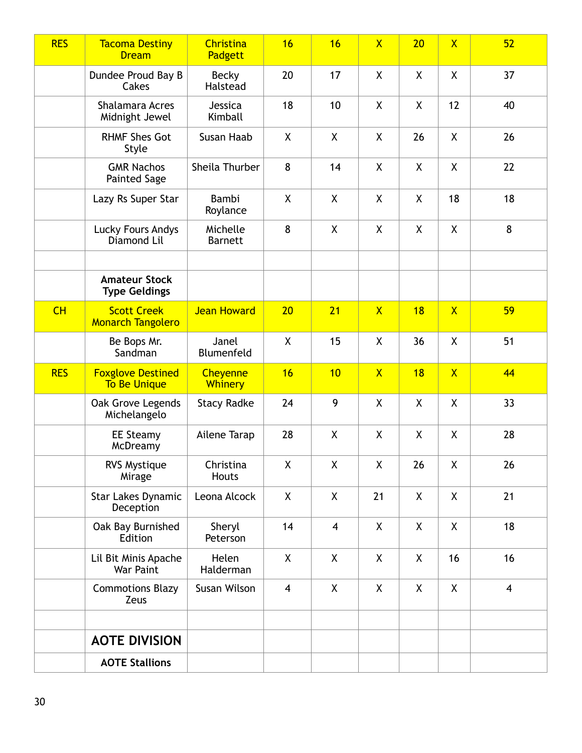| | | | | | | | | |
|---|---|---|---|---|---|---|---|---|
| RES | Tacoma Destiny Dream | Christina Padgett | 16 | 16 | X | 20 | X | 52 |
| | Dundee Proud Bay B Cakes | Becky Halstead | 20 | 17 | X | X | X | 37 |
| | Shalamara Acres Midnight Jewel | Jessica Kimball | 18 | 10 | X | X | 12 | 40 |
| | RHMF Shes Got Style | Susan Haab | X | X | X | 26 | X | 26 |
| | GMR Nachos Painted Sage | Sheila Thurber | 8 | 14 | X | X | X | 22 |
| | Lazy Rs Super Star | Bambi Roylance | X | X | X | X | 18 | 18 |
| | Lucky Fours Andys Diamond Lil | Michelle Barnett | 8 | X | X | X | X | 8 |
| | | | | | | | | |
| | **Amateur Stock Type Geldings** | | | | | | | |
| CH | Scott Creek Monarch Tangolero | Jean Howard | 20 | 21 | X | 18 | X | 59 |
| | Be Bops Mr. Sandman | Janel Blumenfeld | X | 15 | X | 36 | X | 51 |
| RES | Foxglove Destined To Be Unique | Cheyenne Whinery | 16 | 10 | X | 18 | X | 44 |
| | Oak Grove Legends Michelangelo | Stacy Radke | 24 | 9 | X | X | X | 33 |
| | EE Steamy McDreamy | Ailene Tarap | 28 | X | X | X | X | 28 |
| | RVS Mystique Mirage | Christina Houts | X | X | X | 26 | X | 26 |
| | Star Lakes Dynamic Deception | Leona Alcock | X | X | 21 | X | X | 21 |
| | Oak Bay Burnished Edition | Sheryl Peterson | 14 | 4 | X | X | X | 18 |
| | Lil Bit Minis Apache War Paint | Helen Halderman | X | X | X | X | 16 | 16 |
| | Commotions Blazy Zeus | Susan Wilson | 4 | X | X | X | X | 4 |
| | | | | | | | | |
| | **AOTE DIVISION** | | | | | | | |
| | **AOTE Stallions** | | | | | | | |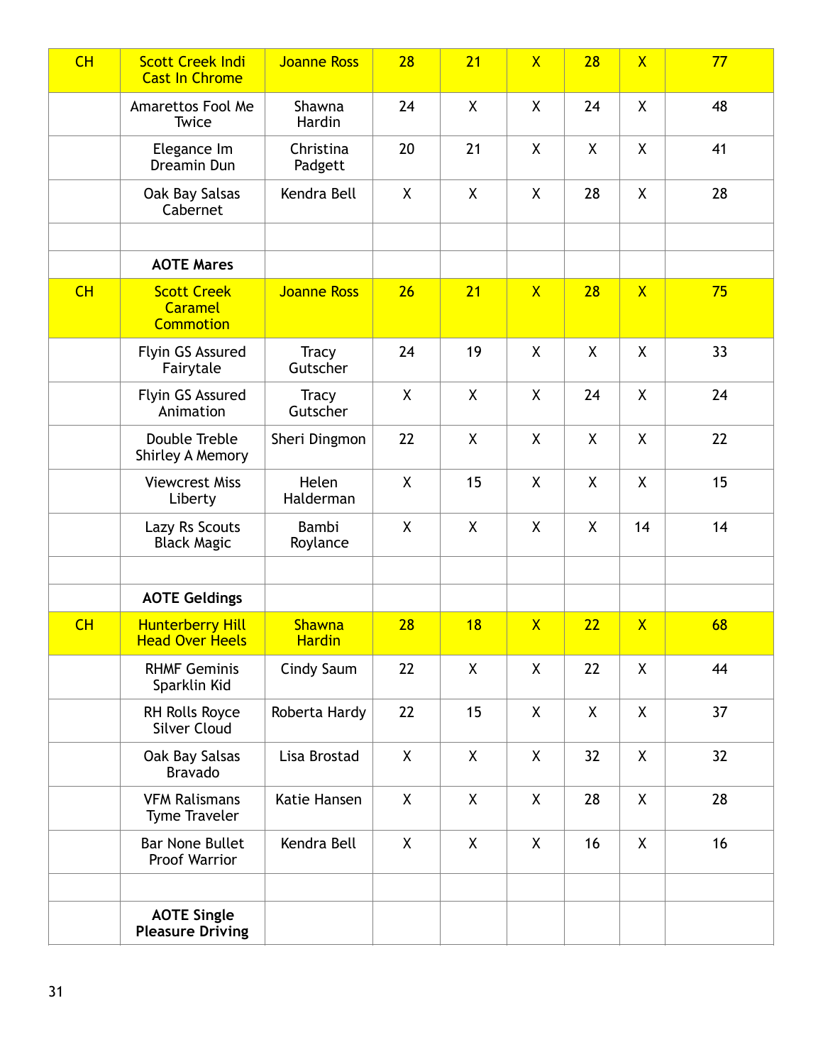| | | | | | | | | |
|---|---|---|---|---|---|---|---|---|
| CH | Scott Creek Indi Cast In Chrome | Joanne Ross | 28 | 21 | X | 28 | X | 77 |
| | Amarettos Fool Me Twice | Shawna Hardin | 24 | X | X | 24 | X | 48 |
| | Elegance Im Dreamin Dun | Christina Padgett | 20 | 21 | X | X | X | 41 |
| | Oak Bay Salsas Cabernet | Kendra Bell | X | X | X | 28 | X | 28 |
| | | | | | | | | |
| | **AOTE Mares** | | | | | | | |
| CH | Scott Creek Caramel Commotion | Joanne Ross | 26 | 21 | X | 28 | X | 75 |
| | Flyin GS Assured Fairytale | Tracy Gutscher | 24 | 19 | X | X | X | 33 |
| | Flyin GS Assured Animation | Tracy Gutscher | X | X | X | 24 | X | 24 |
| | Double Treble Shirley A Memory | Sheri Dingmon | 22 | X | X | X | X | 22 |
| | Viewcrest Miss Liberty | Helen Halderman | X | 15 | X | X | X | 15 |
| | Lazy Rs Scouts Black Magic | Bambi Roylance | X | X | X | X | 14 | 14 |
| | | | | | | | | |
| | **AOTE Geldings** | | | | | | | |
| CH | Hunterberry Hill Head Over Heels | Shawna Hardin | 28 | 18 | X | 22 | X | 68 |
| | RHMF Geminis Sparklin Kid | Cindy Saum | 22 | X | X | 22 | X | 44 |
| | RH Rolls Royce Silver Cloud | Roberta Hardy | 22 | 15 | X | X | X | 37 |
| | Oak Bay Salsas Bravado | Lisa Brostad | X | X | X | 32 | X | 32 |
| | VFM Ralismans Tyme Traveler | Katie Hansen | X | X | X | 28 | X | 28 |
| | Bar None Bullet Proof Warrior | Kendra Bell | X | X | X | 16 | X | 16 |
| | | | | | | | | |
| | **AOTE Single Pleasure Driving** | | | | | | | |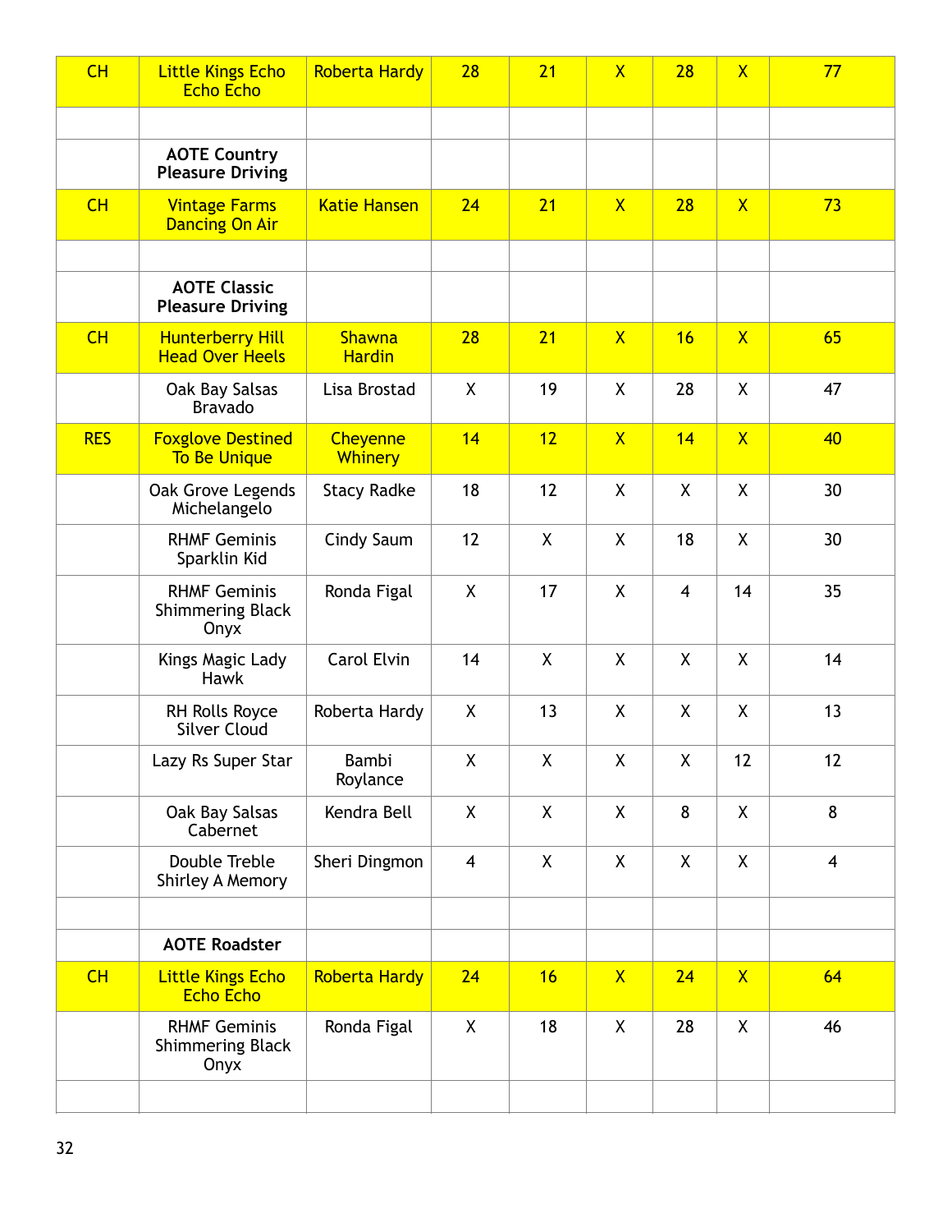| | | | | | | | | |
|---|---|---|---|---|---|---|---|---|
| CH | Little Kings Echo Echo Echo | Roberta Hardy | 28 | 21 | X | 28 | X | 77 |
| | | | | | | | | |
| | **AOTE Country Pleasure Driving** | | | | | | | |
| CH | Vintage Farms Dancing On Air | Katie Hansen | 24 | 21 | X | 28 | X | 73 |
| | | | | | | | | |
| | **AOTE Classic Pleasure Driving** | | | | | | | |
| CH | Hunterberry Hill Head Over Heels | Shawna Hardin | 28 | 21 | X | 16 | X | 65 |
| | Oak Bay Salsas Bravado | Lisa Brostad | X | 19 | X | 28 | X | 47 |
| RES | Foxglove Destined To Be Unique | Cheyenne Whinery | 14 | 12 | X | 14 | X | 40 |
| | Oak Grove Legends Michelangelo | Stacy Radke | 18 | 12 | X | X | X | 30 |
| | RHMF Geminis Sparklin Kid | Cindy Saum | 12 | X | X | 18 | X | 30 |
| | RHMF Geminis Shimmering Black Onyx | Ronda Figal | X | 17 | X | 4 | 14 | 35 |
| | Kings Magic Lady Hawk | Carol Elvin | 14 | X | X | X | X | 14 |
| | RH Rolls Royce Silver Cloud | Roberta Hardy | X | 13 | X | X | X | 13 |
| | Lazy Rs Super Star | Bambi Roylance | X | X | X | X | 12 | 12 |
| | Oak Bay Salsas Cabernet | Kendra Bell | X | X | X | 8 | X | 8 |
| | Double Treble Shirley A Memory | Sheri Dingmon | 4 | X | X | X | X | 4 |
| | | | | | | | | |
| | **AOTE Roadster** | | | | | | | |
| CH | Little Kings Echo Echo Echo | Roberta Hardy | 24 | 16 | X | 24 | X | 64 |
| | RHMF Geminis Shimmering Black Onyx | Ronda Figal | X | 18 | X | 28 | X | 46 |
| | | | | | | | | |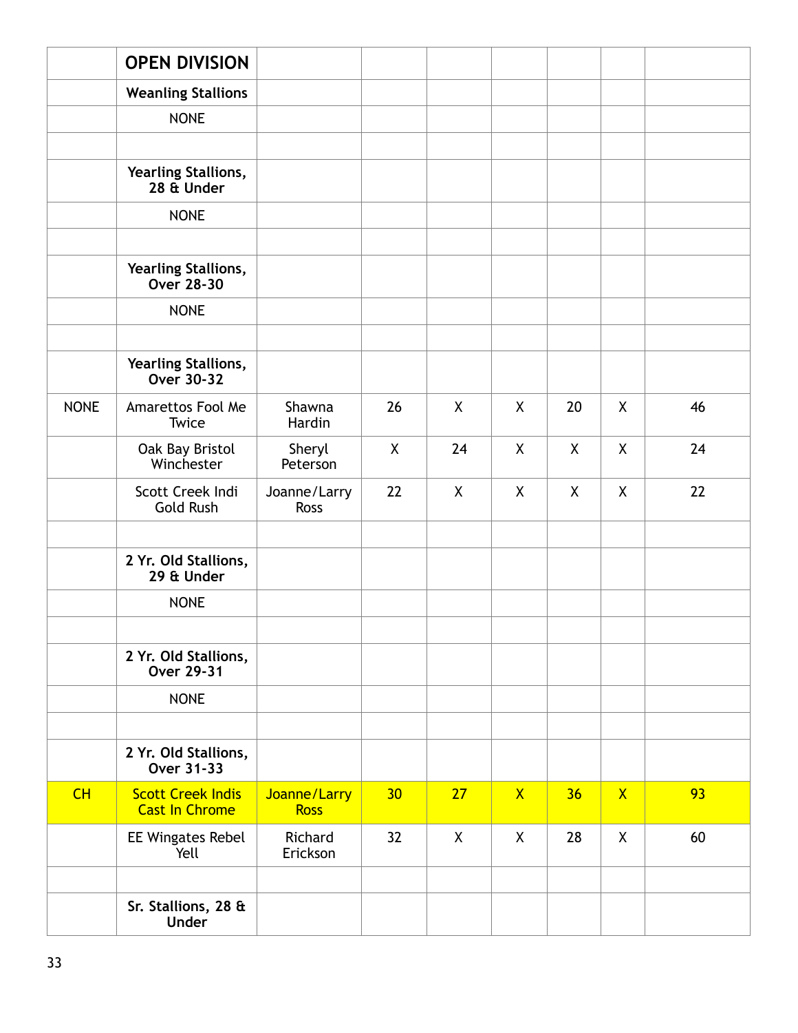| | OPEN DIVISION | | | | | | | |
|---|---|---|---|---|---|---|---|---|
| | **Weanling Stallions** | | | | | | | |
| | NONE | | | | | | | |
| | | | | | | | | |
| | **Yearling Stallions, 28 & Under** | | | | | | | |
| | NONE | | | | | | | |
| | | | | | | | | |
| | **Yearling Stallions, Over 28-30** | | | | | | | |
| | NONE | | | | | | | |
| | | | | | | | | |
| | **Yearling Stallions, Over 30-32** | | | | | | | |
| NONE | Amarettos Fool Me Twice | Shawna Hardin | 26 | X | X | 20 | X | 46 |
| | Oak Bay Bristol Winchester | Sheryl Peterson | X | 24 | X | X | X | 24 |
| | Scott Creek Indi Gold Rush | Joanne/Larry Ross | 22 | X | X | X | X | 22 |
| | | | | | | | | |
| | **2 Yr. Old Stallions, 29 & Under** | | | | | | | |
| | NONE | | | | | | | |
| | | | | | | | | |
| | **2 Yr. Old Stallions, Over 29-31** | | | | | | | |
| | NONE | | | | | | | |
| | | | | | | | | |
| | **2 Yr. Old Stallions, Over 31-33** | | | | | | | |
| CH | Scott Creek Indis Cast In Chrome | Joanne/Larry Ross | 30 | 27 | X | 36 | X | 93 |
| | EE Wingates Rebel Yell | Richard Erickson | 32 | X | X | 28 | X | 60 |
| | | | | | | | | |
| | **Sr. Stallions, 28 & Under** | | | | | | | |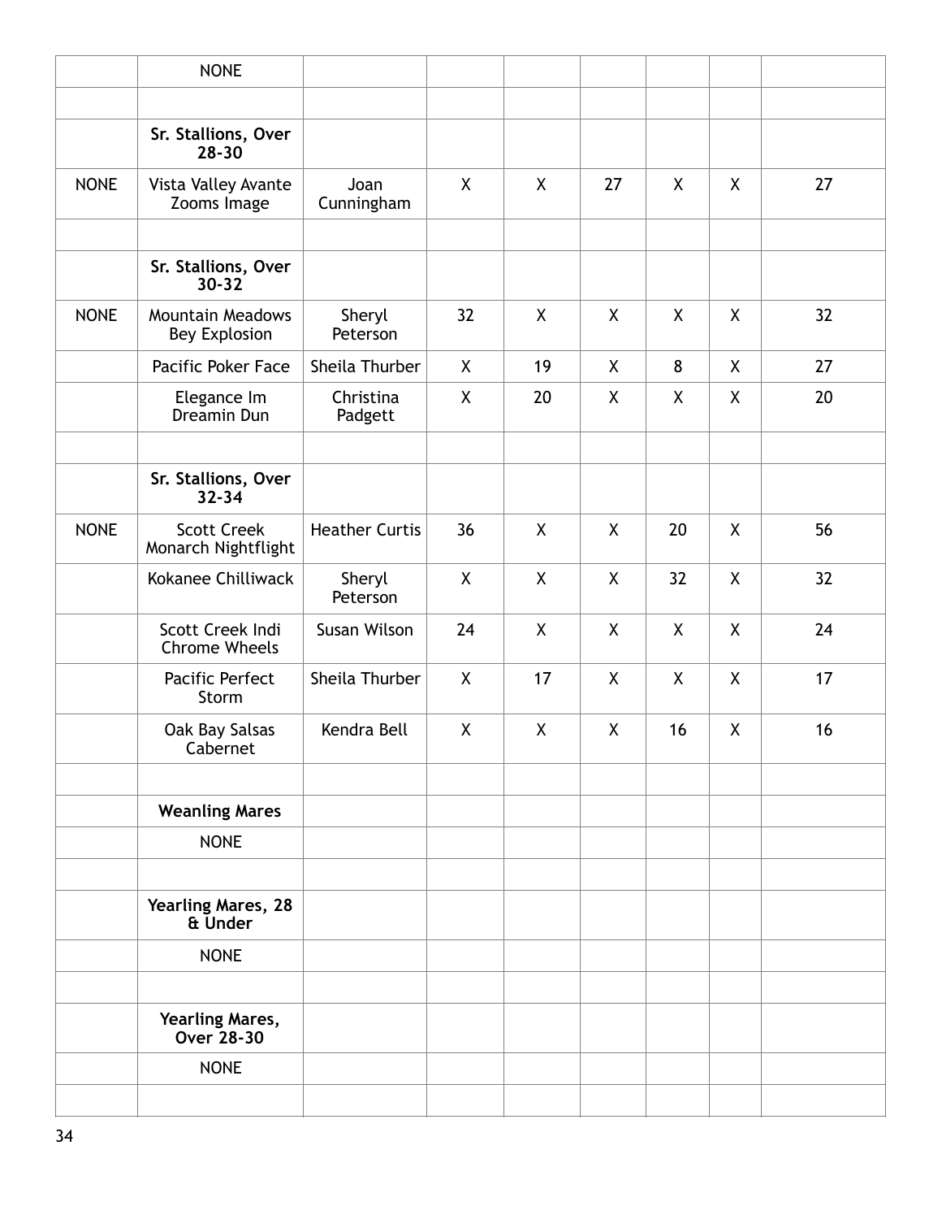| | | | | | | | | |
|---|---|---|---|---|---|---|---|---|
| | NONE | | | | | | | |
| | | | | | | | | |
| | **Sr. Stallions, Over 28-30** | | | | | | | |
| NONE | Vista Valley Avante Zooms Image | Joan Cunningham | X | X | 27 | X | X | 27 |
| | | | | | | | | |
| | **Sr. Stallions, Over 30-32** | | | | | | | |
| NONE | Mountain Meadows Bey Explosion | Sheryl Peterson | 32 | X | X | X | X | 32 |
| | Pacific Poker Face | Sheila Thurber | X | 19 | X | 8 | X | 27 |
| | Elegance Im Dreamin Dun | Christina Padgett | X | 20 | X | X | X | 20 |
| | | | | | | | | |
| | **Sr. Stallions, Over 32-34** | | | | | | | |
| NONE | Scott Creek Monarch Nightflight | Heather Curtis | 36 | X | X | 20 | X | 56 |
| | Kokanee Chilliwack | Sheryl Peterson | X | X | X | 32 | X | 32 |
| | Scott Creek Indi Chrome Wheels | Susan Wilson | 24 | X | X | X | X | 24 |
| | Pacific Perfect Storm | Sheila Thurber | X | 17 | X | X | X | 17 |
| | Oak Bay Salsas Cabernet | Kendra Bell | X | X | X | 16 | X | 16 |
| | | | | | | | | |
| | **Weanling Mares** | | | | | | | |
| | NONE | | | | | | | |
| | | | | | | | | |
| | **Yearling Mares, 28 & Under** | | | | | | | |
| | NONE | | | | | | | |
| | | | | | | | | |
| | **Yearling Mares, Over 28-30** | | | | | | | |
| | NONE | | | | | | | |
| | | | | | | | | |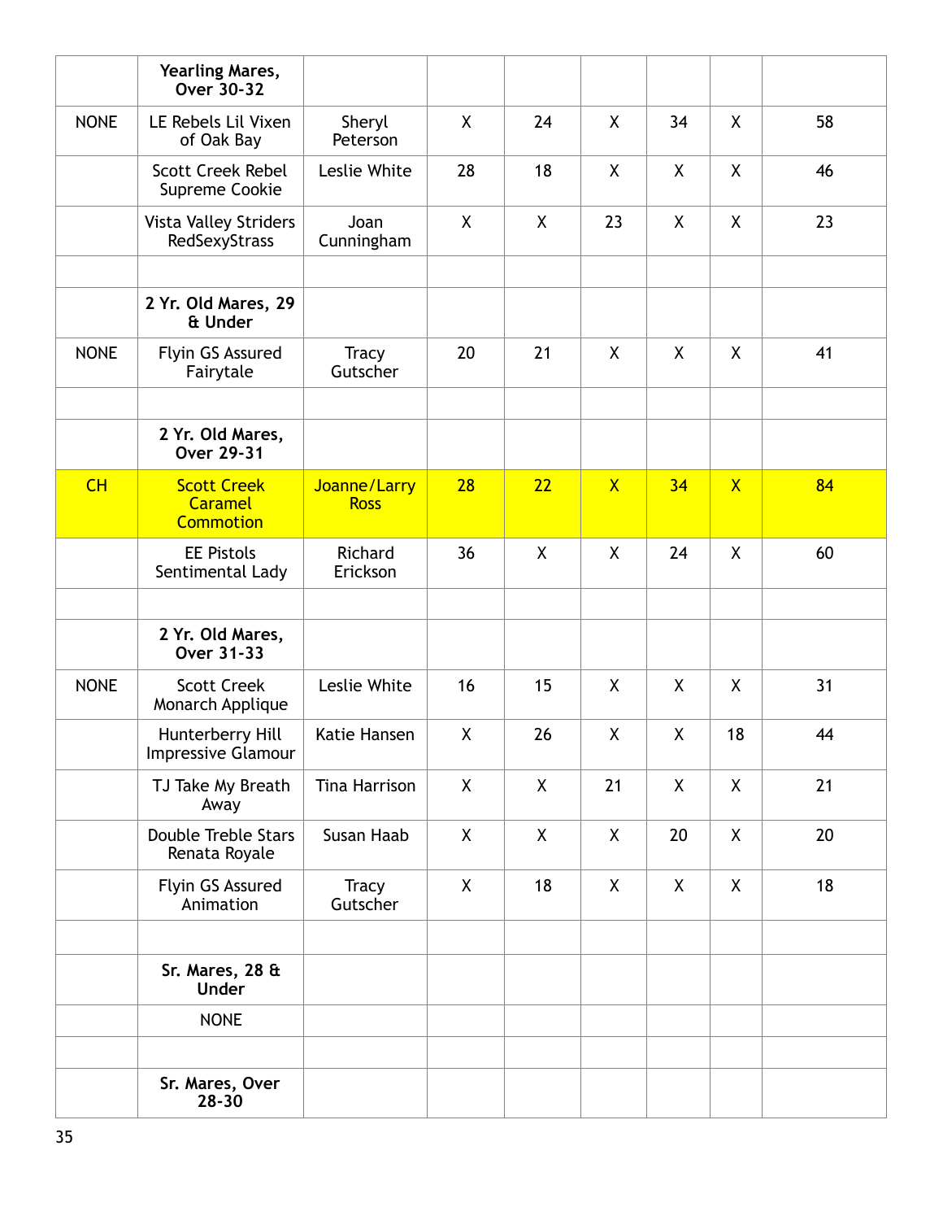| | | | | | | | | |
|---|---|---|---|---|---|---|---|---|
| | **Yearling Mares, Over 30-32** | | | | | | | |
| NONE | LE Rebels Lil Vixen of Oak Bay | Sheryl Peterson | X | 24 | X | 34 | X | 58 |
| | Scott Creek Rebel Supreme Cookie | Leslie White | 28 | 18 | X | X | X | 46 |
| | Vista Valley Striders RedSexyStrass | Joan Cunningham | X | X | 23 | X | X | 23 |
| | | | | | | | | |
| | **2 Yr. Old Mares, 29 & Under** | | | | | | | |
| NONE | Flyin GS Assured Fairytale | Tracy Gutscher | 20 | 21 | X | X | X | 41 |
| | | | | | | | | |
| | **2 Yr. Old Mares, Over 29-31** | | | | | | | |
| CH | Scott Creek Caramel Commotion | Joanne/Larry Ross | 28 | 22 | X | 34 | X | 84 |
| | EE Pistols Sentimental Lady | Richard Erickson | 36 | X | X | 24 | X | 60 |
| | | | | | | | | |
| | **2 Yr. Old Mares, Over 31-33** | | | | | | | |
| NONE | Scott Creek Monarch Applique | Leslie White | 16 | 15 | X | X | X | 31 |
| | Hunterberry Hill Impressive Glamour | Katie Hansen | X | 26 | X | X | 18 | 44 |
| | TJ Take My Breath Away | Tina Harrison | X | X | 21 | X | X | 21 |
| | Double Treble Stars Renata Royale | Susan Haab | X | X | X | 20 | X | 20 |
| | Flyin GS Assured Animation | Tracy Gutscher | X | 18 | X | X | X | 18 |
| | | | | | | | | |
| | **Sr. Mares, 28 & Under** | | | | | | | |
| | NONE | | | | | | | |
| | | | | | | | | |
| | **Sr. Mares, Over 28-30** | | | | | | | |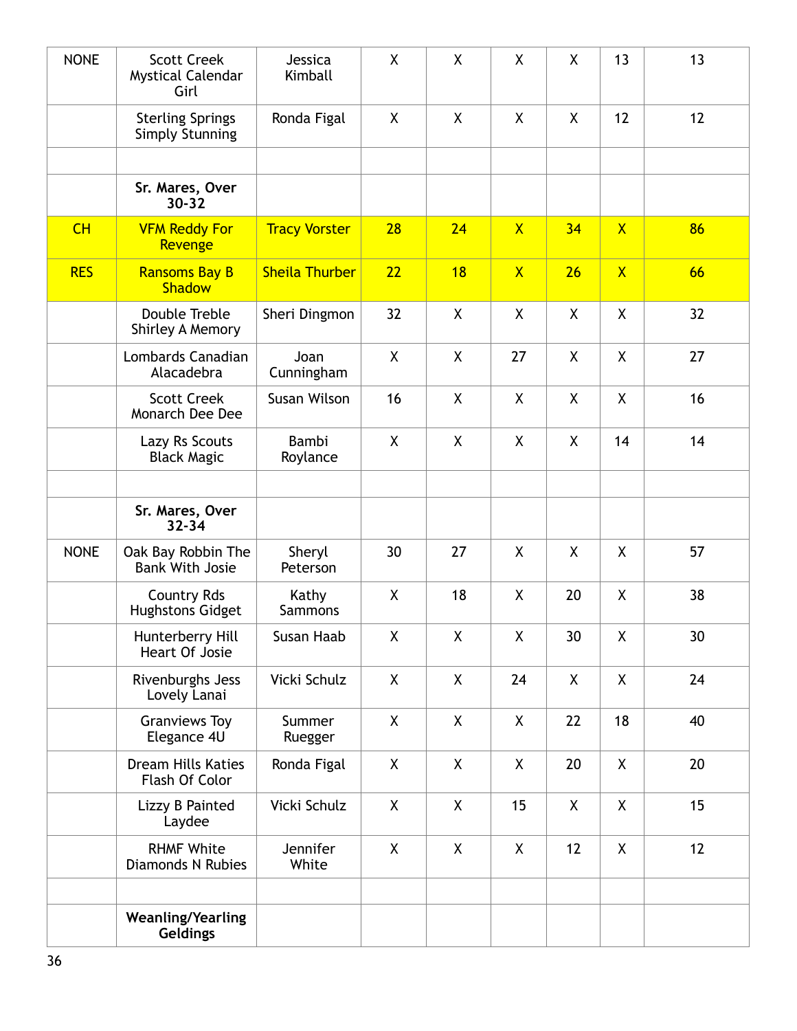| | | | | | | | | |
|---|---|---|---|---|---|---|---|---|
| NONE | Scott Creek Mystical Calendar Girl | Jessica Kimball | X | X | X | X | 13 | 13 |
| | Sterling Springs Simply Stunning | Ronda Figal | X | X | X | X | 12 | 12 |
| | | | | | | | | |
| | **Sr. Mares, Over 30-32** | | | | | | | |
| CH | VFM Reddy For Revenge | Tracy Vorster | 28 | 24 | X | 34 | X | 86 |
| RES | Ransoms Bay B Shadow | Sheila Thurber | 22 | 18 | X | 26 | X | 66 |
| | Double Treble Shirley A Memory | Sheri Dingmon | 32 | X | X | X | X | 32 |
| | Lombards Canadian Alacadebra | Joan Cunningham | X | X | 27 | X | X | 27 |
| | Scott Creek Monarch Dee Dee | Susan Wilson | 16 | X | X | X | X | 16 |
| | Lazy Rs Scouts Black Magic | Bambi Roylance | X | X | X | X | 14 | 14 |
| | | | | | | | | |
| | **Sr. Mares, Over 32-34** | | | | | | | |
| NONE | Oak Bay Robbin The Bank With Josie | Sheryl Peterson | 30 | 27 | X | X | X | 57 |
| | Country Rds Hughstons Gidget | Kathy Sammons | X | 18 | X | 20 | X | 38 |
| | Hunterberry Hill Heart Of Josie | Susan Haab | X | X | X | 30 | X | 30 |
| | Rivenburghs Jess Lovely Lanai | Vicki Schulz | X | X | 24 | X | X | 24 |
| | Granviews Toy Elegance 4U | Summer Ruegger | X | X | X | 22 | 18 | 40 |
| | Dream Hills Katies Flash Of Color | Ronda Figal | X | X | X | 20 | X | 20 |
| | Lizzy B Painted Laydee | Vicki Schulz | X | X | 15 | X | X | 15 |
| | RHMF White Diamonds N Rubies | Jennifer White | X | X | X | 12 | X | 12 |
| | | | | | | | | |
| | **Weanling/Yearling Geldings** | | | | | | | |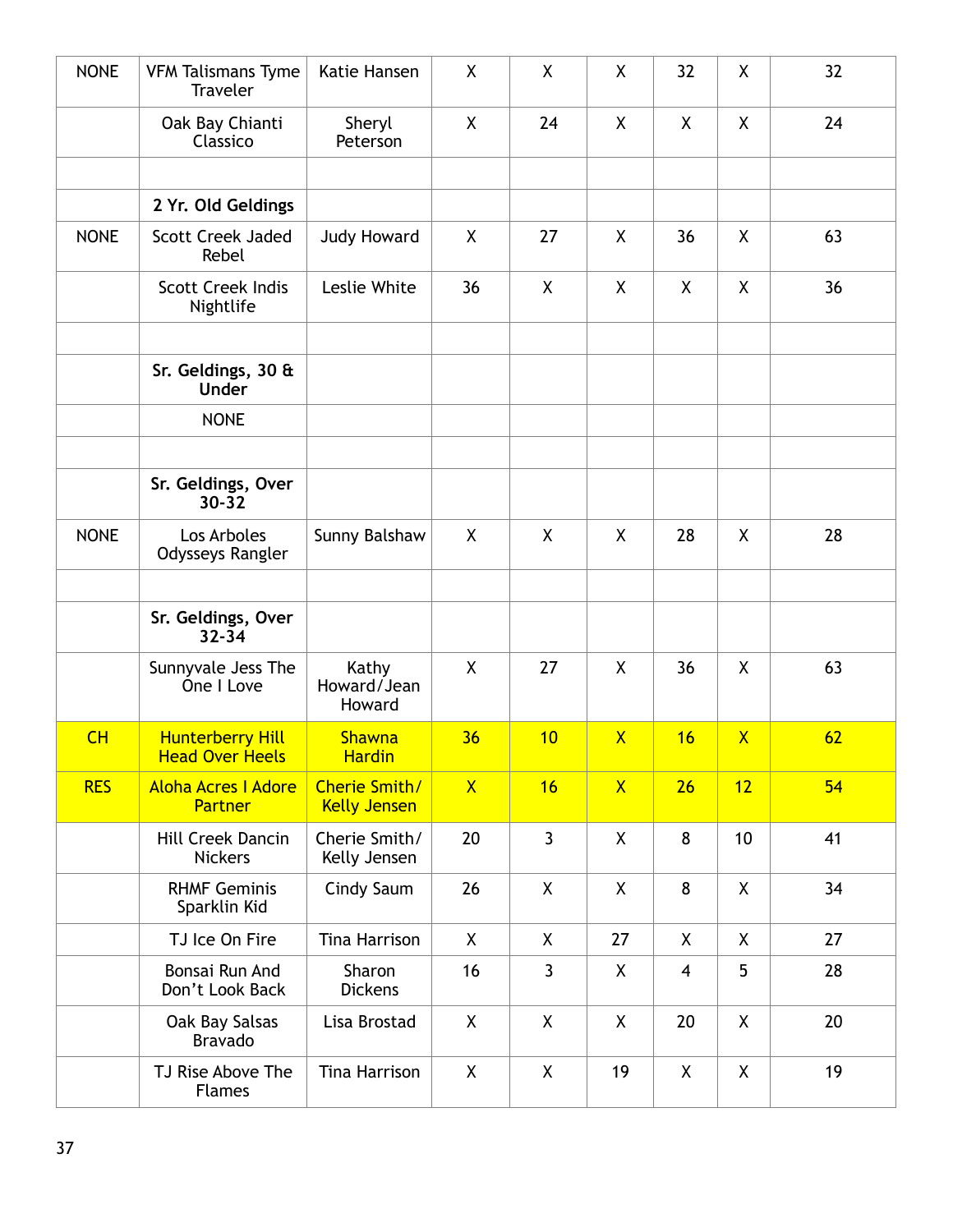| | | | | | | | | |
|---|---|---|---|---|---|---|---|---|
| NONE | VFM Talismans Tyme Traveler | Katie Hansen | X | X | X | 32 | X | 32 |
| | Oak Bay Chianti Classico | Sheryl Peterson | X | 24 | X | X | X | 24 |
| | | | | | | | | |
| | **2 Yr. Old Geldings** | | | | | | | |
| NONE | Scott Creek Jaded Rebel | Judy Howard | X | 27 | X | 36 | X | 63 |
| | Scott Creek Indis Nightlife | Leslie White | 36 | X | X | X | X | 36 |
| | | | | | | | | |
| | **Sr. Geldings, 30 & Under** | | | | | | | |
| | NONE | | | | | | | |
| | | | | | | | | |
| | **Sr. Geldings, Over 30-32** | | | | | | | |
| NONE | Los Arboles Odysseys Rangler | Sunny Balshaw | X | X | X | 28 | X | 28 |
| | | | | | | | | |
| | **Sr. Geldings, Over 32-34** | | | | | | | |
| | Sunnyvale Jess The One I Love | Kathy Howard/Jean Howard | X | 27 | X | 36 | X | 63 |
| CH | Hunterberry Hill Head Over Heels | Shawna Hardin | 36 | 10 | X | 16 | X | 62 |
| RES | Aloha Acres I Adore Partner | Cherie Smith/ Kelly Jensen | X | 16 | X | 26 | 12 | 54 |
| | Hill Creek Dancin Nickers | Cherie Smith/ Kelly Jensen | 20 | 3 | X | 8 | 10 | 41 |
| | RHMF Geminis Sparklin Kid | Cindy Saum | 26 | X | X | 8 | X | 34 |
| | TJ Ice On Fire | Tina Harrison | X | X | 27 | X | X | 27 |
| | Bonsai Run And Don't Look Back | Sharon Dickens | 16 | 3 | X | 4 | 5 | 28 |
| | Oak Bay Salsas Bravado | Lisa Brostad | X | X | X | 20 | X | 20 |
| | TJ Rise Above The Flames | Tina Harrison | X | X | 19 | X | X | 19 |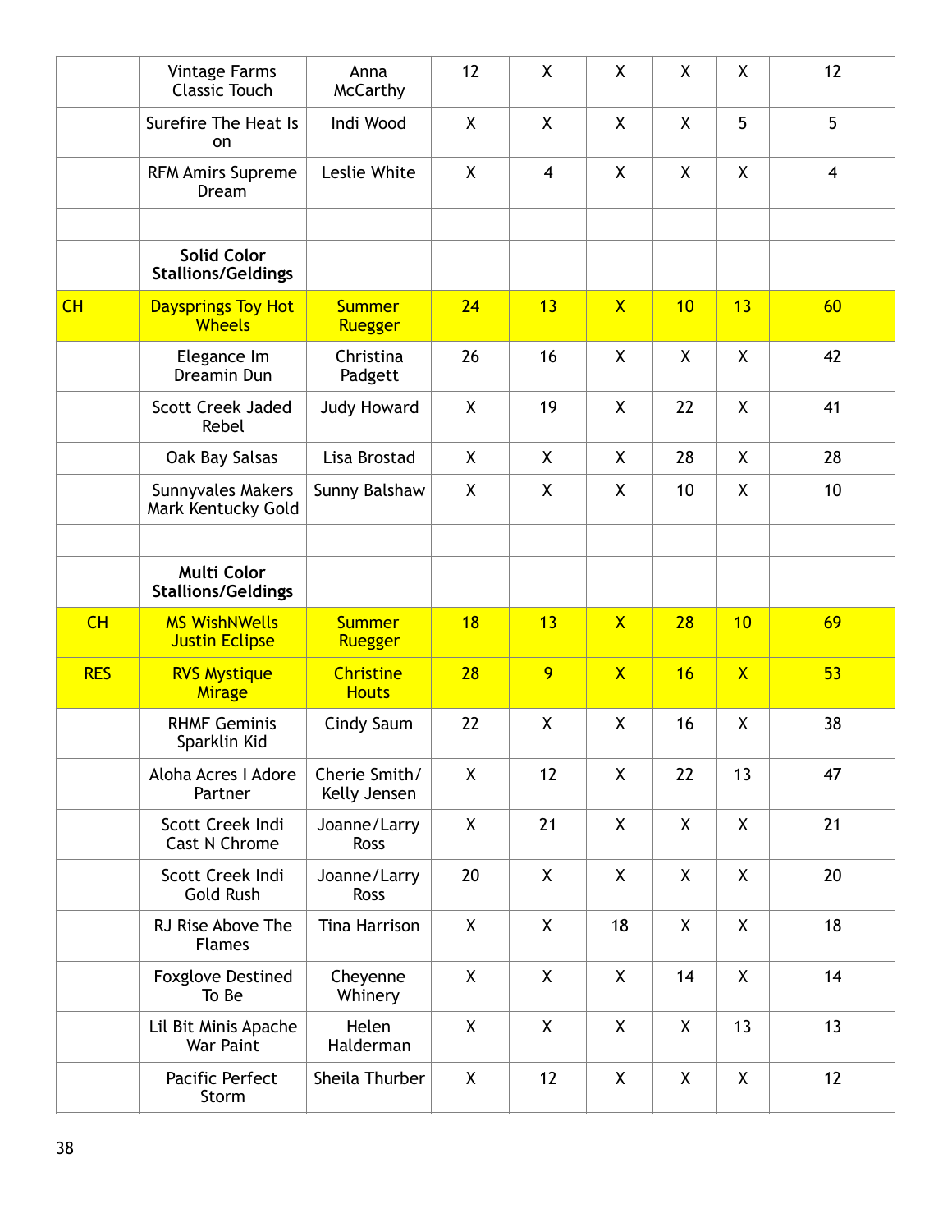| | | | | | | | | |
|---|---|---|---|---|---|---|---|---|
| | Vintage Farms Classic Touch | Anna McCarthy | 12 | X | X | X | X | 12 |
| | Surefire The Heat Is on | Indi Wood | X | X | X | X | 5 | 5 |
| | RFM Amirs Supreme Dream | Leslie White | X | 4 | X | X | X | 4 |
| | | | | | | | | |
| | **Solid Color Stallions/Geldings** | | | | | | | |
| CH | Daysprings Toy Hot Wheels | Summer Ruegger | 24 | 13 | X | 10 | 13 | 60 |
| | Elegance Im Dreamin Dun | Christina Padgett | 26 | 16 | X | X | X | 42 |
| | Scott Creek Jaded Rebel | Judy Howard | X | 19 | X | 22 | X | 41 |
| | Oak Bay Salsas | Lisa Brostad | X | X | X | 28 | X | 28 |
| | Sunnyvales Makers Mark Kentucky Gold | Sunny Balshaw | X | X | X | 10 | X | 10 |
| | | | | | | | | |
| | **Multi Color Stallions/Geldings** | | | | | | | |
| CH | MS WishNWells Justin Eclipse | Summer Ruegger | 18 | 13 | X | 28 | 10 | 69 |
| RES | RVS Mystique Mirage | Christine Houts | 28 | 9 | X | 16 | X | 53 |
| | RHMF Geminis Sparklin Kid | Cindy Saum | 22 | X | X | 16 | X | 38 |
| | Aloha Acres I Adore Partner | Cherie Smith/ Kelly Jensen | X | 12 | X | 22 | 13 | 47 |
| | Scott Creek Indi Cast N Chrome | Joanne/Larry Ross | X | 21 | X | X | X | 21 |
| | Scott Creek Indi Gold Rush | Joanne/Larry Ross | 20 | X | X | X | X | 20 |
| | RJ Rise Above The Flames | Tina Harrison | X | X | 18 | X | X | 18 |
| | Foxglove Destined To Be | Cheyenne Whinery | X | X | X | 14 | X | 14 |
| | Lil Bit Minis Apache War Paint | Helen Halderman | X | X | X | X | 13 | 13 |
| | Pacific Perfect Storm | Sheila Thurber | X | 12 | X | X | X | 12 |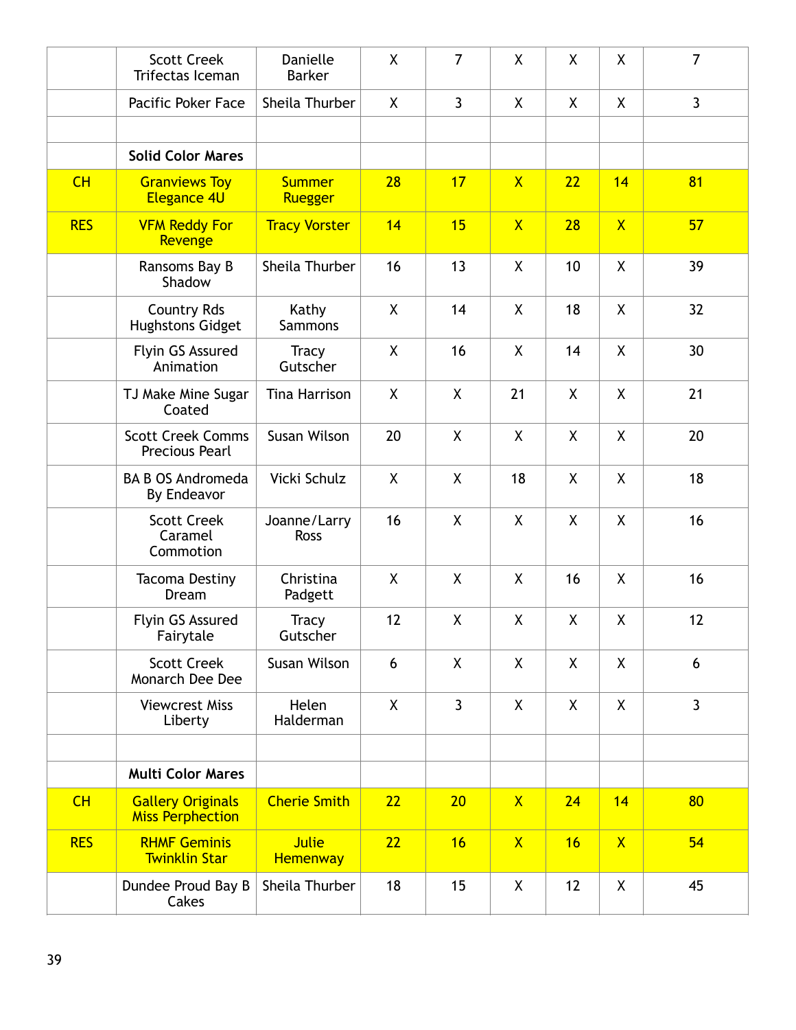|  |  |  |  |  |  |  |  |  |
|---|---|---|---|---|---|---|---|---|
|  | Scott Creek Trifectas Iceman | Danielle Barker | X | 7 | X | X | X | 7 |
|  | Pacific Poker Face | Sheila Thurber | X | 3 | X | X | X | 3 |
|  |  |  |  |  |  |  |  |  |
|  | **Solid Color Mares** |  |  |  |  |  |  |  |
| CH | Granviews Toy Elegance 4U | Summer Ruegger | 28 | 17 | X | 22 | 14 | 81 |
| RES | VFM Reddy For Revenge | Tracy Vorster | 14 | 15 | X | 28 | X | 57 |
|  | Ransoms Bay B Shadow | Sheila Thurber | 16 | 13 | X | 10 | X | 39 |
|  | Country Rds Hughstons Gidget | Kathy Sammons | X | 14 | X | 18 | X | 32 |
|  | Flyin GS Assured Animation | Tracy Gutscher | X | 16 | X | 14 | X | 30 |
|  | TJ Make Mine Sugar Coated | Tina Harrison | X | X | 21 | X | X | 21 |
|  | Scott Creek Comms Precious Pearl | Susan Wilson | 20 | X | X | X | X | 20 |
|  | BA B OS Andromeda By Endeavor | Vicki Schulz | X | X | 18 | X | X | 18 |
|  | Scott Creek Caramel Commotion | Joanne/Larry Ross | 16 | X | X | X | X | 16 |
|  | Tacoma Destiny Dream | Christina Padgett | X | X | X | 16 | X | 16 |
|  | Flyin GS Assured Fairytale | Tracy Gutscher | 12 | X | X | X | X | 12 |
|  | Scott Creek Monarch Dee Dee | Susan Wilson | 6 | X | X | X | X | 6 |
|  | Viewcrest Miss Liberty | Helen Halderman | X | 3 | X | X | X | 3 |
|  |  |  |  |  |  |  |  |  |
|  | **Multi Color Mares** |  |  |  |  |  |  |  |
| CH | Gallery Originals Miss Perphection | Cherie Smith | 22 | 20 | X | 24 | 14 | 80 |
| RES | RHMF Geminis Twinklin Star | Julie Hemenway | 22 | 16 | X | 16 | X | 54 |
|  | Dundee Proud Bay B Cakes | Sheila Thurber | 18 | 15 | X | 12 | X | 45 |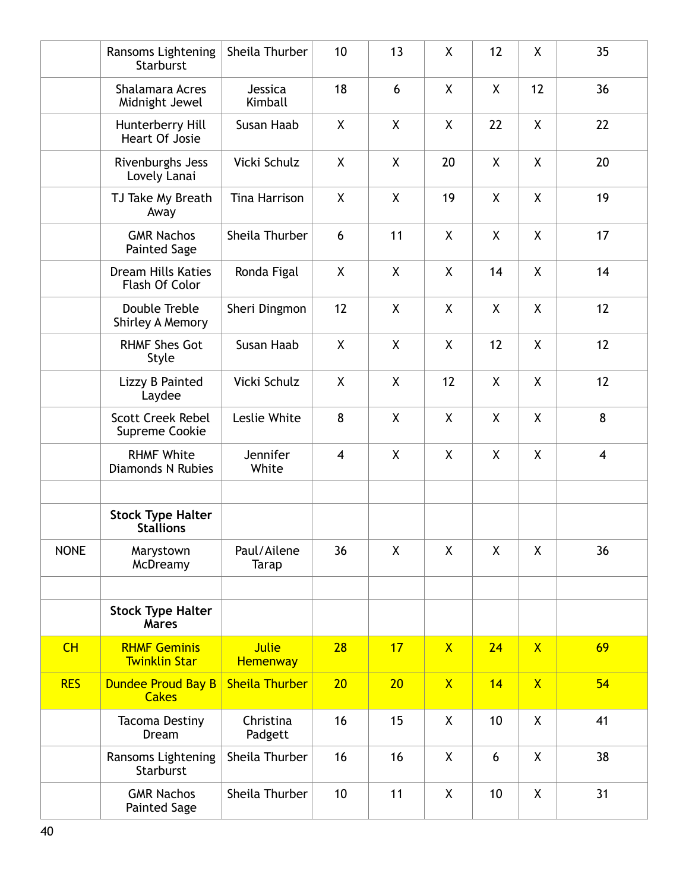| | | | | | | | | |
|---|---|---|---|---|---|---|---|---|
| | Ransoms Lightening Starburst | Sheila Thurber | 10 | 13 | X | 12 | X | 35 |
| | Shalamara Acres Midnight Jewel | Jessica Kimball | 18 | 6 | X | X | 12 | 36 |
| | Hunterberry Hill Heart Of Josie | Susan Haab | X | X | X | 22 | X | 22 |
| | Rivenburghs Jess Lovely Lanai | Vicki Schulz | X | X | 20 | X | X | 20 |
| | TJ Take My Breath Away | Tina Harrison | X | X | 19 | X | X | 19 |
| | GMR Nachos Painted Sage | Sheila Thurber | 6 | 11 | X | X | X | 17 |
| | Dream Hills Katies Flash Of Color | Ronda Figal | X | X | X | 14 | X | 14 |
| | Double Treble Shirley A Memory | Sheri Dingmon | 12 | X | X | X | X | 12 |
| | RHMF Shes Got Style | Susan Haab | X | X | X | 12 | X | 12 |
| | Lizzy B Painted Laydee | Vicki Schulz | X | X | 12 | X | X | 12 |
| | Scott Creek Rebel Supreme Cookie | Leslie White | 8 | X | X | X | X | 8 |
| | RHMF White Diamonds N Rubies | Jennifer White | 4 | X | X | X | X | 4 |
| | | | | | | | | |
| | **Stock Type Halter Stallions** | | | | | | | |
| NONE | Marystown McDreamy | Paul/Ailene Tarap | 36 | X | X | X | X | 36 |
| | | | | | | | | |
| | **Stock Type Halter Mares** | | | | | | | |
| CH | RHMF Geminis Twinklin Star | Julie Hemenway | 28 | 17 | X | 24 | X | 69 |
| RES | Dundee Proud Bay B Cakes | Sheila Thurber | 20 | 20 | X | 14 | X | 54 |
| | Tacoma Destiny Dream | Christina Padgett | 16 | 15 | X | 10 | X | 41 |
| | Ransoms Lightening Starburst | Sheila Thurber | 16 | 16 | X | 6 | X | 38 |
| | GMR Nachos Painted Sage | Sheila Thurber | 10 | 11 | X | 10 | X | 31 |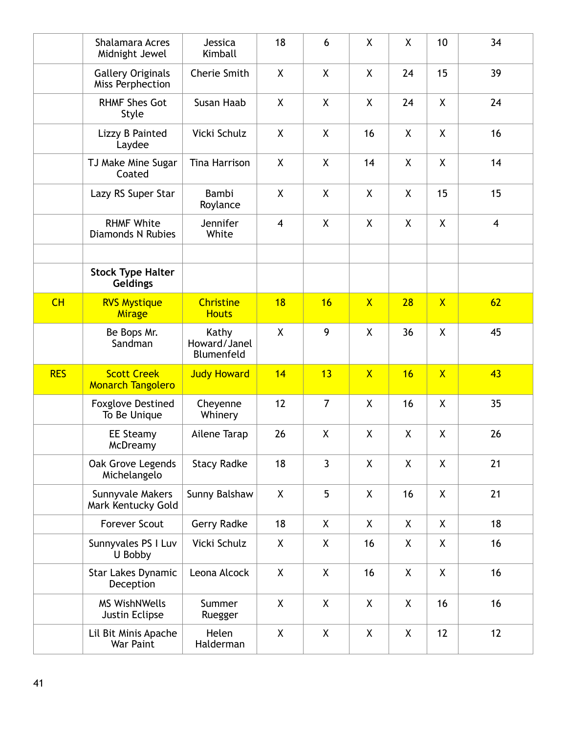| | | | | | | | | |
|---|---|---|---|---|---|---|---|---|
| | Shalamara Acres Midnight Jewel | Jessica Kimball | 18 | 6 | X | X | 10 | 34 |
| | Gallery Originals Miss Perphection | Cherie Smith | X | X | X | 24 | 15 | 39 |
| | RHMF Shes Got Style | Susan Haab | X | X | X | 24 | X | 24 |
| | Lizzy B Painted Laydee | Vicki Schulz | X | X | 16 | X | X | 16 |
| | TJ Make Mine Sugar Coated | Tina Harrison | X | X | 14 | X | X | 14 |
| | Lazy RS Super Star | Bambi Roylance | X | X | X | X | 15 | 15 |
| | RHMF White Diamonds N Rubies | Jennifer White | 4 | X | X | X | X | 4 |
| | | | | | | | | |
| | **Stock Type Halter Geldings** | | | | | | | |
| CH | RVS Mystique Mirage | Christine Houts | 18 | 16 | X | 28 | X | 62 |
| | Be Bops Mr. Sandman | Kathy Howard/Janel Blumenfeld | X | 9 | X | 36 | X | 45 |
| RES | Scott Creek Monarch Tangolero | Judy Howard | 14 | 13 | X | 16 | X | 43 |
| | Foxglove Destined To Be Unique | Cheyenne Whinery | 12 | 7 | X | 16 | X | 35 |
| | EE Steamy McDreamy | Ailene Tarap | 26 | X | X | X | X | 26 |
| | Oak Grove Legends Michelangelo | Stacy Radke | 18 | 3 | X | X | X | 21 |
| | Sunnyvale Makers Mark Kentucky Gold | Sunny Balshaw | X | 5 | X | 16 | X | 21 |
| | Forever Scout | Gerry Radke | 18 | X | X | X | X | 18 |
| | Sunnyvales PS I Luv U Bobby | Vicki Schulz | X | X | 16 | X | X | 16 |
| | Star Lakes Dynamic Deception | Leona Alcock | X | X | 16 | X | X | 16 |
| | MS WishNWells Justin Eclipse | Summer Ruegger | X | X | X | X | 16 | 16 |
| | Lil Bit Minis Apache War Paint | Helen Halderman | X | X | X | X | 12 | 12 |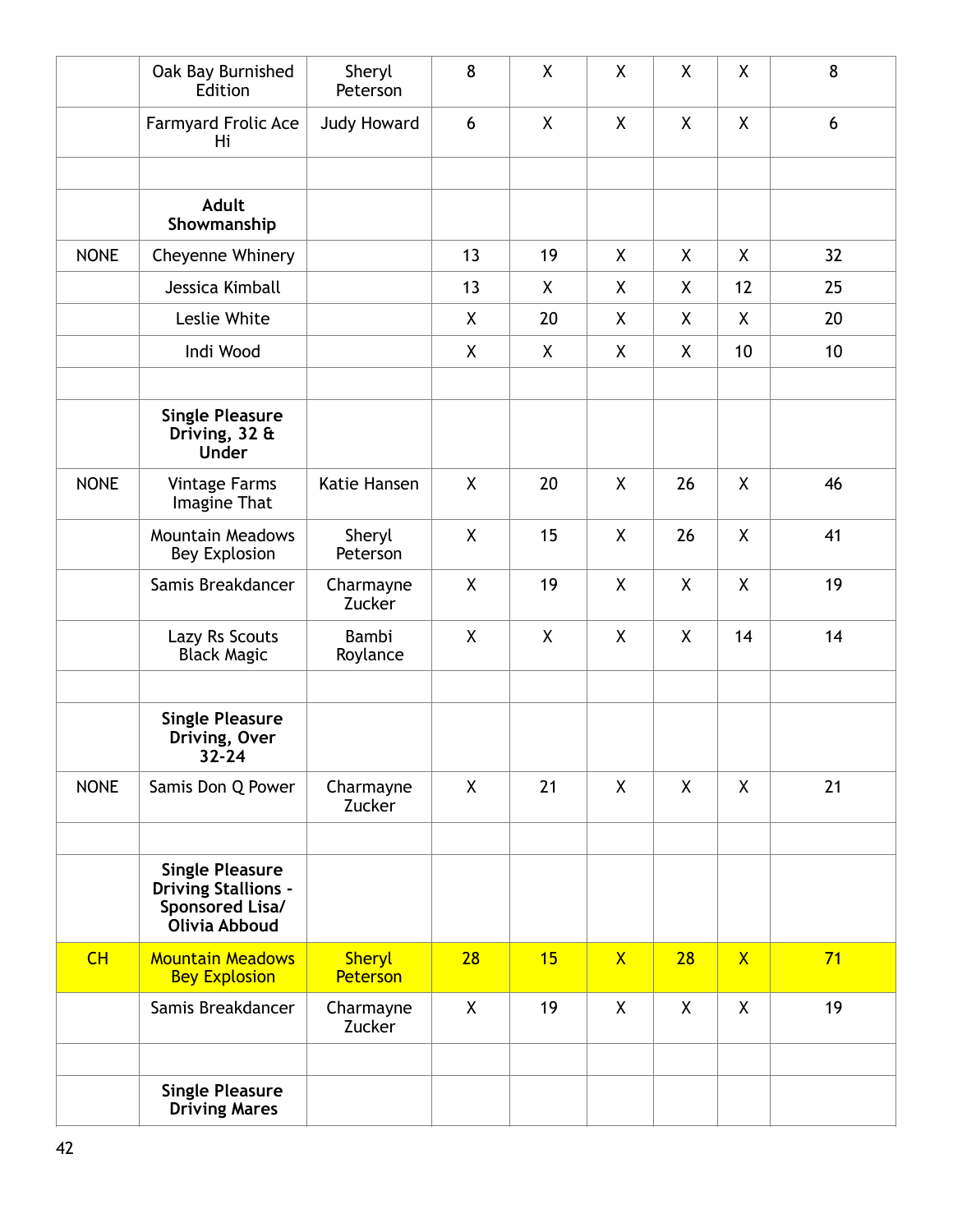| | | | | | | | | |
|---|---|---|---|---|---|---|---|---|
| | Oak Bay Burnished Edition | Sheryl Peterson | 8 | X | X | X | X | 8 |
| | Farmyard Frolic Ace Hi | Judy Howard | 6 | X | X | X | X | 6 |
| | | | | | | | | |
| | **Adult Showmanship** | | | | | | | |
| NONE | Cheyenne Whinery | | 13 | 19 | X | X | X | 32 |
| | Jessica Kimball | | 13 | X | X | X | 12 | 25 |
| | Leslie White | | X | 20 | X | X | X | 20 |
| | Indi Wood | | X | X | X | X | 10 | 10 |
| | | | | | | | | |
| | **Single Pleasure Driving, 32 & Under** | | | | | | | |
| NONE | Vintage Farms Imagine That | Katie Hansen | X | 20 | X | 26 | X | 46 |
| | Mountain Meadows Bey Explosion | Sheryl Peterson | X | 15 | X | 26 | X | 41 |
| | Samis Breakdancer | Charmayne Zucker | X | 19 | X | X | X | 19 |
| | Lazy Rs Scouts Black Magic | Bambi Roylance | X | X | X | X | 14 | 14 |
| | | | | | | | | |
| | **Single Pleasure Driving, Over 32-24** | | | | | | | |
| NONE | Samis Don Q Power | Charmayne Zucker | X | 21 | X | X | X | 21 |
| | | | | | | | | |
| | **Single Pleasure Driving Stallions - Sponsored Lisa/ Olivia Abboud** | | | | | | | |
| CH | Mountain Meadows Bey Explosion | Sheryl Peterson | 28 | 15 | X | 28 | X | 71 |
| | Samis Breakdancer | Charmayne Zucker | X | 19 | X | X | X | 19 |
| | | | | | | | | |
| | **Single Pleasure Driving Mares** | | | | | | | |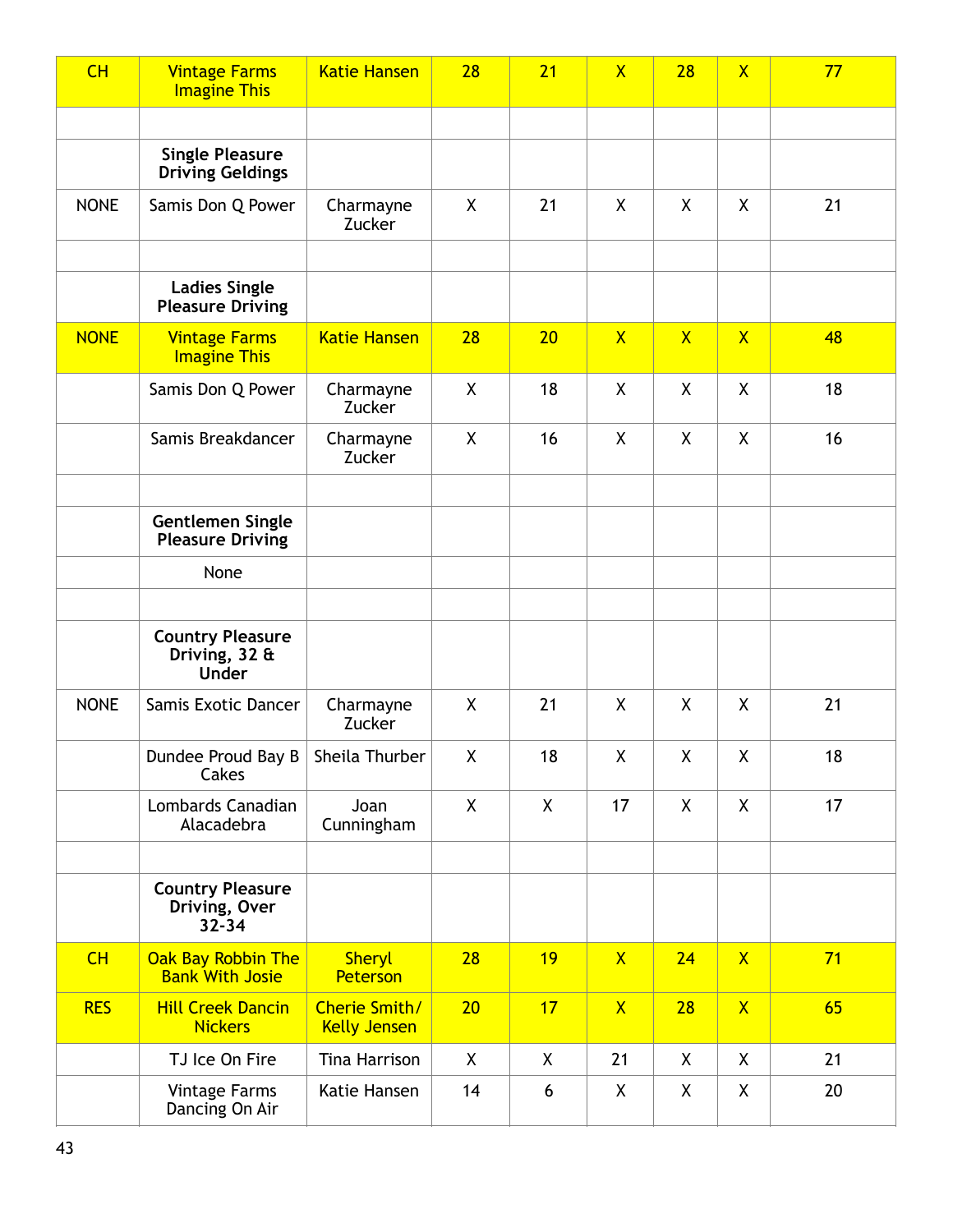| | | | | | | | | |
|---|---|---|---|---|---|---|---|---|
| CH | Vintage Farms Imagine This | Katie Hansen | 28 | 21 | X | 28 | X | 77 |
| | | | | | | | | |
| | **Single Pleasure Driving Geldings** | | | | | | | |
| NONE | Samis Don Q Power | Charmayne Zucker | X | 21 | X | X | X | 21 |
| | | | | | | | | |
| | **Ladies Single Pleasure Driving** | | | | | | | |
| NONE | Vintage Farms Imagine This | Katie Hansen | 28 | 20 | X | X | X | 48 |
| | Samis Don Q Power | Charmayne Zucker | X | 18 | X | X | X | 18 |
| | Samis Breakdancer | Charmayne Zucker | X | 16 | X | X | X | 16 |
| | | | | | | | | |
| | **Gentlemen Single Pleasure Driving** | | | | | | | |
| | None | | | | | | | |
| | | | | | | | | |
| | **Country Pleasure Driving, 32 & Under** | | | | | | | |
| NONE | Samis Exotic Dancer | Charmayne Zucker | X | 21 | X | X | X | 21 |
| | Dundee Proud Bay B Cakes | Sheila Thurber | X | 18 | X | X | X | 18 |
| | Lombards Canadian Alacadebra | Joan Cunningham | X | X | 17 | X | X | 17 |
| | | | | | | | | |
| | **Country Pleasure Driving, Over 32-34** | | | | | | | |
| CH | Oak Bay Robbin The Bank With Josie | Sheryl Peterson | 28 | 19 | X | 24 | X | 71 |
| RES | Hill Creek Dancin Nickers | Cherie Smith/ Kelly Jensen | 20 | 17 | X | 28 | X | 65 |
| | TJ Ice On Fire | Tina Harrison | X | X | 21 | X | X | 21 |
| | Vintage Farms Dancing On Air | Katie Hansen | 14 | 6 | X | X | X | 20 |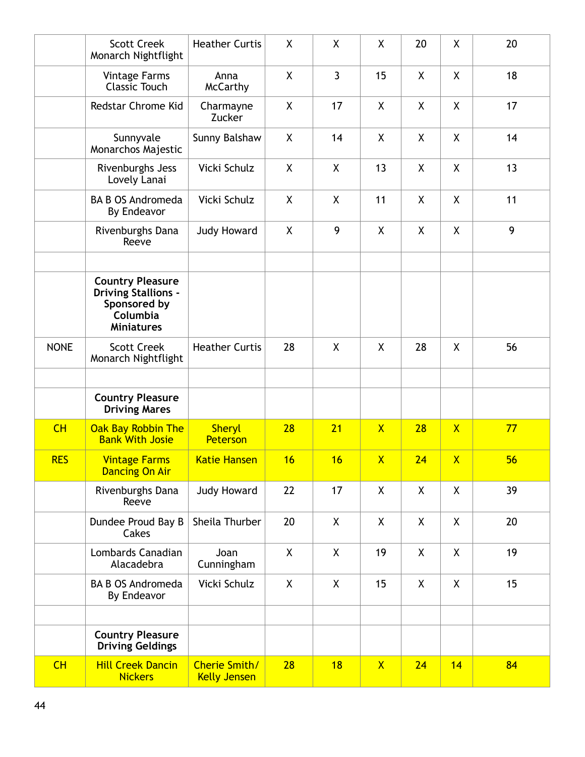| | | | | | | | | |
|---|---|---|---|---|---|---|---|---|
| | Scott Creek Monarch Nightflight | Heather Curtis | X | X | X | 20 | X | 20 |
| | Vintage Farms Classic Touch | Anna McCarthy | X | 3 | 15 | X | X | 18 |
| | Redstar Chrome Kid | Charmayne Zucker | X | 17 | X | X | X | 17 |
| | Sunnyvale Monarchos Majestic | Sunny Balshaw | X | 14 | X | X | X | 14 |
| | Rivenburghs Jess Lovely Lanai | Vicki Schulz | X | X | 13 | X | X | 13 |
| | BA B OS Andromeda By Endeavor | Vicki Schulz | X | X | 11 | X | X | 11 |
| | Rivenburghs Dana Reeve | Judy Howard | X | 9 | X | X | X | 9 |
| | | | | | | | | |
| | **Country Pleasure Driving Stallions - Sponsored by Columbia Miniatures** | | | | | | | |
| NONE | Scott Creek Monarch Nightflight | Heather Curtis | 28 | X | X | 28 | X | 56 |
| | | | | | | | | |
| | **Country Pleasure Driving Mares** | | | | | | | |
| CH | Oak Bay Robbin The Bank With Josie | Sheryl Peterson | 28 | 21 | X | 28 | X | 77 |
| RES | Vintage Farms Dancing On Air | Katie Hansen | 16 | 16 | X | 24 | X | 56 |
| | Rivenburghs Dana Reeve | Judy Howard | 22 | 17 | X | X | X | 39 |
| | Dundee Proud Bay B Cakes | Sheila Thurber | 20 | X | X | X | X | 20 |
| | Lombards Canadian Alacadebra | Joan Cunningham | X | X | 19 | X | X | 19 |
| | BA B OS Andromeda By Endeavor | Vicki Schulz | X | X | 15 | X | X | 15 |
| | | | | | | | | |
| | **Country Pleasure Driving Geldings** | | | | | | | |
| CH | Hill Creek Dancin Nickers | Cherie Smith/ Kelly Jensen | 28 | 18 | X | 24 | 14 | 84 |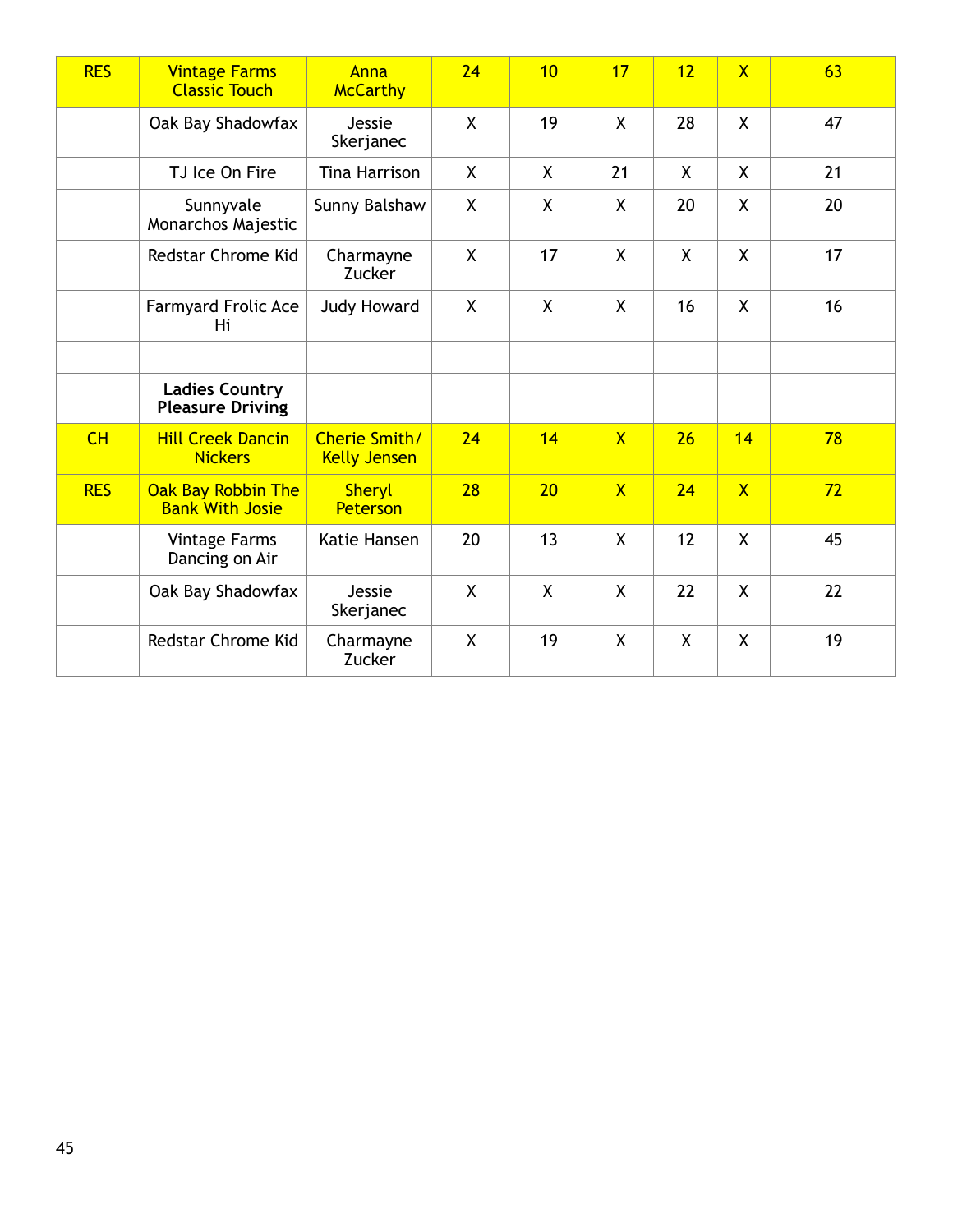| | | | | | | | | |
|---|---|---|---|---|---|---|---|---|
| RES | Vintage Farms Classic Touch | Anna McCarthy | 24 | 10 | 17 | 12 | X | 63 |
| | Oak Bay Shadowfax | Jessie Skerjanec | X | 19 | X | 28 | X | 47 |
| | TJ Ice On Fire | Tina Harrison | X | X | 21 | X | X | 21 |
| | Sunnyvale Monarchos Majestic | Sunny Balshaw | X | X | X | 20 | X | 20 |
| | Redstar Chrome Kid | Charmayne Zucker | X | 17 | X | X | X | 17 |
| | Farmyard Frolic Ace Hi | Judy Howard | X | X | X | 16 | X | 16 |
| | | | | | | | | |
| | **Ladies Country Pleasure Driving** | | | | | | | |
| CH | Hill Creek Dancin Nickers | Cherie Smith/ Kelly Jensen | 24 | 14 | X | 26 | 14 | 78 |
| RES | Oak Bay Robbin The Bank With Josie | Sheryl Peterson | 28 | 20 | X | 24 | X | 72 |
| | Vintage Farms Dancing on Air | Katie Hansen | 20 | 13 | X | 12 | X | 45 |
| | Oak Bay Shadowfax | Jessie Skerjanec | X | X | X | 22 | X | 22 |
| | Redstar Chrome Kid | Charmayne Zucker | X | 19 | X | X | X | 19 |